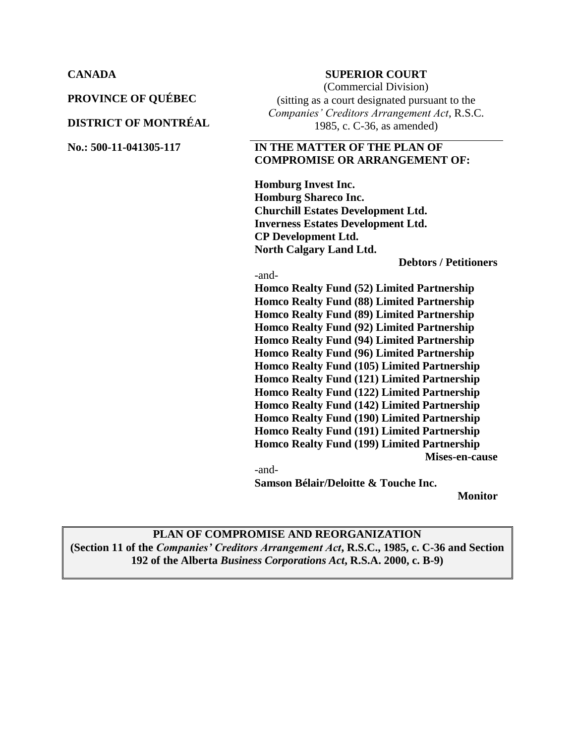**CANADA**

**PROVINCE OF QUÉBEC**

**DISTRICT OF MONTRÉAL**

**No.: 500-11-041305-117**

**SUPERIOR COURT**
(Commercial Division)
(sitting as a court designated pursuant to the *Companies' Creditors Arrangement Act*, R.S.C. 1985, c. C-36, as amended)

**IN THE MATTER OF THE PLAN OF COMPROMISE OR ARRANGEMENT OF:**

**Homburg Invest Inc.**
**Homburg Shareco Inc.**
**Churchill Estates Development Ltd.**
**Inverness Estates Development Ltd.**
**CP Development Ltd.**
**North Calgary Land Ltd.**

**Debtors / Petitioners**

-and-

**Homco Realty Fund (52) Limited Partnership**
**Homco Realty Fund (88) Limited Partnership**
**Homco Realty Fund (89) Limited Partnership**
**Homco Realty Fund (92) Limited Partnership**
**Homco Realty Fund (94) Limited Partnership**
**Homco Realty Fund (96) Limited Partnership**
**Homco Realty Fund (105) Limited Partnership**
**Homco Realty Fund (121) Limited Partnership**
**Homco Realty Fund (122) Limited Partnership**
**Homco Realty Fund (142) Limited Partnership**
**Homco Realty Fund (190) Limited Partnership**
**Homco Realty Fund (191) Limited Partnership**
**Homco Realty Fund (199) Limited Partnership**

**Mises-en-cause**

-and-

**Samson Bélair/Deloitte & Touche Inc.**

**Monitor**

# PLAN OF COMPROMISE AND REORGANIZATION

**(Section 11 of the *Companies' Creditors Arrangement Act*, R.S.C., 1985, c. C-36 and Section 192 of the Alberta *Business Corporations Act*, R.S.A. 2000, c. B-9)**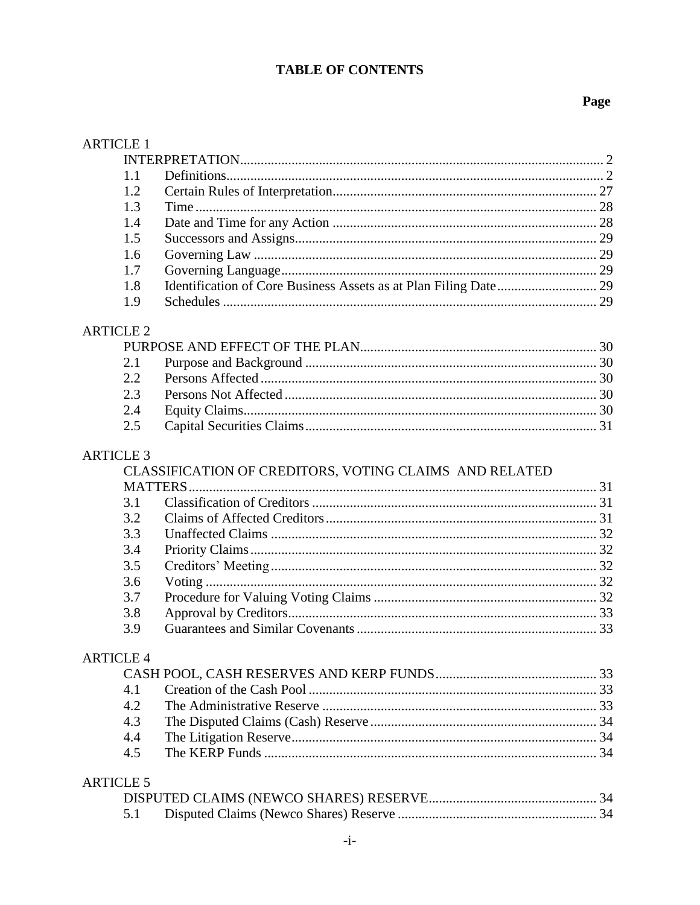# TABLE OF CONTENTS

| | | Page |
|---|---|---|
| **ARTICLE 1** | | |
| | INTERPRETATION | 2 |
| 1.1 | Definitions | 2 |
| 1.2 | Certain Rules of Interpretation | 27 |
| 1.3 | Time | 28 |
| 1.4 | Date and Time for any Action | 28 |
| 1.5 | Successors and Assigns | 29 |
| 1.6 | Governing Law | 29 |
| 1.7 | Governing Language | 29 |
| 1.8 | Identification of Core Business Assets as at Plan Filing Date | 29 |
| 1.9 | Schedules | 29 |
| **ARTICLE 2** | | |
| | PURPOSE AND EFFECT OF THE PLAN | 30 |
| 2.1 | Purpose and Background | 30 |
| 2.2 | Persons Affected | 30 |
| 2.3 | Persons Not Affected | 30 |
| 2.4 | Equity Claims | 30 |
| 2.5 | Capital Securities Claims | 31 |
| **ARTICLE 3** | | |
| | CLASSIFICATION OF CREDITORS, VOTING CLAIMS AND RELATED MATTERS | 31 |
| 3.1 | Classification of Creditors | 31 |
| 3.2 | Claims of Affected Creditors | 31 |
| 3.3 | Unaffected Claims | 32 |
| 3.4 | Priority Claims | 32 |
| 3.5 | Creditors' Meeting | 32 |
| 3.6 | Voting | 32 |
| 3.7 | Procedure for Valuing Voting Claims | 32 |
| 3.8 | Approval by Creditors | 33 |
| 3.9 | Guarantees and Similar Covenants | 33 |
| **ARTICLE 4** | | |
| | CASH POOL, CASH RESERVES AND KERP FUNDS | 33 |
| 4.1 | Creation of the Cash Pool | 33 |
| 4.2 | The Administrative Reserve | 33 |
| 4.3 | The Disputed Claims (Cash) Reserve | 34 |
| 4.4 | The Litigation Reserve | 34 |
| 4.5 | The KERP Funds | 34 |
| **ARTICLE 5** | | |
| | DISPUTED CLAIMS (NEWCO SHARES) RESERVE | 34 |
| 5.1 | Disputed Claims (Newco Shares) Reserve | 34 |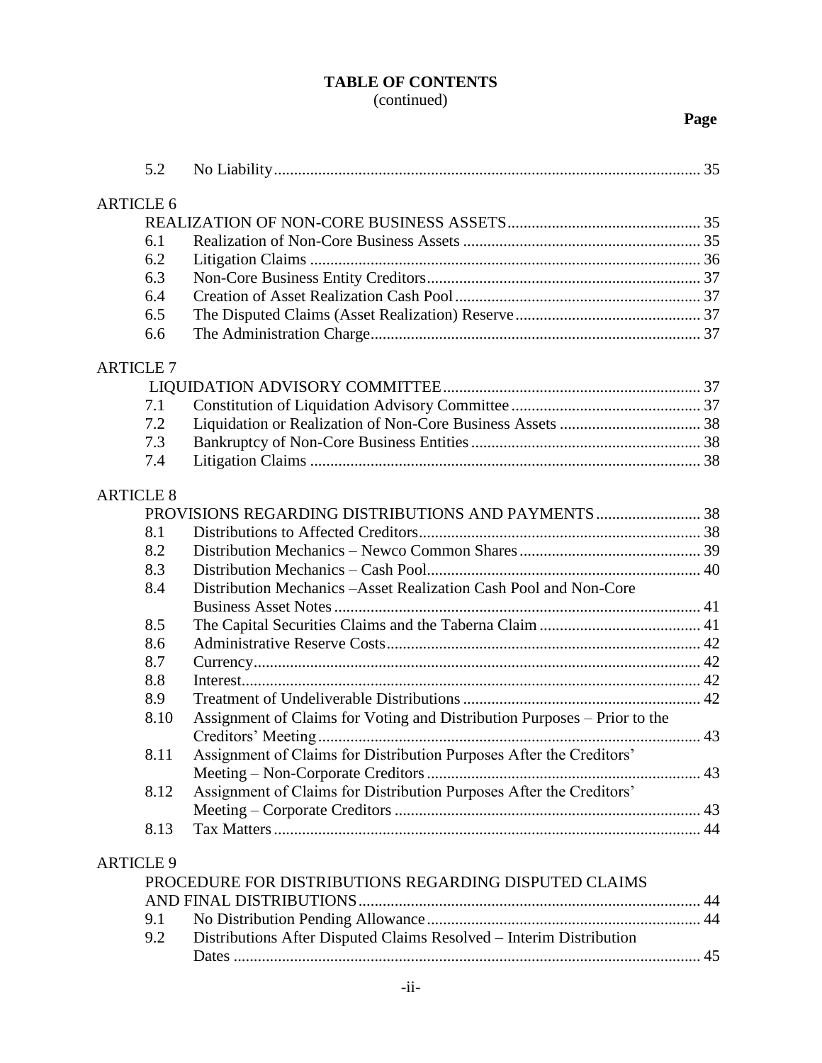**TABLE OF CONTENTS**
(continued)

| | | Page |
|---|---|---|
| 5.2 | No Liability | 35 |
| **ARTICLE 6** | | |
| | REALIZATION OF NON-CORE BUSINESS ASSETS | 35 |
| 6.1 | Realization of Non-Core Business Assets | 35 |
| 6.2 | Litigation Claims | 36 |
| 6.3 | Non-Core Business Entity Creditors | 37 |
| 6.4 | Creation of Asset Realization Cash Pool | 37 |
| 6.5 | The Disputed Claims (Asset Realization) Reserve | 37 |
| 6.6 | The Administration Charge | 37 |
| **ARTICLE 7** | | |
| | LIQUIDATION ADVISORY COMMITTEE | 37 |
| 7.1 | Constitution of Liquidation Advisory Committee | 37 |
| 7.2 | Liquidation or Realization of Non-Core Business Assets | 38 |
| 7.3 | Bankruptcy of Non-Core Business Entities | 38 |
| 7.4 | Litigation Claims | 38 |
| **ARTICLE 8** | | |
| | PROVISIONS REGARDING DISTRIBUTIONS AND PAYMENTS | 38 |
| 8.1 | Distributions to Affected Creditors | 38 |
| 8.2 | Distribution Mechanics – Newco Common Shares | 39 |
| 8.3 | Distribution Mechanics – Cash Pool | 40 |
| 8.4 | Distribution Mechanics –Asset Realization Cash Pool and Non-Core Business Asset Notes | 41 |
| 8.5 | The Capital Securities Claims and the Taberna Claim | 41 |
| 8.6 | Administrative Reserve Costs | 42 |
| 8.7 | Currency | 42 |
| 8.8 | Interest | 42 |
| 8.9 | Treatment of Undeliverable Distributions | 42 |
| 8.10 | Assignment of Claims for Voting and Distribution Purposes – Prior to the Creditors' Meeting | 43 |
| 8.11 | Assignment of Claims for Distribution Purposes After the Creditors' Meeting – Non-Corporate Creditors | 43 |
| 8.12 | Assignment of Claims for Distribution Purposes After the Creditors' Meeting – Corporate Creditors | 43 |
| 8.13 | Tax Matters | 44 |
| **ARTICLE 9** | | |
| | PROCEDURE FOR DISTRIBUTIONS REGARDING DISPUTED CLAIMS AND FINAL DISTRIBUTIONS | 44 |
| 9.1 | No Distribution Pending Allowance | 44 |
| 9.2 | Distributions After Disputed Claims Resolved – Interim Distribution Dates | 45 |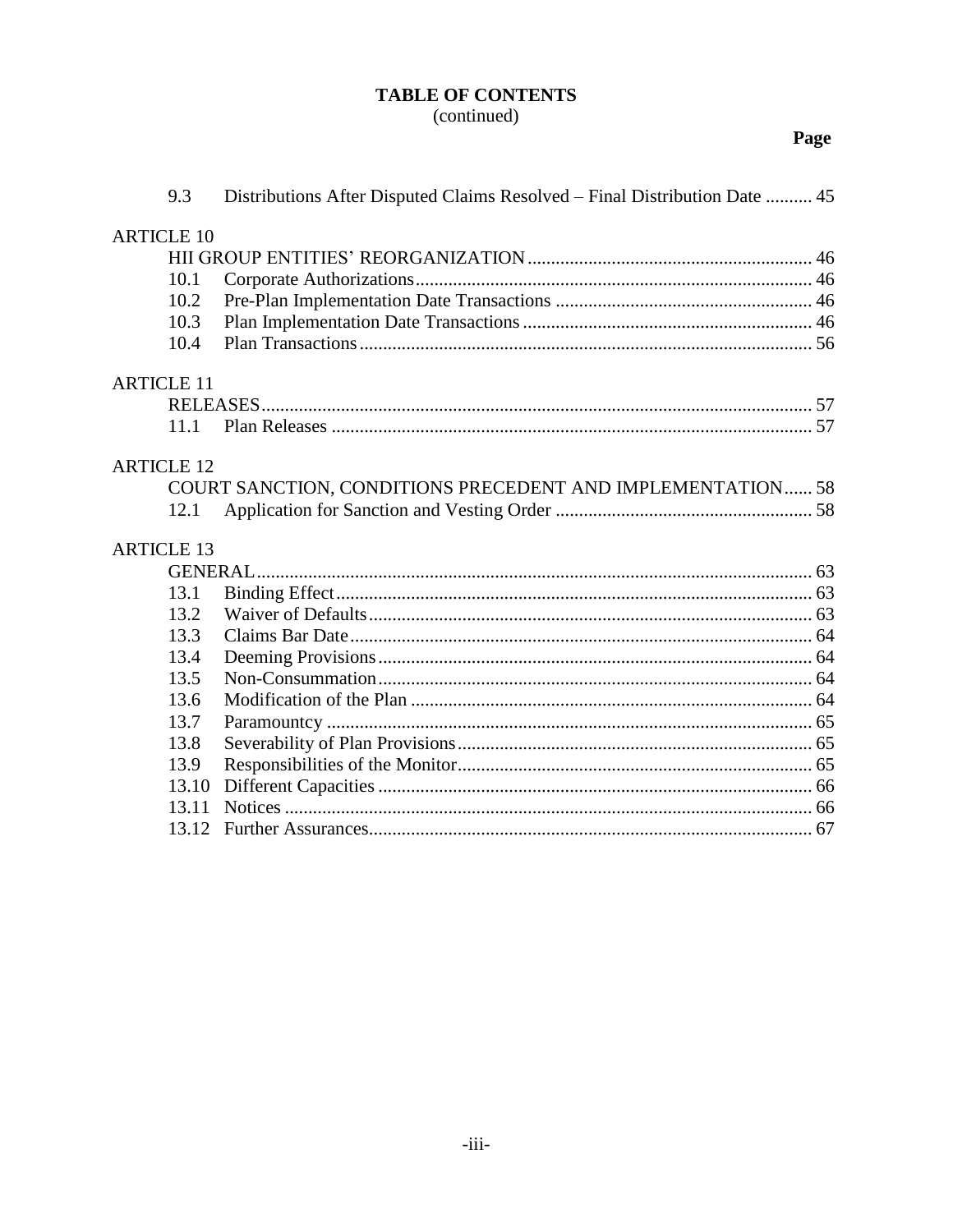**TABLE OF CONTENTS**
(continued)

| | | Page |
|---|---|---|
| 9.3 | Distributions After Disputed Claims Resolved – Final Distribution Date | 45 |
| ARTICLE 10 | | |
| | HII GROUP ENTITIES' REORGANIZATION | 46 |
| 10.1 | Corporate Authorizations | 46 |
| 10.2 | Pre-Plan Implementation Date Transactions | 46 |
| 10.3 | Plan Implementation Date Transactions | 46 |
| 10.4 | Plan Transactions | 56 |
| ARTICLE 11 | | |
| | RELEASES | 57 |
| 11.1 | Plan Releases | 57 |
| ARTICLE 12 | | |
| | COURT SANCTION, CONDITIONS PRECEDENT AND IMPLEMENTATION | 58 |
| 12.1 | Application for Sanction and Vesting Order | 58 |
| ARTICLE 13 | | |
| | GENERAL | 63 |
| 13.1 | Binding Effect | 63 |
| 13.2 | Waiver of Defaults | 63 |
| 13.3 | Claims Bar Date | 64 |
| 13.4 | Deeming Provisions | 64 |
| 13.5 | Non-Consummation | 64 |
| 13.6 | Modification of the Plan | 64 |
| 13.7 | Paramountcy | 65 |
| 13.8 | Severability of Plan Provisions | 65 |
| 13.9 | Responsibilities of the Monitor | 65 |
| 13.10 | Different Capacities | 66 |
| 13.11 | Notices | 66 |
| 13.12 | Further Assurances | 67 |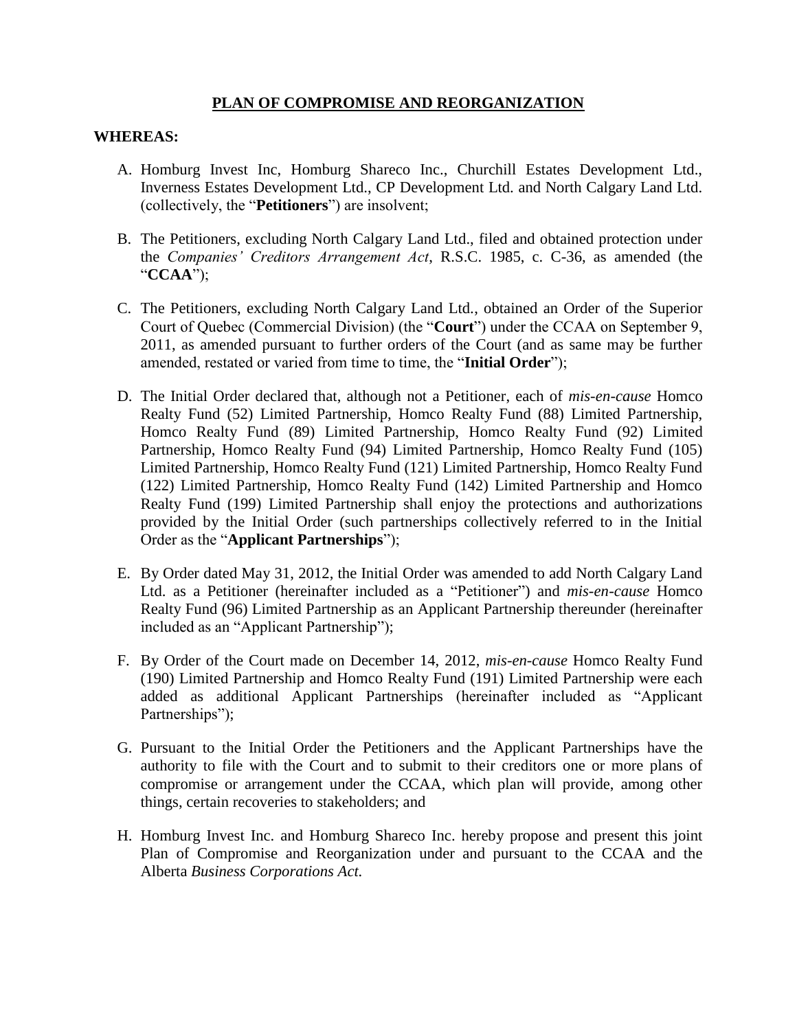# PLAN OF COMPROMISE AND REORGANIZATION

**WHEREAS:**

A. Homburg Invest Inc, Homburg Shareco Inc., Churchill Estates Development Ltd., Inverness Estates Development Ltd., CP Development Ltd. and North Calgary Land Ltd. (collectively, the "**Petitioners**") are insolvent;

B. The Petitioners, excluding North Calgary Land Ltd., filed and obtained protection under the *Companies' Creditors Arrangement Act*, R.S.C. 1985, c. C-36, as amended (the "**CCAA**");

C. The Petitioners, excluding North Calgary Land Ltd., obtained an Order of the Superior Court of Quebec (Commercial Division) (the "**Court**") under the CCAA on September 9, 2011, as amended pursuant to further orders of the Court (and as same may be further amended, restated or varied from time to time, the "**Initial Order**");

D. The Initial Order declared that, although not a Petitioner, each of *mis-en-cause* Homco Realty Fund (52) Limited Partnership, Homco Realty Fund (88) Limited Partnership, Homco Realty Fund (89) Limited Partnership, Homco Realty Fund (92) Limited Partnership, Homco Realty Fund (94) Limited Partnership, Homco Realty Fund (105) Limited Partnership, Homco Realty Fund (121) Limited Partnership, Homco Realty Fund (122) Limited Partnership, Homco Realty Fund (142) Limited Partnership and Homco Realty Fund (199) Limited Partnership shall enjoy the protections and authorizations provided by the Initial Order (such partnerships collectively referred to in the Initial Order as the "**Applicant Partnerships**");

E. By Order dated May 31, 2012, the Initial Order was amended to add North Calgary Land Ltd. as a Petitioner (hereinafter included as a "Petitioner") and *mis-en-cause* Homco Realty Fund (96) Limited Partnership as an Applicant Partnership thereunder (hereinafter included as an "Applicant Partnership");

F. By Order of the Court made on December 14, 2012, *mis-en-cause* Homco Realty Fund (190) Limited Partnership and Homco Realty Fund (191) Limited Partnership were each added as additional Applicant Partnerships (hereinafter included as "Applicant Partnerships");

G. Pursuant to the Initial Order the Petitioners and the Applicant Partnerships have the authority to file with the Court and to submit to their creditors one or more plans of compromise or arrangement under the CCAA, which plan will provide, among other things, certain recoveries to stakeholders; and

H. Homburg Invest Inc. and Homburg Shareco Inc. hereby propose and present this joint Plan of Compromise and Reorganization under and pursuant to the CCAA and the Alberta *Business Corporations Act.*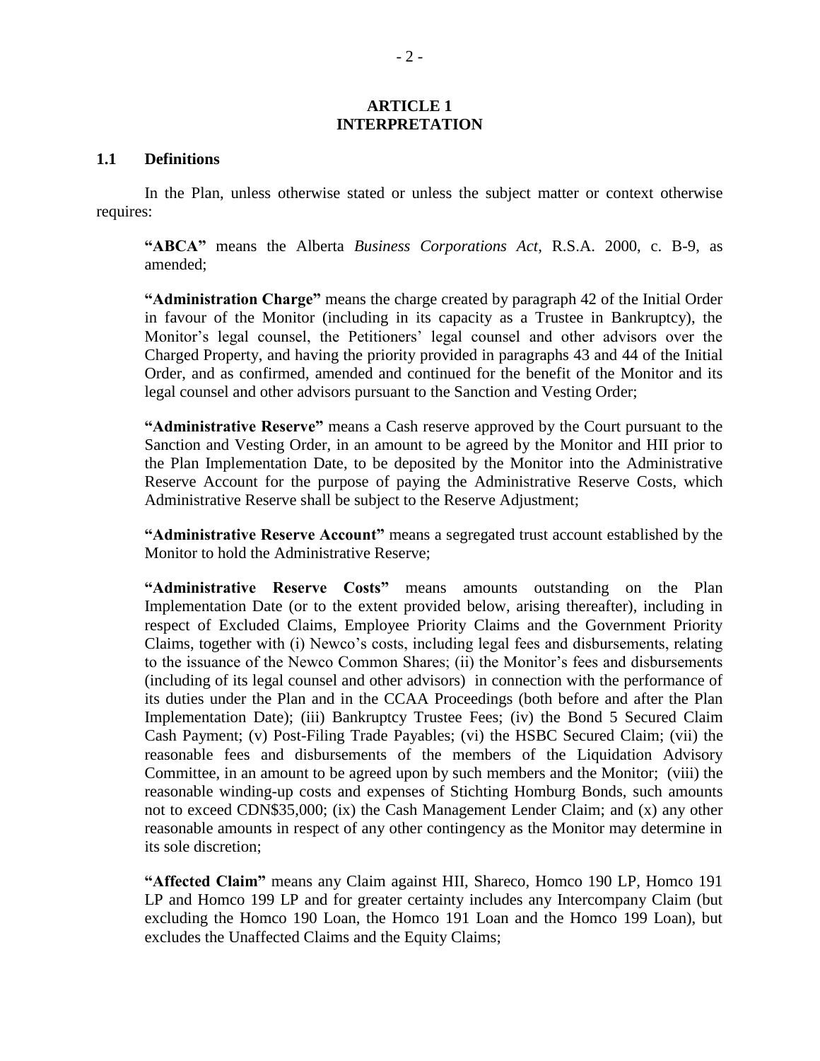## ARTICLE 1
## INTERPRETATION

### 1.1 Definitions

In the Plan, unless otherwise stated or unless the subject matter or context otherwise requires:

**"ABCA"** means the Alberta *Business Corporations Act*, R.S.A. 2000, c. B-9, as amended;

**"Administration Charge"** means the charge created by paragraph 42 of the Initial Order in favour of the Monitor (including in its capacity as a Trustee in Bankruptcy), the Monitor's legal counsel, the Petitioners' legal counsel and other advisors over the Charged Property, and having the priority provided in paragraphs 43 and 44 of the Initial Order, and as confirmed, amended and continued for the benefit of the Monitor and its legal counsel and other advisors pursuant to the Sanction and Vesting Order;

**"Administrative Reserve"** means a Cash reserve approved by the Court pursuant to the Sanction and Vesting Order, in an amount to be agreed by the Monitor and HII prior to the Plan Implementation Date, to be deposited by the Monitor into the Administrative Reserve Account for the purpose of paying the Administrative Reserve Costs, which Administrative Reserve shall be subject to the Reserve Adjustment;

**"Administrative Reserve Account"** means a segregated trust account established by the Monitor to hold the Administrative Reserve;

**"Administrative Reserve Costs"** means amounts outstanding on the Plan Implementation Date (or to the extent provided below, arising thereafter), including in respect of Excluded Claims, Employee Priority Claims and the Government Priority Claims, together with (i) Newco's costs, including legal fees and disbursements, relating to the issuance of the Newco Common Shares; (ii) the Monitor's fees and disbursements (including of its legal counsel and other advisors) in connection with the performance of its duties under the Plan and in the CCAA Proceedings (both before and after the Plan Implementation Date); (iii) Bankruptcy Trustee Fees; (iv) the Bond 5 Secured Claim Cash Payment; (v) Post-Filing Trade Payables; (vi) the HSBC Secured Claim; (vii) the reasonable fees and disbursements of the members of the Liquidation Advisory Committee, in an amount to be agreed upon by such members and the Monitor; (viii) the reasonable winding-up costs and expenses of Stichting Homburg Bonds, such amounts not to exceed CDN$35,000; (ix) the Cash Management Lender Claim; and (x) any other reasonable amounts in respect of any other contingency as the Monitor may determine in its sole discretion;

**"Affected Claim"** means any Claim against HII, Shareco, Homco 190 LP, Homco 191 LP and Homco 199 LP and for greater certainty includes any Intercompany Claim (but excluding the Homco 190 Loan, the Homco 191 Loan and the Homco 199 Loan), but excludes the Unaffected Claims and the Equity Claims;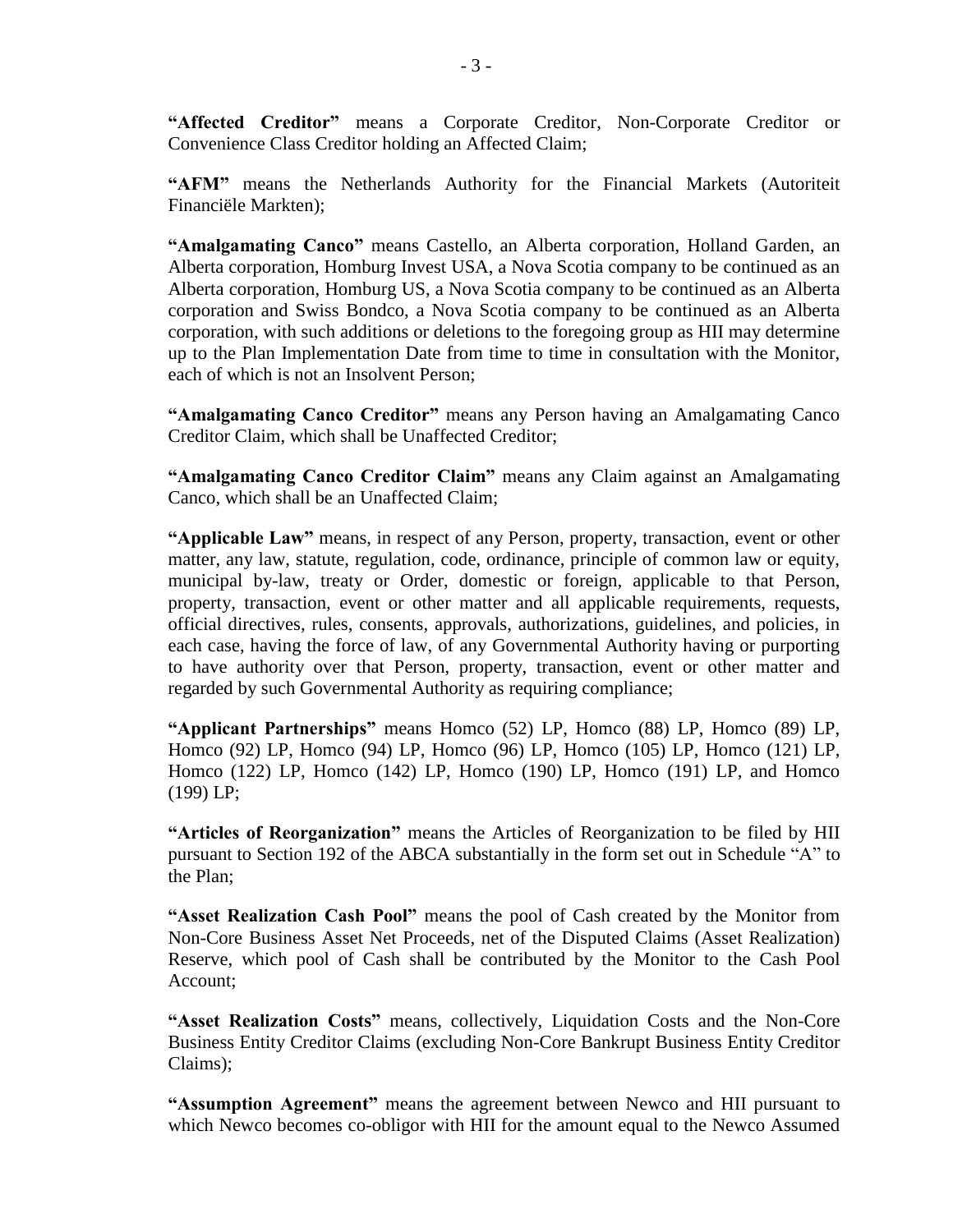**"Affected Creditor"** means a Corporate Creditor, Non-Corporate Creditor or Convenience Class Creditor holding an Affected Claim;

**"AFM"** means the Netherlands Authority for the Financial Markets (Autoriteit Financiële Markten);

**"Amalgamating Canco"** means Castello, an Alberta corporation, Holland Garden, an Alberta corporation, Homburg Invest USA, a Nova Scotia company to be continued as an Alberta corporation, Homburg US, a Nova Scotia company to be continued as an Alberta corporation and Swiss Bondco, a Nova Scotia company to be continued as an Alberta corporation, with such additions or deletions to the foregoing group as HII may determine up to the Plan Implementation Date from time to time in consultation with the Monitor, each of which is not an Insolvent Person;

**"Amalgamating Canco Creditor"** means any Person having an Amalgamating Canco Creditor Claim, which shall be Unaffected Creditor;

**"Amalgamating Canco Creditor Claim"** means any Claim against an Amalgamating Canco, which shall be an Unaffected Claim;

**"Applicable Law"** means, in respect of any Person, property, transaction, event or other matter, any law, statute, regulation, code, ordinance, principle of common law or equity, municipal by-law, treaty or Order, domestic or foreign, applicable to that Person, property, transaction, event or other matter and all applicable requirements, requests, official directives, rules, consents, approvals, authorizations, guidelines, and policies, in each case, having the force of law, of any Governmental Authority having or purporting to have authority over that Person, property, transaction, event or other matter and regarded by such Governmental Authority as requiring compliance;

**"Applicant Partnerships"** means Homco (52) LP, Homco (88) LP, Homco (89) LP, Homco (92) LP, Homco (94) LP, Homco (96) LP, Homco (105) LP, Homco (121) LP, Homco (122) LP, Homco (142) LP, Homco (190) LP, Homco (191) LP, and Homco (199) LP;

**"Articles of Reorganization"** means the Articles of Reorganization to be filed by HII pursuant to Section 192 of the ABCA substantially in the form set out in Schedule "A" to the Plan;

**"Asset Realization Cash Pool"** means the pool of Cash created by the Monitor from Non-Core Business Asset Net Proceeds, net of the Disputed Claims (Asset Realization) Reserve, which pool of Cash shall be contributed by the Monitor to the Cash Pool Account;

**"Asset Realization Costs"** means, collectively, Liquidation Costs and the Non-Core Business Entity Creditor Claims (excluding Non-Core Bankrupt Business Entity Creditor Claims);

**"Assumption Agreement"** means the agreement between Newco and HII pursuant to which Newco becomes co-obligor with HII for the amount equal to the Newco Assumed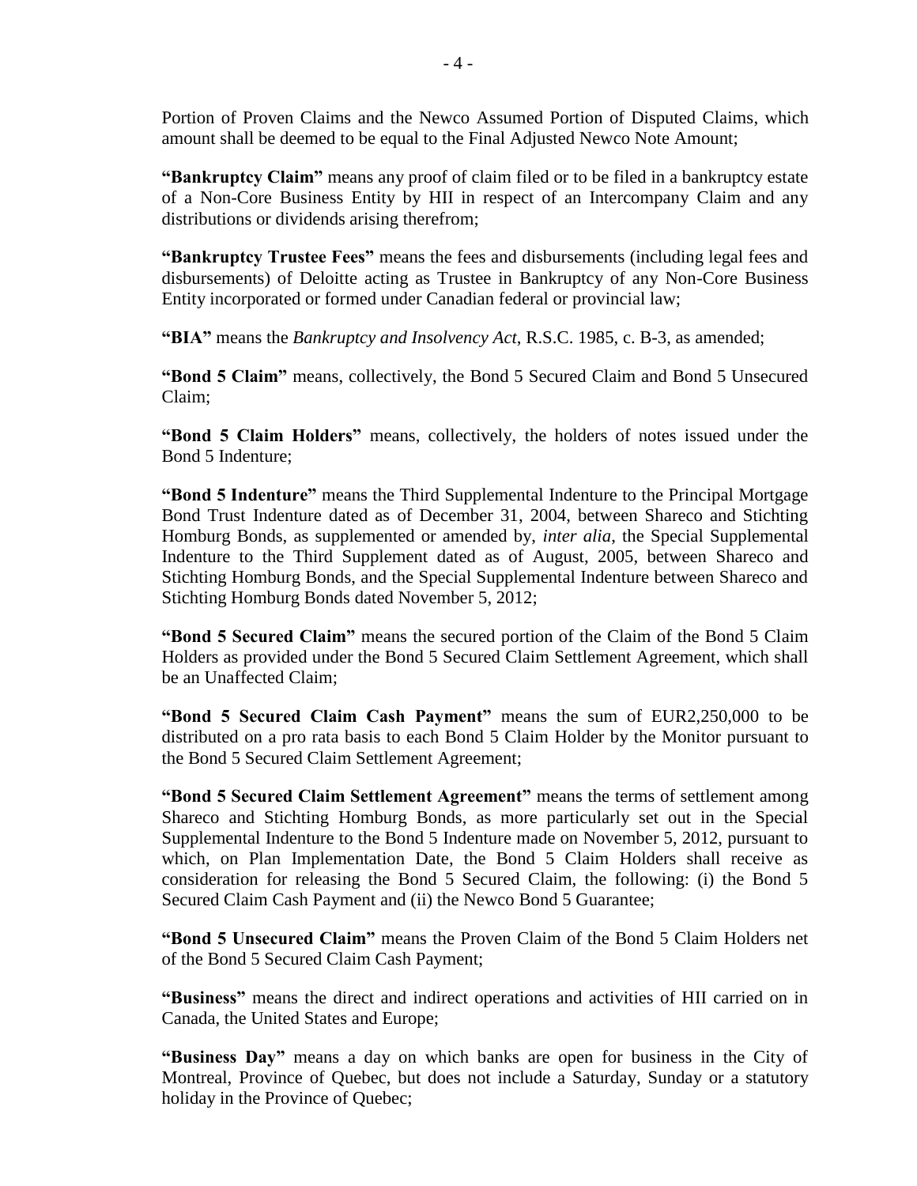Portion of Proven Claims and the Newco Assumed Portion of Disputed Claims, which amount shall be deemed to be equal to the Final Adjusted Newco Note Amount;

**"Bankruptcy Claim"** means any proof of claim filed or to be filed in a bankruptcy estate of a Non-Core Business Entity by HII in respect of an Intercompany Claim and any distributions or dividends arising therefrom;

**"Bankruptcy Trustee Fees"** means the fees and disbursements (including legal fees and disbursements) of Deloitte acting as Trustee in Bankruptcy of any Non-Core Business Entity incorporated or formed under Canadian federal or provincial law;

**"BIA"** means the *Bankruptcy and Insolvency Act*, R.S.C. 1985, c. B-3, as amended;

**"Bond 5 Claim"** means, collectively, the Bond 5 Secured Claim and Bond 5 Unsecured Claim;

**"Bond 5 Claim Holders"** means, collectively, the holders of notes issued under the Bond 5 Indenture;

**"Bond 5 Indenture"** means the Third Supplemental Indenture to the Principal Mortgage Bond Trust Indenture dated as of December 31, 2004, between Shareco and Stichting Homburg Bonds, as supplemented or amended by, *inter alia*, the Special Supplemental Indenture to the Third Supplement dated as of August, 2005, between Shareco and Stichting Homburg Bonds, and the Special Supplemental Indenture between Shareco and Stichting Homburg Bonds dated November 5, 2012;

**"Bond 5 Secured Claim"** means the secured portion of the Claim of the Bond 5 Claim Holders as provided under the Bond 5 Secured Claim Settlement Agreement, which shall be an Unaffected Claim;

**"Bond 5 Secured Claim Cash Payment"** means the sum of EUR2,250,000 to be distributed on a pro rata basis to each Bond 5 Claim Holder by the Monitor pursuant to the Bond 5 Secured Claim Settlement Agreement;

**"Bond 5 Secured Claim Settlement Agreement"** means the terms of settlement among Shareco and Stichting Homburg Bonds, as more particularly set out in the Special Supplemental Indenture to the Bond 5 Indenture made on November 5, 2012, pursuant to which, on Plan Implementation Date, the Bond 5 Claim Holders shall receive as consideration for releasing the Bond 5 Secured Claim, the following: (i) the Bond 5 Secured Claim Cash Payment and (ii) the Newco Bond 5 Guarantee;

**"Bond 5 Unsecured Claim"** means the Proven Claim of the Bond 5 Claim Holders net of the Bond 5 Secured Claim Cash Payment;

**"Business"** means the direct and indirect operations and activities of HII carried on in Canada, the United States and Europe;

**"Business Day"** means a day on which banks are open for business in the City of Montreal, Province of Quebec, but does not include a Saturday, Sunday or a statutory holiday in the Province of Quebec;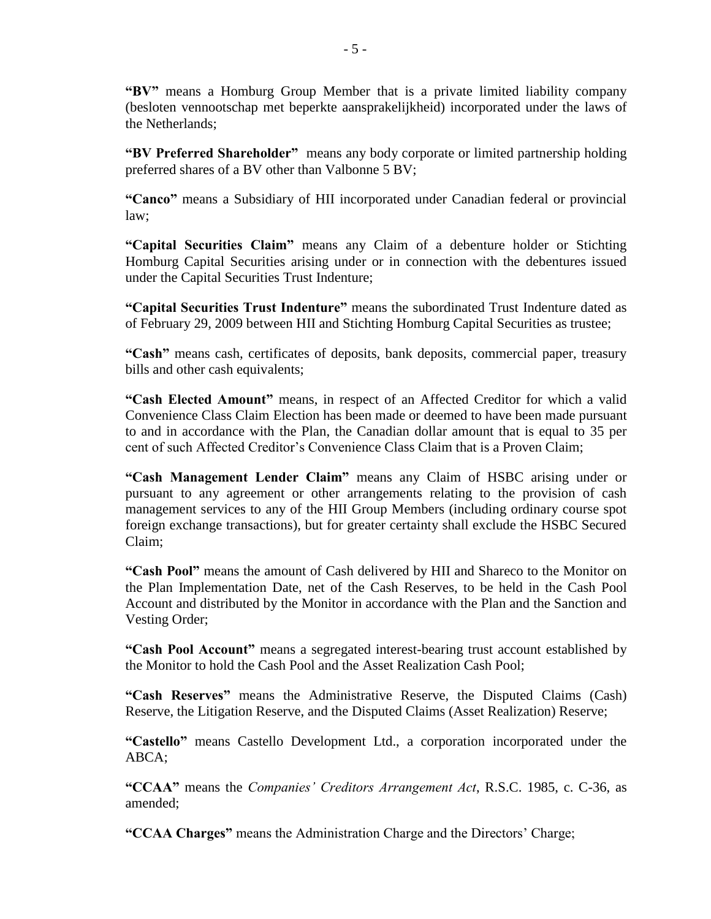**"BV"** means a Homburg Group Member that is a private limited liability company (besloten vennootschap met beperkte aansprakelijkheid) incorporated under the laws of the Netherlands;

**"BV Preferred Shareholder"** means any body corporate or limited partnership holding preferred shares of a BV other than Valbonne 5 BV;

**"Canco"** means a Subsidiary of HII incorporated under Canadian federal or provincial law;

**"Capital Securities Claim"** means any Claim of a debenture holder or Stichting Homburg Capital Securities arising under or in connection with the debentures issued under the Capital Securities Trust Indenture;

**"Capital Securities Trust Indenture"** means the subordinated Trust Indenture dated as of February 29, 2009 between HII and Stichting Homburg Capital Securities as trustee;

**"Cash"** means cash, certificates of deposits, bank deposits, commercial paper, treasury bills and other cash equivalents;

**"Cash Elected Amount"** means, in respect of an Affected Creditor for which a valid Convenience Class Claim Election has been made or deemed to have been made pursuant to and in accordance with the Plan, the Canadian dollar amount that is equal to 35 per cent of such Affected Creditor's Convenience Class Claim that is a Proven Claim;

**"Cash Management Lender Claim"** means any Claim of HSBC arising under or pursuant to any agreement or other arrangements relating to the provision of cash management services to any of the HII Group Members (including ordinary course spot foreign exchange transactions), but for greater certainty shall exclude the HSBC Secured Claim;

**"Cash Pool"** means the amount of Cash delivered by HII and Shareco to the Monitor on the Plan Implementation Date, net of the Cash Reserves, to be held in the Cash Pool Account and distributed by the Monitor in accordance with the Plan and the Sanction and Vesting Order;

**"Cash Pool Account"** means a segregated interest-bearing trust account established by the Monitor to hold the Cash Pool and the Asset Realization Cash Pool;

**"Cash Reserves"** means the Administrative Reserve, the Disputed Claims (Cash) Reserve, the Litigation Reserve, and the Disputed Claims (Asset Realization) Reserve;

**"Castello"** means Castello Development Ltd., a corporation incorporated under the ABCA;

**"CCAA"** means the *Companies' Creditors Arrangement Act*, R.S.C. 1985, c. C-36, as amended;

**"CCAA Charges"** means the Administration Charge and the Directors' Charge;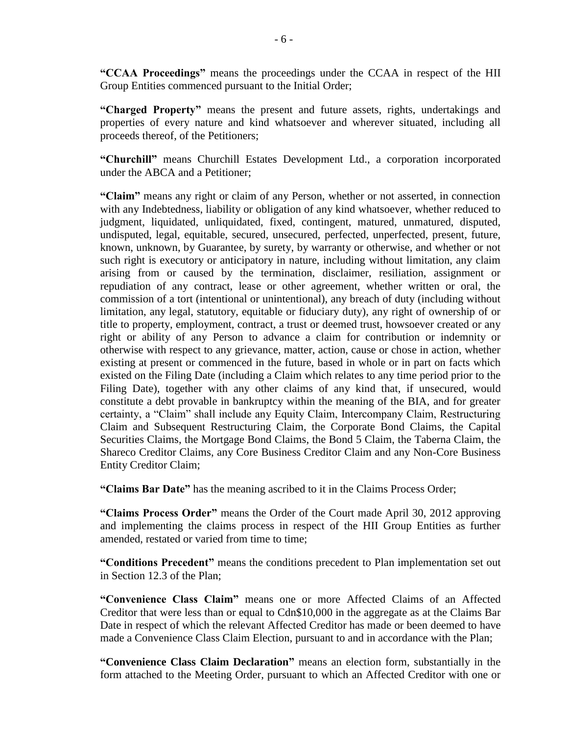**"CCAA Proceedings"** means the proceedings under the CCAA in respect of the HII Group Entities commenced pursuant to the Initial Order;

**"Charged Property"** means the present and future assets, rights, undertakings and properties of every nature and kind whatsoever and wherever situated, including all proceeds thereof, of the Petitioners;

**"Churchill"** means Churchill Estates Development Ltd., a corporation incorporated under the ABCA and a Petitioner;

**"Claim"** means any right or claim of any Person, whether or not asserted, in connection with any Indebtedness, liability or obligation of any kind whatsoever, whether reduced to judgment, liquidated, unliquidated, fixed, contingent, matured, unmatured, disputed, undisputed, legal, equitable, secured, unsecured, perfected, unperfected, present, future, known, unknown, by Guarantee, by surety, by warranty or otherwise, and whether or not such right is executory or anticipatory in nature, including without limitation, any claim arising from or caused by the termination, disclaimer, resiliation, assignment or repudiation of any contract, lease or other agreement, whether written or oral, the commission of a tort (intentional or unintentional), any breach of duty (including without limitation, any legal, statutory, equitable or fiduciary duty), any right of ownership of or title to property, employment, contract, a trust or deemed trust, howsoever created or any right or ability of any Person to advance a claim for contribution or indemnity or otherwise with respect to any grievance, matter, action, cause or chose in action, whether existing at present or commenced in the future, based in whole or in part on facts which existed on the Filing Date (including a Claim which relates to any time period prior to the Filing Date), together with any other claims of any kind that, if unsecured, would constitute a debt provable in bankruptcy within the meaning of the BIA, and for greater certainty, a "Claim" shall include any Equity Claim, Intercompany Claim, Restructuring Claim and Subsequent Restructuring Claim, the Corporate Bond Claims, the Capital Securities Claims, the Mortgage Bond Claims, the Bond 5 Claim, the Taberna Claim, the Shareco Creditor Claims, any Core Business Creditor Claim and any Non-Core Business Entity Creditor Claim;

**"Claims Bar Date"** has the meaning ascribed to it in the Claims Process Order;

**"Claims Process Order"** means the Order of the Court made April 30, 2012 approving and implementing the claims process in respect of the HII Group Entities as further amended, restated or varied from time to time;

**"Conditions Precedent"** means the conditions precedent to Plan implementation set out in Section 12.3 of the Plan;

**"Convenience Class Claim"** means one or more Affected Claims of an Affected Creditor that were less than or equal to Cdn$10,000 in the aggregate as at the Claims Bar Date in respect of which the relevant Affected Creditor has made or been deemed to have made a Convenience Class Claim Election, pursuant to and in accordance with the Plan;

**"Convenience Class Claim Declaration"** means an election form, substantially in the form attached to the Meeting Order, pursuant to which an Affected Creditor with one or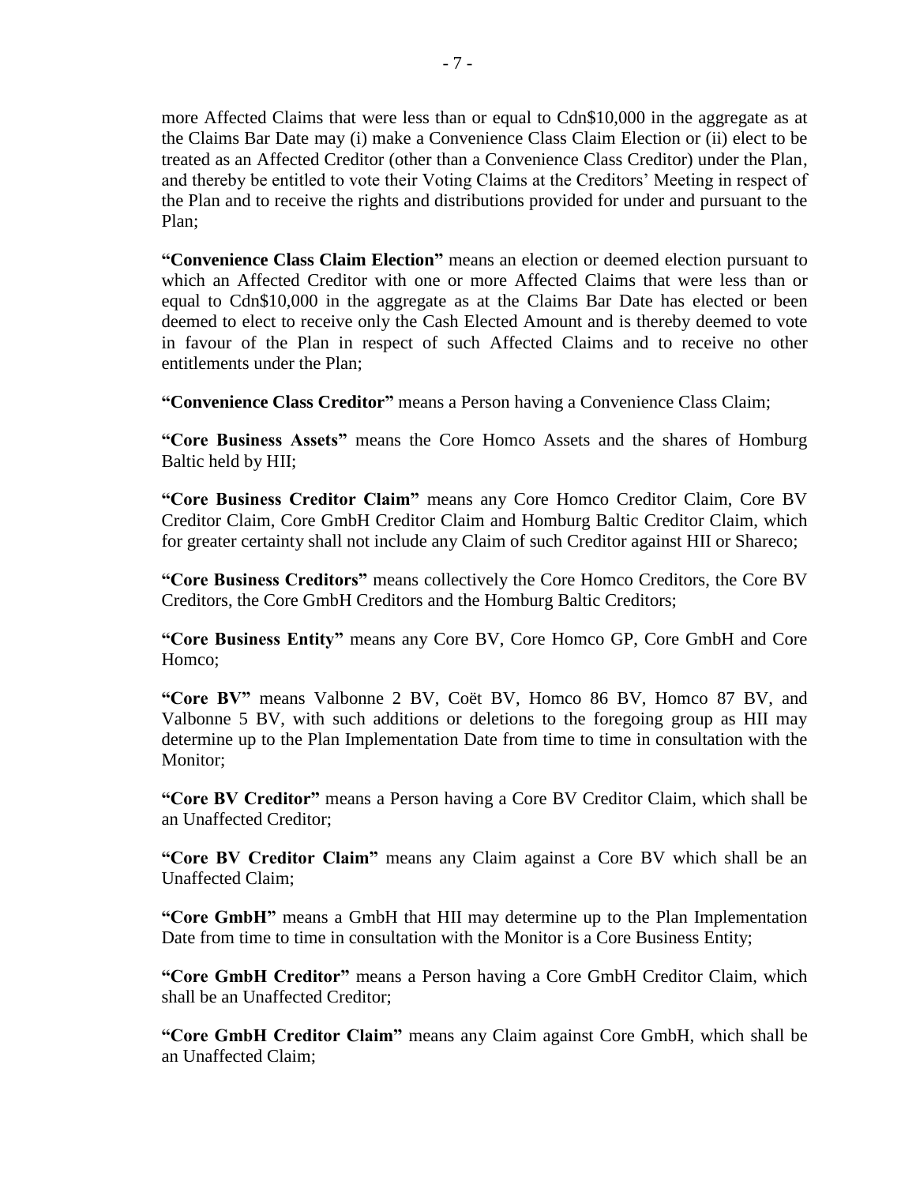more Affected Claims that were less than or equal to Cdn$10,000 in the aggregate as at the Claims Bar Date may (i) make a Convenience Class Claim Election or (ii) elect to be treated as an Affected Creditor (other than a Convenience Class Creditor) under the Plan, and thereby be entitled to vote their Voting Claims at the Creditors' Meeting in respect of the Plan and to receive the rights and distributions provided for under and pursuant to the Plan;

**"Convenience Class Claim Election"** means an election or deemed election pursuant to which an Affected Creditor with one or more Affected Claims that were less than or equal to Cdn$10,000 in the aggregate as at the Claims Bar Date has elected or been deemed to elect to receive only the Cash Elected Amount and is thereby deemed to vote in favour of the Plan in respect of such Affected Claims and to receive no other entitlements under the Plan;

**"Convenience Class Creditor"** means a Person having a Convenience Class Claim;

**"Core Business Assets"** means the Core Homco Assets and the shares of Homburg Baltic held by HII;

**"Core Business Creditor Claim"** means any Core Homco Creditor Claim, Core BV Creditor Claim, Core GmbH Creditor Claim and Homburg Baltic Creditor Claim, which for greater certainty shall not include any Claim of such Creditor against HII or Shareco;

**"Core Business Creditors"** means collectively the Core Homco Creditors, the Core BV Creditors, the Core GmbH Creditors and the Homburg Baltic Creditors;

**"Core Business Entity"** means any Core BV, Core Homco GP, Core GmbH and Core Homco;

**"Core BV"** means Valbonne 2 BV, Coët BV, Homco 86 BV, Homco 87 BV, and Valbonne 5 BV, with such additions or deletions to the foregoing group as HII may determine up to the Plan Implementation Date from time to time in consultation with the Monitor;

**"Core BV Creditor"** means a Person having a Core BV Creditor Claim, which shall be an Unaffected Creditor;

**"Core BV Creditor Claim"** means any Claim against a Core BV which shall be an Unaffected Claim;

**"Core GmbH"** means a GmbH that HII may determine up to the Plan Implementation Date from time to time in consultation with the Monitor is a Core Business Entity;

**"Core GmbH Creditor"** means a Person having a Core GmbH Creditor Claim, which shall be an Unaffected Creditor;

**"Core GmbH Creditor Claim"** means any Claim against Core GmbH, which shall be an Unaffected Claim;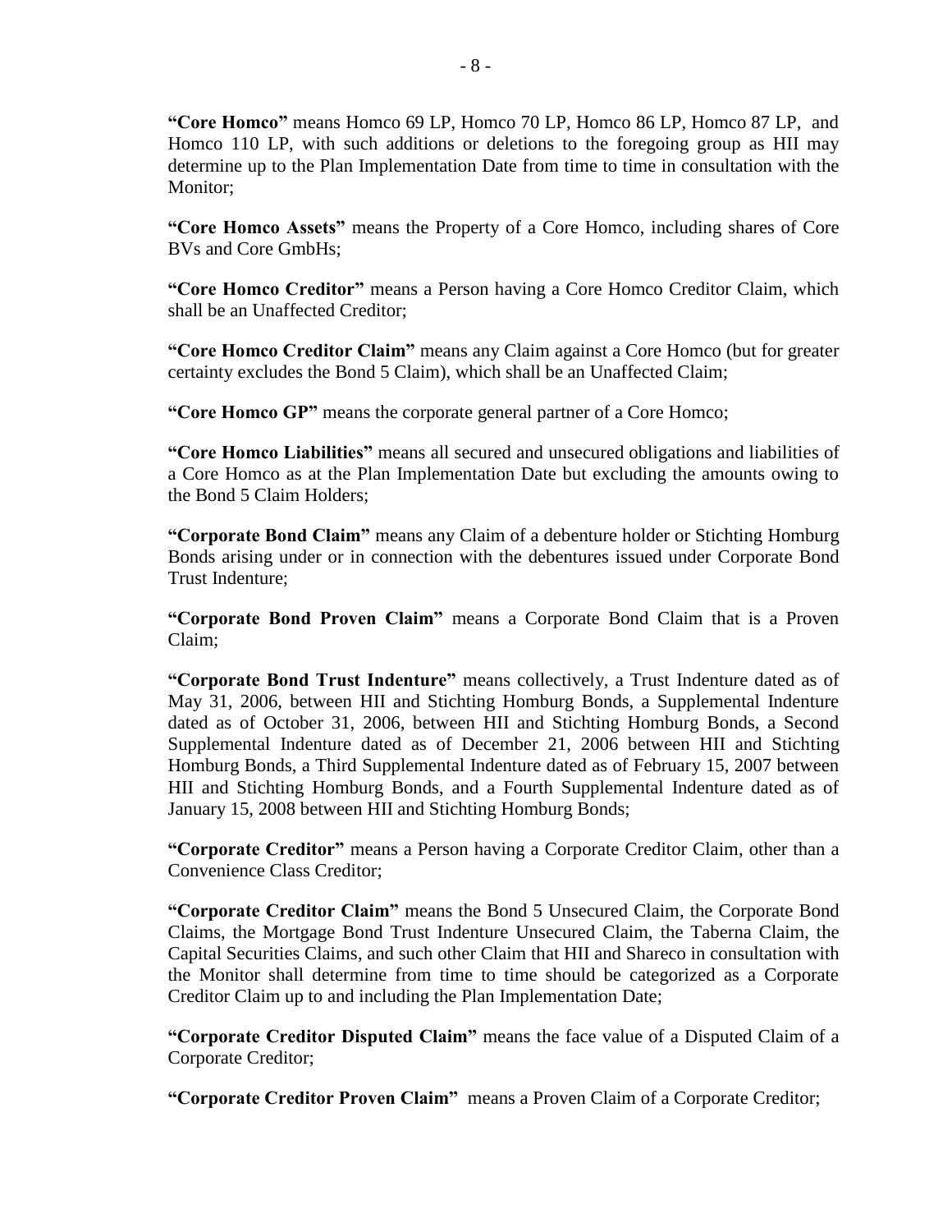**"Core Homco"** means Homco 69 LP, Homco 70 LP, Homco 86 LP, Homco 87 LP, and Homco 110 LP, with such additions or deletions to the foregoing group as HII may determine up to the Plan Implementation Date from time to time in consultation with the Monitor;

**"Core Homco Assets"** means the Property of a Core Homco, including shares of Core BVs and Core GmbHs;

**"Core Homco Creditor"** means a Person having a Core Homco Creditor Claim, which shall be an Unaffected Creditor;

**"Core Homco Creditor Claim"** means any Claim against a Core Homco (but for greater certainty excludes the Bond 5 Claim), which shall be an Unaffected Claim;

**"Core Homco GP"** means the corporate general partner of a Core Homco;

**"Core Homco Liabilities"** means all secured and unsecured obligations and liabilities of a Core Homco as at the Plan Implementation Date but excluding the amounts owing to the Bond 5 Claim Holders;

**"Corporate Bond Claim"** means any Claim of a debenture holder or Stichting Homburg Bonds arising under or in connection with the debentures issued under Corporate Bond Trust Indenture;

**"Corporate Bond Proven Claim"** means a Corporate Bond Claim that is a Proven Claim;

**"Corporate Bond Trust Indenture"** means collectively, a Trust Indenture dated as of May 31, 2006, between HII and Stichting Homburg Bonds, a Supplemental Indenture dated as of October 31, 2006, between HII and Stichting Homburg Bonds, a Second Supplemental Indenture dated as of December 21, 2006 between HII and Stichting Homburg Bonds, a Third Supplemental Indenture dated as of February 15, 2007 between HII and Stichting Homburg Bonds, and a Fourth Supplemental Indenture dated as of January 15, 2008 between HII and Stichting Homburg Bonds;

**"Corporate Creditor"** means a Person having a Corporate Creditor Claim, other than a Convenience Class Creditor;

**"Corporate Creditor Claim"** means the Bond 5 Unsecured Claim, the Corporate Bond Claims, the Mortgage Bond Trust Indenture Unsecured Claim, the Taberna Claim, the Capital Securities Claims, and such other Claim that HII and Shareco in consultation with the Monitor shall determine from time to time should be categorized as a Corporate Creditor Claim up to and including the Plan Implementation Date;

**"Corporate Creditor Disputed Claim"** means the face value of a Disputed Claim of a Corporate Creditor;

**"Corporate Creditor Proven Claim"** means a Proven Claim of a Corporate Creditor;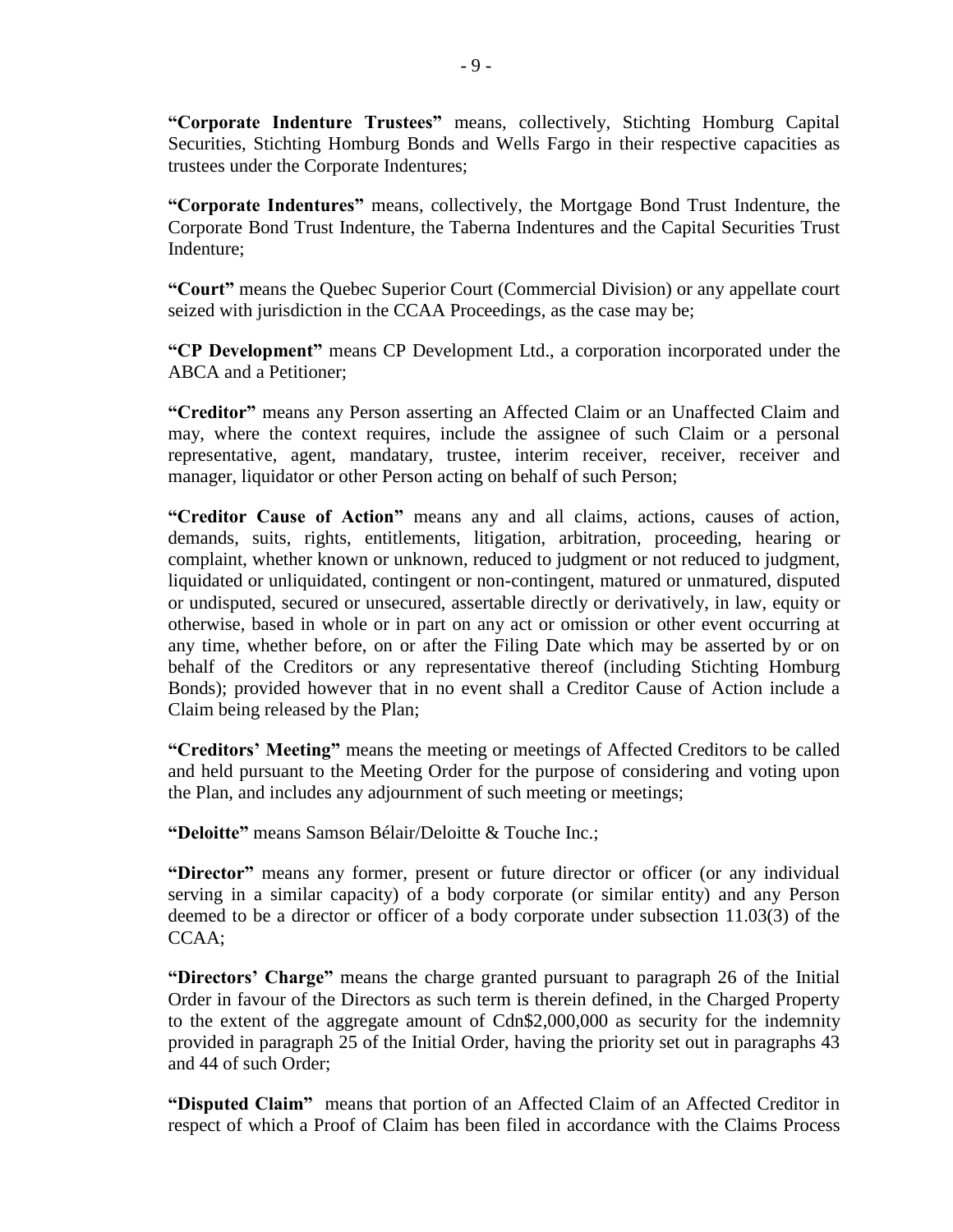**"Corporate Indenture Trustees"** means, collectively, Stichting Homburg Capital Securities, Stichting Homburg Bonds and Wells Fargo in their respective capacities as trustees under the Corporate Indentures;

**"Corporate Indentures"** means, collectively, the Mortgage Bond Trust Indenture, the Corporate Bond Trust Indenture, the Taberna Indentures and the Capital Securities Trust Indenture;

**"Court"** means the Quebec Superior Court (Commercial Division) or any appellate court seized with jurisdiction in the CCAA Proceedings, as the case may be;

**"CP Development"** means CP Development Ltd., a corporation incorporated under the ABCA and a Petitioner;

**"Creditor"** means any Person asserting an Affected Claim or an Unaffected Claim and may, where the context requires, include the assignee of such Claim or a personal representative, agent, mandatary, trustee, interim receiver, receiver, receiver and manager, liquidator or other Person acting on behalf of such Person;

**"Creditor Cause of Action"** means any and all claims, actions, causes of action, demands, suits, rights, entitlements, litigation, arbitration, proceeding, hearing or complaint, whether known or unknown, reduced to judgment or not reduced to judgment, liquidated or unliquidated, contingent or non-contingent, matured or unmatured, disputed or undisputed, secured or unsecured, assertable directly or derivatively, in law, equity or otherwise, based in whole or in part on any act or omission or other event occurring at any time, whether before, on or after the Filing Date which may be asserted by or on behalf of the Creditors or any representative thereof (including Stichting Homburg Bonds); provided however that in no event shall a Creditor Cause of Action include a Claim being released by the Plan;

**"Creditors' Meeting"** means the meeting or meetings of Affected Creditors to be called and held pursuant to the Meeting Order for the purpose of considering and voting upon the Plan, and includes any adjournment of such meeting or meetings;

**"Deloitte"** means Samson Bélair/Deloitte & Touche Inc.;

**"Director"** means any former, present or future director or officer (or any individual serving in a similar capacity) of a body corporate (or similar entity) and any Person deemed to be a director or officer of a body corporate under subsection 11.03(3) of the CCAA;

**"Directors' Charge"** means the charge granted pursuant to paragraph 26 of the Initial Order in favour of the Directors as such term is therein defined, in the Charged Property to the extent of the aggregate amount of Cdn$2,000,000 as security for the indemnity provided in paragraph 25 of the Initial Order, having the priority set out in paragraphs 43 and 44 of such Order;

**"Disputed Claim"** means that portion of an Affected Claim of an Affected Creditor in respect of which a Proof of Claim has been filed in accordance with the Claims Process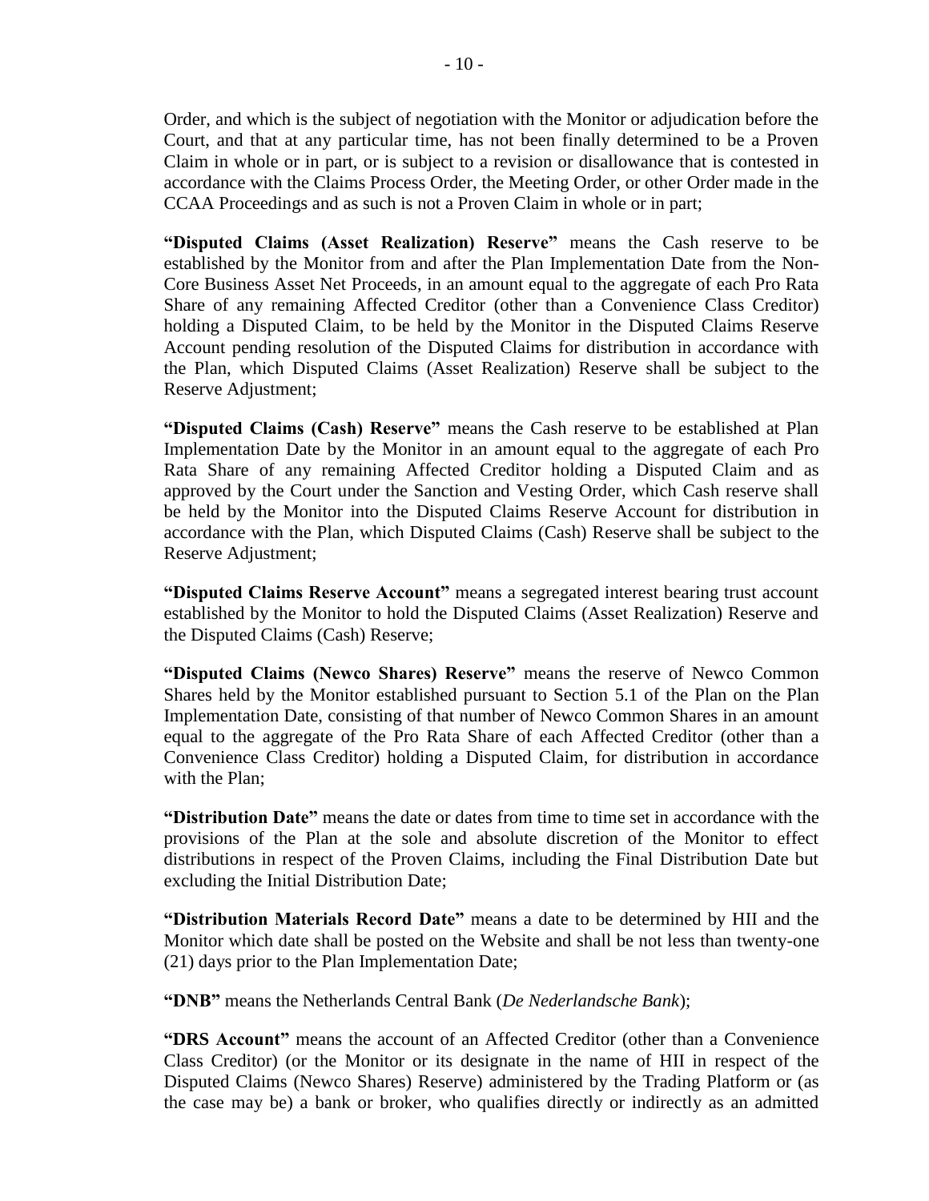Order, and which is the subject of negotiation with the Monitor or adjudication before the Court, and that at any particular time, has not been finally determined to be a Proven Claim in whole or in part, or is subject to a revision or disallowance that is contested in accordance with the Claims Process Order, the Meeting Order, or other Order made in the CCAA Proceedings and as such is not a Proven Claim in whole or in part;

**"Disputed Claims (Asset Realization) Reserve"** means the Cash reserve to be established by the Monitor from and after the Plan Implementation Date from the Non-Core Business Asset Net Proceeds, in an amount equal to the aggregate of each Pro Rata Share of any remaining Affected Creditor (other than a Convenience Class Creditor) holding a Disputed Claim, to be held by the Monitor in the Disputed Claims Reserve Account pending resolution of the Disputed Claims for distribution in accordance with the Plan, which Disputed Claims (Asset Realization) Reserve shall be subject to the Reserve Adjustment;

**"Disputed Claims (Cash) Reserve"** means the Cash reserve to be established at Plan Implementation Date by the Monitor in an amount equal to the aggregate of each Pro Rata Share of any remaining Affected Creditor holding a Disputed Claim and as approved by the Court under the Sanction and Vesting Order, which Cash reserve shall be held by the Monitor into the Disputed Claims Reserve Account for distribution in accordance with the Plan, which Disputed Claims (Cash) Reserve shall be subject to the Reserve Adjustment;

**"Disputed Claims Reserve Account"** means a segregated interest bearing trust account established by the Monitor to hold the Disputed Claims (Asset Realization) Reserve and the Disputed Claims (Cash) Reserve;

**"Disputed Claims (Newco Shares) Reserve"** means the reserve of Newco Common Shares held by the Monitor established pursuant to Section 5.1 of the Plan on the Plan Implementation Date, consisting of that number of Newco Common Shares in an amount equal to the aggregate of the Pro Rata Share of each Affected Creditor (other than a Convenience Class Creditor) holding a Disputed Claim, for distribution in accordance with the Plan;

**"Distribution Date"** means the date or dates from time to time set in accordance with the provisions of the Plan at the sole and absolute discretion of the Monitor to effect distributions in respect of the Proven Claims, including the Final Distribution Date but excluding the Initial Distribution Date;

**"Distribution Materials Record Date"** means a date to be determined by HII and the Monitor which date shall be posted on the Website and shall be not less than twenty-one (21) days prior to the Plan Implementation Date;

**"DNB"** means the Netherlands Central Bank (*De Nederlandsche Bank*);

**"DRS Account"** means the account of an Affected Creditor (other than a Convenience Class Creditor) (or the Monitor or its designate in the name of HII in respect of the Disputed Claims (Newco Shares) Reserve) administered by the Trading Platform or (as the case may be) a bank or broker, who qualifies directly or indirectly as an admitted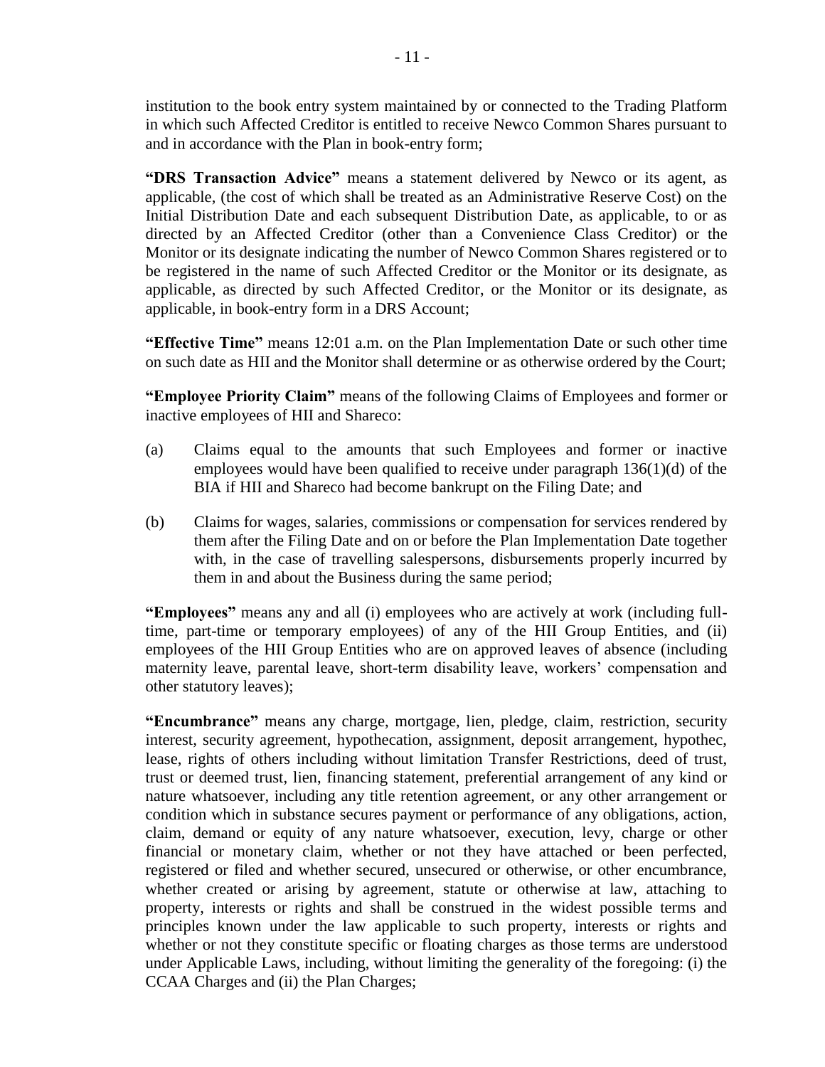institution to the book entry system maintained by or connected to the Trading Platform in which such Affected Creditor is entitled to receive Newco Common Shares pursuant to and in accordance with the Plan in book-entry form;

**"DRS Transaction Advice"** means a statement delivered by Newco or its agent, as applicable, (the cost of which shall be treated as an Administrative Reserve Cost) on the Initial Distribution Date and each subsequent Distribution Date, as applicable, to or as directed by an Affected Creditor (other than a Convenience Class Creditor) or the Monitor or its designate indicating the number of Newco Common Shares registered or to be registered in the name of such Affected Creditor or the Monitor or its designate, as applicable, as directed by such Affected Creditor, or the Monitor or its designate, as applicable, in book-entry form in a DRS Account;

**"Effective Time"** means 12:01 a.m. on the Plan Implementation Date or such other time on such date as HII and the Monitor shall determine or as otherwise ordered by the Court;

**"Employee Priority Claim"** means of the following Claims of Employees and former or inactive employees of HII and Shareco:

(a) Claims equal to the amounts that such Employees and former or inactive employees would have been qualified to receive under paragraph 136(1)(d) of the BIA if HII and Shareco had become bankrupt on the Filing Date; and

(b) Claims for wages, salaries, commissions or compensation for services rendered by them after the Filing Date and on or before the Plan Implementation Date together with, in the case of travelling salespersons, disbursements properly incurred by them in and about the Business during the same period;

**"Employees"** means any and all (i) employees who are actively at work (including full-time, part-time or temporary employees) of any of the HII Group Entities, and (ii) employees of the HII Group Entities who are on approved leaves of absence (including maternity leave, parental leave, short-term disability leave, workers' compensation and other statutory leaves);

**"Encumbrance"** means any charge, mortgage, lien, pledge, claim, restriction, security interest, security agreement, hypothecation, assignment, deposit arrangement, hypothec, lease, rights of others including without limitation Transfer Restrictions, deed of trust, trust or deemed trust, lien, financing statement, preferential arrangement of any kind or nature whatsoever, including any title retention agreement, or any other arrangement or condition which in substance secures payment or performance of any obligations, action, claim, demand or equity of any nature whatsoever, execution, levy, charge or other financial or monetary claim, whether or not they have attached or been perfected, registered or filed and whether secured, unsecured or otherwise, or other encumbrance, whether created or arising by agreement, statute or otherwise at law, attaching to property, interests or rights and shall be construed in the widest possible terms and principles known under the law applicable to such property, interests or rights and whether or not they constitute specific or floating charges as those terms are understood under Applicable Laws, including, without limiting the generality of the foregoing: (i) the CCAA Charges and (ii) the Plan Charges;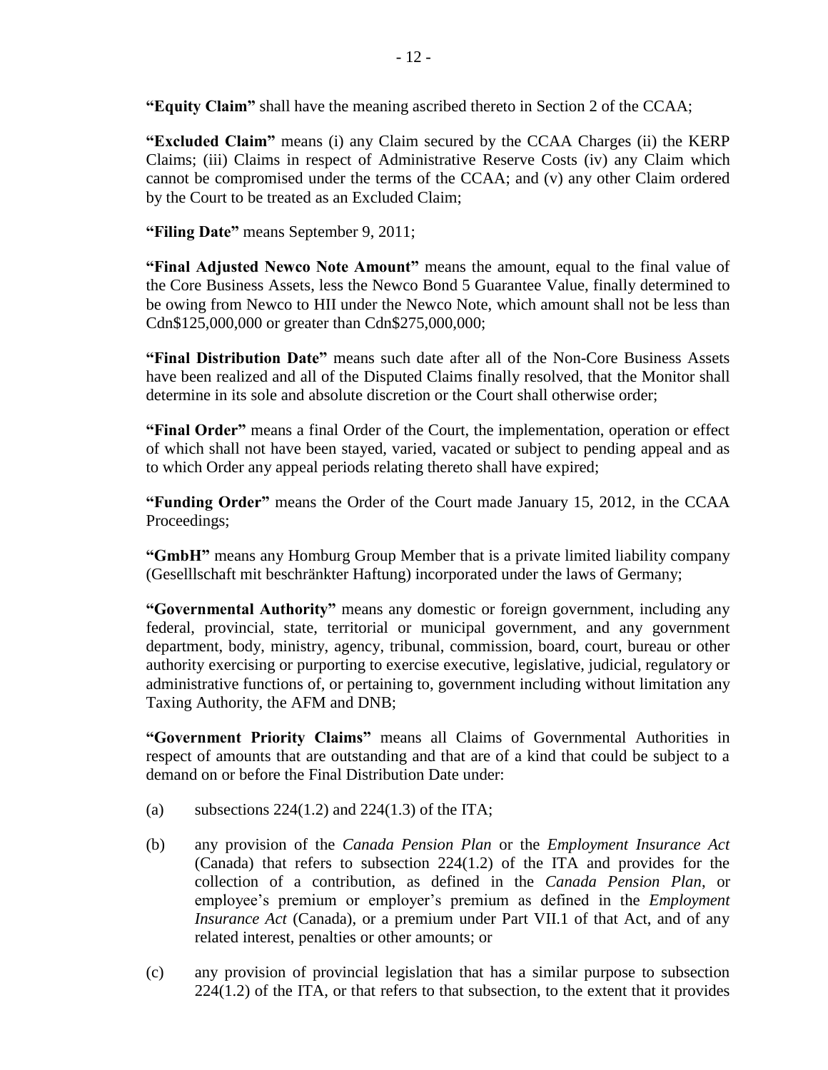**"Equity Claim"** shall have the meaning ascribed thereto in Section 2 of the CCAA;

**"Excluded Claim"** means (i) any Claim secured by the CCAA Charges (ii) the KERP Claims; (iii) Claims in respect of Administrative Reserve Costs (iv) any Claim which cannot be compromised under the terms of the CCAA; and (v) any other Claim ordered by the Court to be treated as an Excluded Claim;

**"Filing Date"** means September 9, 2011;

**"Final Adjusted Newco Note Amount"** means the amount, equal to the final value of the Core Business Assets, less the Newco Bond 5 Guarantee Value, finally determined to be owing from Newco to HII under the Newco Note, which amount shall not be less than Cdn$125,000,000 or greater than Cdn$275,000,000;

**"Final Distribution Date"** means such date after all of the Non-Core Business Assets have been realized and all of the Disputed Claims finally resolved, that the Monitor shall determine in its sole and absolute discretion or the Court shall otherwise order;

**"Final Order"** means a final Order of the Court, the implementation, operation or effect of which shall not have been stayed, varied, vacated or subject to pending appeal and as to which Order any appeal periods relating thereto shall have expired;

**"Funding Order"** means the Order of the Court made January 15, 2012, in the CCAA Proceedings;

**"GmbH"** means any Homburg Group Member that is a private limited liability company (Geselllschaft mit beschränkter Haftung) incorporated under the laws of Germany;

**"Governmental Authority"** means any domestic or foreign government, including any federal, provincial, state, territorial or municipal government, and any government department, body, ministry, agency, tribunal, commission, board, court, bureau or other authority exercising or purporting to exercise executive, legislative, judicial, regulatory or administrative functions of, or pertaining to, government including without limitation any Taxing Authority, the AFM and DNB;

**"Government Priority Claims"** means all Claims of Governmental Authorities in respect of amounts that are outstanding and that are of a kind that could be subject to a demand on or before the Final Distribution Date under:

(a) subsections 224(1.2) and 224(1.3) of the ITA;

(b) any provision of the *Canada Pension Plan* or the *Employment Insurance Act* (Canada) that refers to subsection 224(1.2) of the ITA and provides for the collection of a contribution, as defined in the *Canada Pension Plan*, or employee's premium or employer's premium as defined in the *Employment Insurance Act* (Canada), or a premium under Part VII.1 of that Act, and of any related interest, penalties or other amounts; or

(c) any provision of provincial legislation that has a similar purpose to subsection 224(1.2) of the ITA, or that refers to that subsection, to the extent that it provides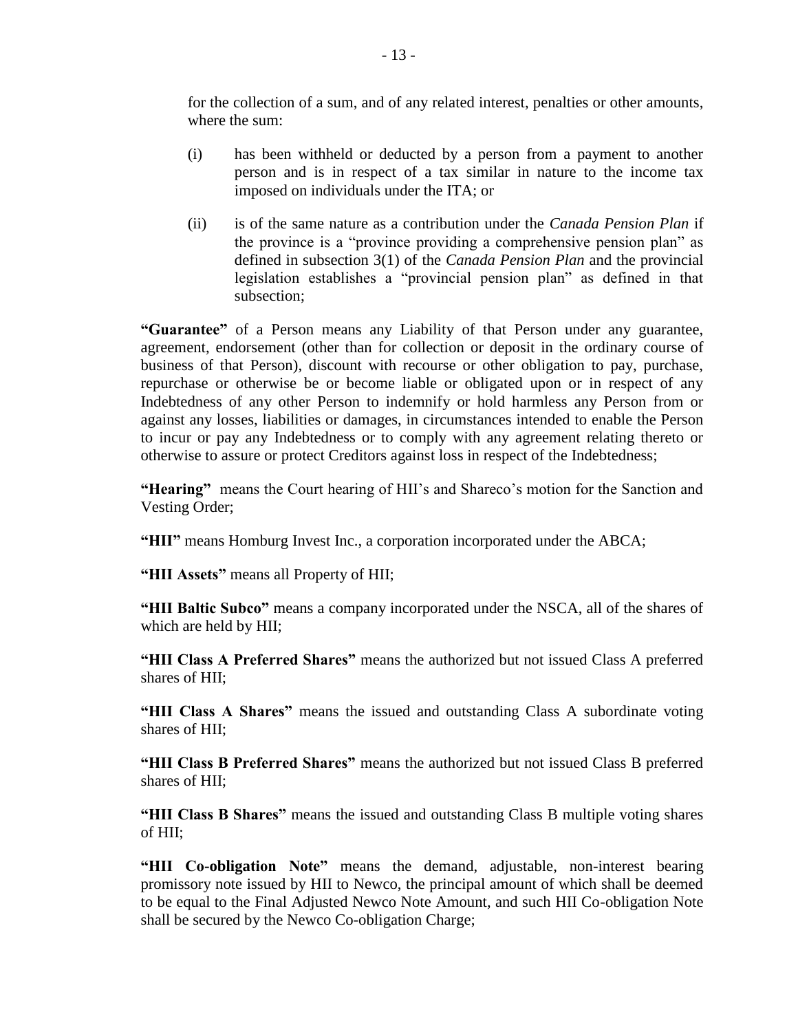for the collection of a sum, and of any related interest, penalties or other amounts, where the sum:

(i) has been withheld or deducted by a person from a payment to another person and is in respect of a tax similar in nature to the income tax imposed on individuals under the ITA; or

(ii) is of the same nature as a contribution under the *Canada Pension Plan* if the province is a "province providing a comprehensive pension plan" as defined in subsection 3(1) of the *Canada Pension Plan* and the provincial legislation establishes a "provincial pension plan" as defined in that subsection;

**"Guarantee"** of a Person means any Liability of that Person under any guarantee, agreement, endorsement (other than for collection or deposit in the ordinary course of business of that Person), discount with recourse or other obligation to pay, purchase, repurchase or otherwise be or become liable or obligated upon or in respect of any Indebtedness of any other Person to indemnify or hold harmless any Person from or against any losses, liabilities or damages, in circumstances intended to enable the Person to incur or pay any Indebtedness or to comply with any agreement relating thereto or otherwise to assure or protect Creditors against loss in respect of the Indebtedness;

**"Hearing"** means the Court hearing of HII's and Shareco's motion for the Sanction and Vesting Order;

**"HII"** means Homburg Invest Inc., a corporation incorporated under the ABCA;

**"HII Assets"** means all Property of HII;

**"HII Baltic Subco"** means a company incorporated under the NSCA, all of the shares of which are held by HII;

**"HII Class A Preferred Shares"** means the authorized but not issued Class A preferred shares of HII;

**"HII Class A Shares"** means the issued and outstanding Class A subordinate voting shares of HII;

**"HII Class B Preferred Shares"** means the authorized but not issued Class B preferred shares of HII;

**"HII Class B Shares"** means the issued and outstanding Class B multiple voting shares of HII;

**"HII Co-obligation Note"** means the demand, adjustable, non-interest bearing promissory note issued by HII to Newco, the principal amount of which shall be deemed to be equal to the Final Adjusted Newco Note Amount, and such HII Co-obligation Note shall be secured by the Newco Co-obligation Charge;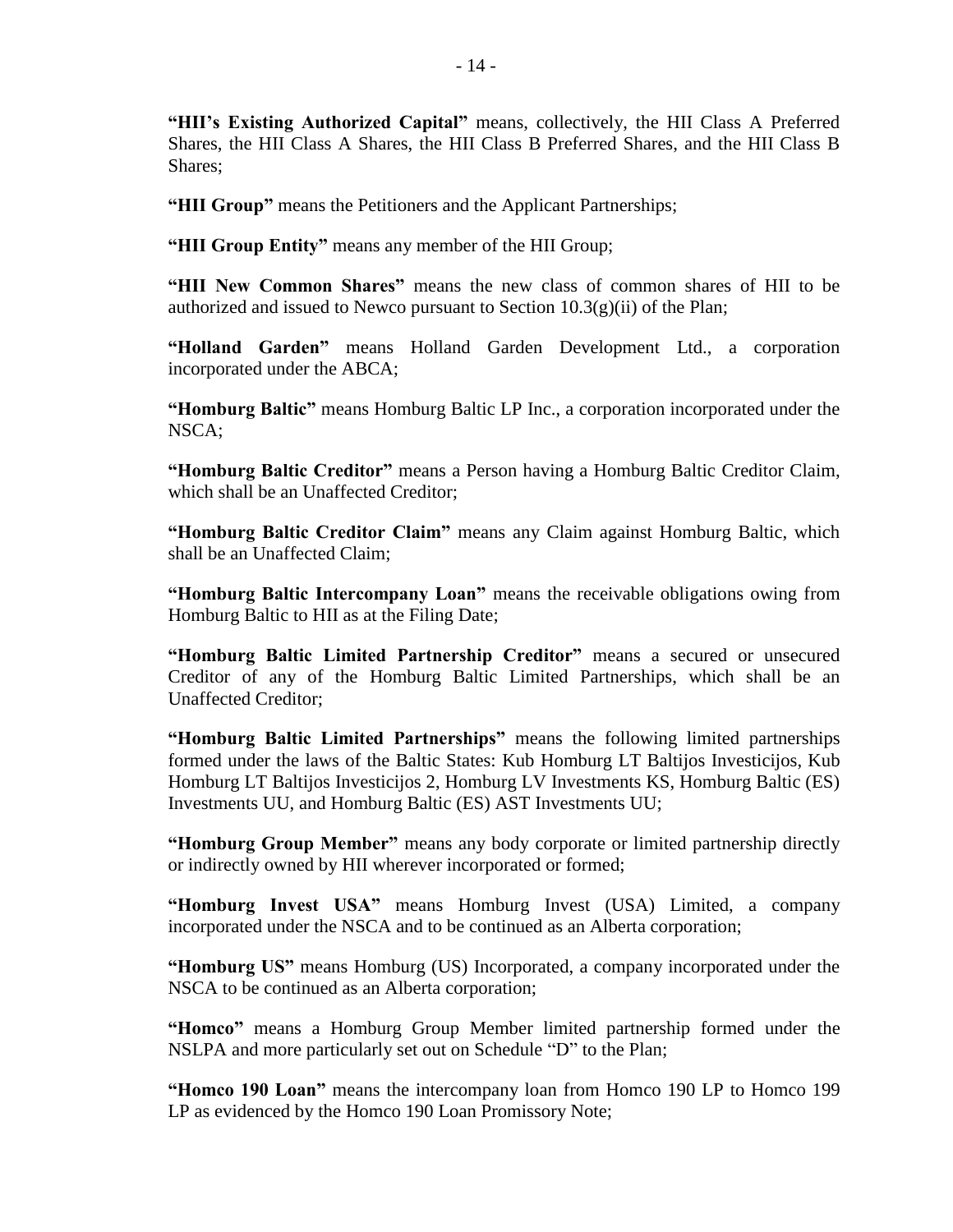**"HII's Existing Authorized Capital"** means, collectively, the HII Class A Preferred Shares, the HII Class A Shares, the HII Class B Preferred Shares, and the HII Class B Shares;

**"HII Group"** means the Petitioners and the Applicant Partnerships;

**"HII Group Entity"** means any member of the HII Group;

**"HII New Common Shares"** means the new class of common shares of HII to be authorized and issued to Newco pursuant to Section 10.3(g)(ii) of the Plan;

**"Holland Garden"** means Holland Garden Development Ltd., a corporation incorporated under the ABCA;

**"Homburg Baltic"** means Homburg Baltic LP Inc., a corporation incorporated under the NSCA;

**"Homburg Baltic Creditor"** means a Person having a Homburg Baltic Creditor Claim, which shall be an Unaffected Creditor;

**"Homburg Baltic Creditor Claim"** means any Claim against Homburg Baltic, which shall be an Unaffected Claim;

**"Homburg Baltic Intercompany Loan"** means the receivable obligations owing from Homburg Baltic to HII as at the Filing Date;

**"Homburg Baltic Limited Partnership Creditor"** means a secured or unsecured Creditor of any of the Homburg Baltic Limited Partnerships, which shall be an Unaffected Creditor;

**"Homburg Baltic Limited Partnerships"** means the following limited partnerships formed under the laws of the Baltic States: Kub Homburg LT Baltijos Investicijos, Kub Homburg LT Baltijos Investicijos 2, Homburg LV Investments KS, Homburg Baltic (ES) Investments UU, and Homburg Baltic (ES) AST Investments UU;

**"Homburg Group Member"** means any body corporate or limited partnership directly or indirectly owned by HII wherever incorporated or formed;

**"Homburg Invest USA"** means Homburg Invest (USA) Limited, a company incorporated under the NSCA and to be continued as an Alberta corporation;

**"Homburg US"** means Homburg (US) Incorporated, a company incorporated under the NSCA to be continued as an Alberta corporation;

**"Homco"** means a Homburg Group Member limited partnership formed under the NSLPA and more particularly set out on Schedule "D" to the Plan;

**"Homco 190 Loan"** means the intercompany loan from Homco 190 LP to Homco 199 LP as evidenced by the Homco 190 Loan Promissory Note;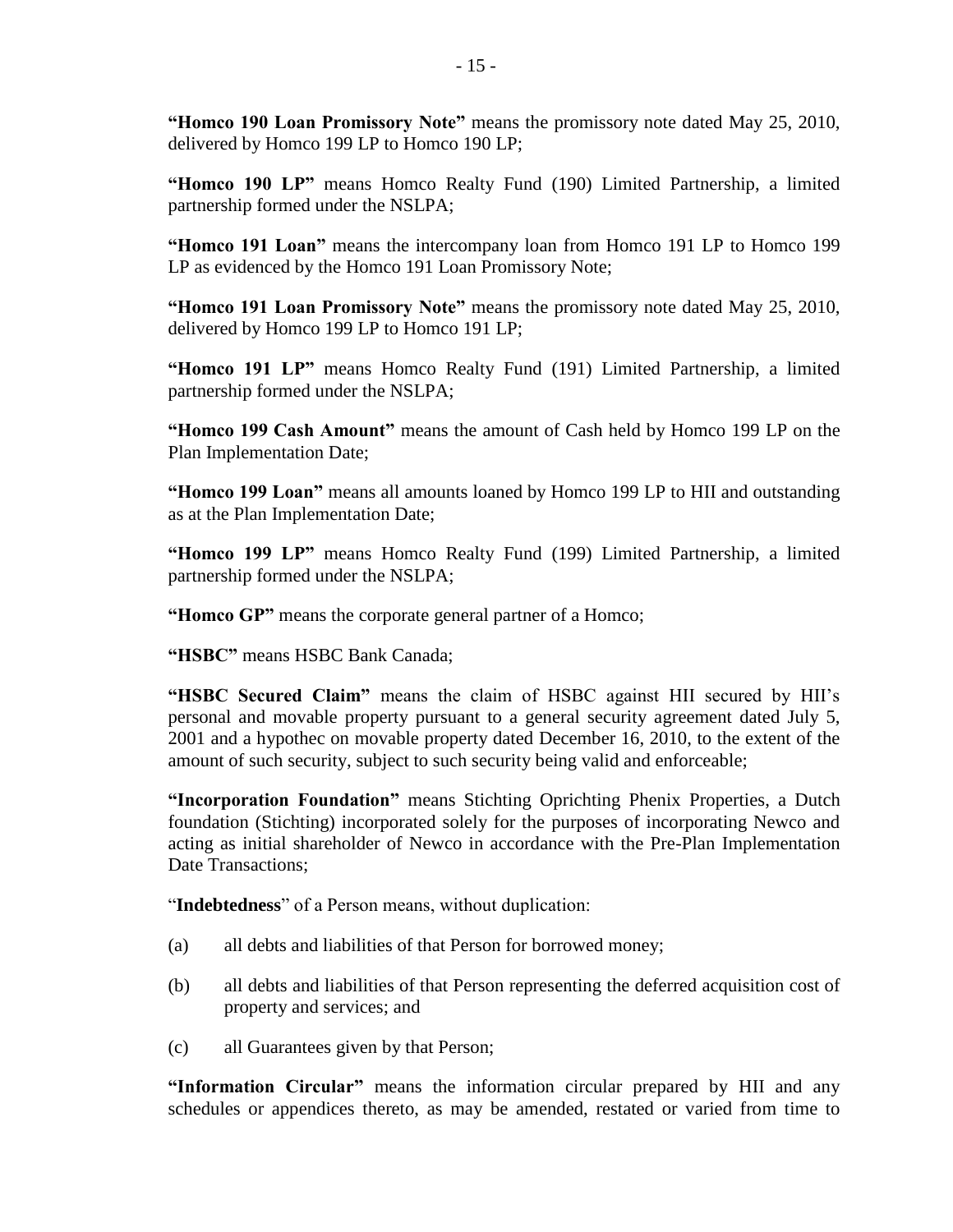**"Homco 190 Loan Promissory Note"** means the promissory note dated May 25, 2010, delivered by Homco 199 LP to Homco 190 LP;

**"Homco 190 LP"** means Homco Realty Fund (190) Limited Partnership, a limited partnership formed under the NSLPA;

**"Homco 191 Loan"** means the intercompany loan from Homco 191 LP to Homco 199 LP as evidenced by the Homco 191 Loan Promissory Note;

**"Homco 191 Loan Promissory Note"** means the promissory note dated May 25, 2010, delivered by Homco 199 LP to Homco 191 LP;

**"Homco 191 LP"** means Homco Realty Fund (191) Limited Partnership, a limited partnership formed under the NSLPA;

**"Homco 199 Cash Amount"** means the amount of Cash held by Homco 199 LP on the Plan Implementation Date;

**"Homco 199 Loan"** means all amounts loaned by Homco 199 LP to HII and outstanding as at the Plan Implementation Date;

**"Homco 199 LP"** means Homco Realty Fund (199) Limited Partnership, a limited partnership formed under the NSLPA;

**"Homco GP"** means the corporate general partner of a Homco;

**"HSBC"** means HSBC Bank Canada;

**"HSBC Secured Claim"** means the claim of HSBC against HII secured by HII's personal and movable property pursuant to a general security agreement dated July 5, 2001 and a hypothec on movable property dated December 16, 2010, to the extent of the amount of such security, subject to such security being valid and enforceable;

**"Incorporation Foundation"** means Stichting Oprichting Phenix Properties, a Dutch foundation (Stichting) incorporated solely for the purposes of incorporating Newco and acting as initial shareholder of Newco in accordance with the Pre-Plan Implementation Date Transactions;

"**Indebtedness**" of a Person means, without duplication:

(a) all debts and liabilities of that Person for borrowed money;

(b) all debts and liabilities of that Person representing the deferred acquisition cost of property and services; and

(c) all Guarantees given by that Person;

**"Information Circular"** means the information circular prepared by HII and any schedules or appendices thereto, as may be amended, restated or varied from time to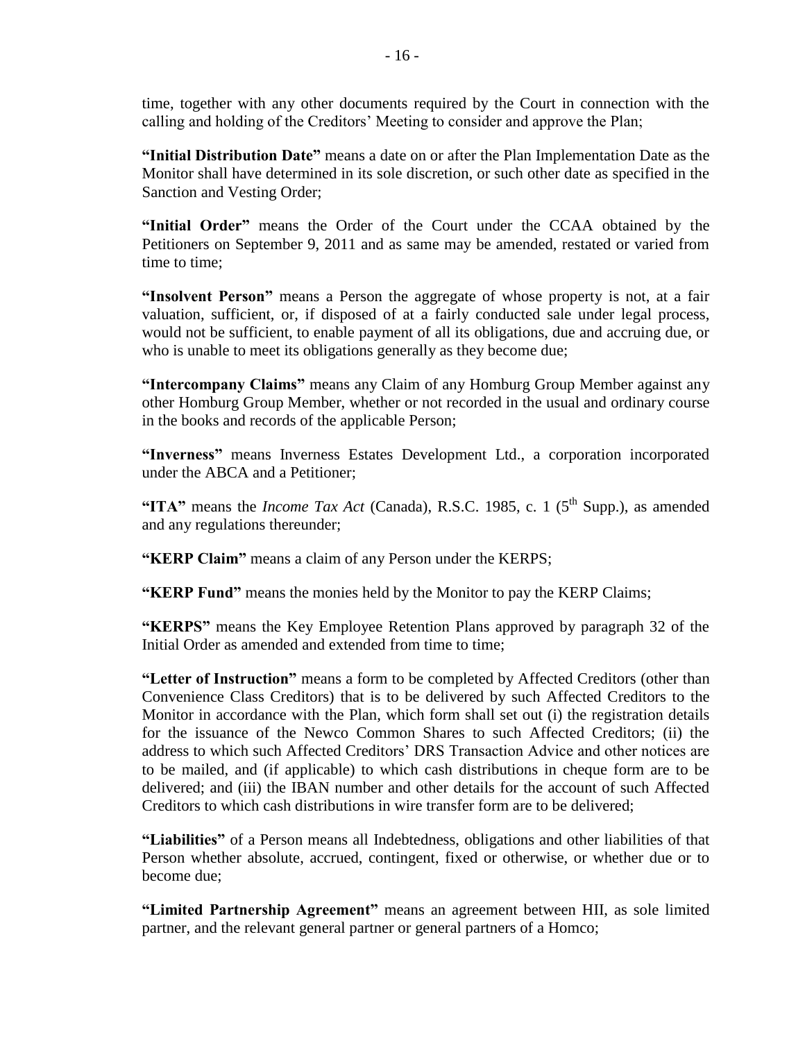time, together with any other documents required by the Court in connection with the calling and holding of the Creditors' Meeting to consider and approve the Plan;

**"Initial Distribution Date"** means a date on or after the Plan Implementation Date as the Monitor shall have determined in its sole discretion, or such other date as specified in the Sanction and Vesting Order;

**"Initial Order"** means the Order of the Court under the CCAA obtained by the Petitioners on September 9, 2011 and as same may be amended, restated or varied from time to time;

**"Insolvent Person"** means a Person the aggregate of whose property is not, at a fair valuation, sufficient, or, if disposed of at a fairly conducted sale under legal process, would not be sufficient, to enable payment of all its obligations, due and accruing due, or who is unable to meet its obligations generally as they become due;

**"Intercompany Claims"** means any Claim of any Homburg Group Member against any other Homburg Group Member, whether or not recorded in the usual and ordinary course in the books and records of the applicable Person;

**"Inverness"** means Inverness Estates Development Ltd., a corporation incorporated under the ABCA and a Petitioner;

**"ITA"** means the *Income Tax Act* (Canada), R.S.C. 1985, c. 1 (5th Supp.), as amended and any regulations thereunder;

**"KERP Claim"** means a claim of any Person under the KERPS;

**"KERP Fund"** means the monies held by the Monitor to pay the KERP Claims;

**"KERPS"** means the Key Employee Retention Plans approved by paragraph 32 of the Initial Order as amended and extended from time to time;

**"Letter of Instruction"** means a form to be completed by Affected Creditors (other than Convenience Class Creditors) that is to be delivered by such Affected Creditors to the Monitor in accordance with the Plan, which form shall set out (i) the registration details for the issuance of the Newco Common Shares to such Affected Creditors; (ii) the address to which such Affected Creditors' DRS Transaction Advice and other notices are to be mailed, and (if applicable) to which cash distributions in cheque form are to be delivered; and (iii) the IBAN number and other details for the account of such Affected Creditors to which cash distributions in wire transfer form are to be delivered;

**"Liabilities"** of a Person means all Indebtedness, obligations and other liabilities of that Person whether absolute, accrued, contingent, fixed or otherwise, or whether due or to become due;

**"Limited Partnership Agreement"** means an agreement between HII, as sole limited partner, and the relevant general partner or general partners of a Homco;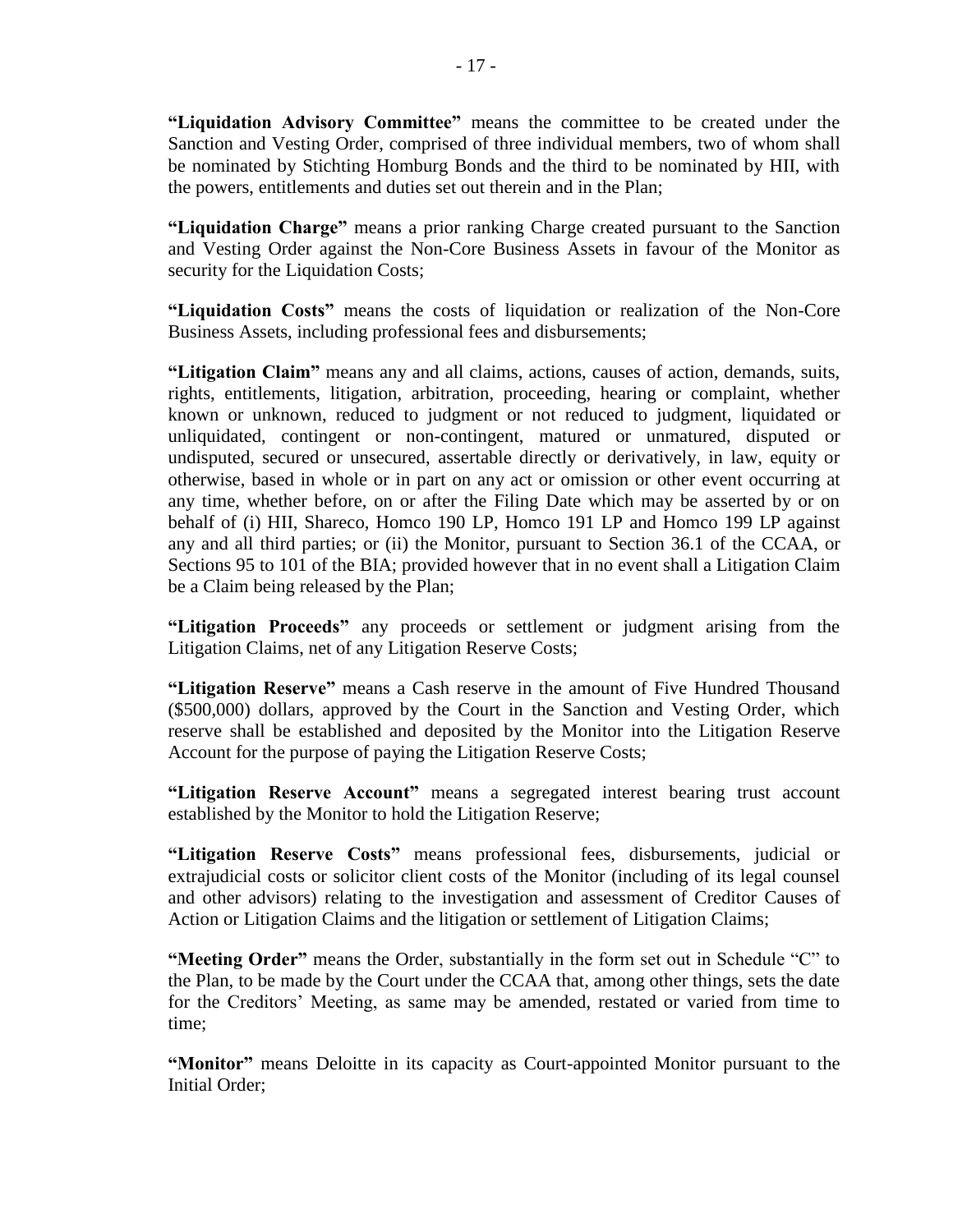**"Liquidation Advisory Committee"** means the committee to be created under the Sanction and Vesting Order, comprised of three individual members, two of whom shall be nominated by Stichting Homburg Bonds and the third to be nominated by HII, with the powers, entitlements and duties set out therein and in the Plan;

**"Liquidation Charge"** means a prior ranking Charge created pursuant to the Sanction and Vesting Order against the Non-Core Business Assets in favour of the Monitor as security for the Liquidation Costs;

**"Liquidation Costs"** means the costs of liquidation or realization of the Non-Core Business Assets, including professional fees and disbursements;

**"Litigation Claim"** means any and all claims, actions, causes of action, demands, suits, rights, entitlements, litigation, arbitration, proceeding, hearing or complaint, whether known or unknown, reduced to judgment or not reduced to judgment, liquidated or unliquidated, contingent or non-contingent, matured or unmatured, disputed or undisputed, secured or unsecured, assertable directly or derivatively, in law, equity or otherwise, based in whole or in part on any act or omission or other event occurring at any time, whether before, on or after the Filing Date which may be asserted by or on behalf of (i) HII, Shareco, Homco 190 LP, Homco 191 LP and Homco 199 LP against any and all third parties; or (ii) the Monitor, pursuant to Section 36.1 of the CCAA, or Sections 95 to 101 of the BIA; provided however that in no event shall a Litigation Claim be a Claim being released by the Plan;

**"Litigation Proceeds"** any proceeds or settlement or judgment arising from the Litigation Claims, net of any Litigation Reserve Costs;

**"Litigation Reserve"** means a Cash reserve in the amount of Five Hundred Thousand ($500,000) dollars, approved by the Court in the Sanction and Vesting Order, which reserve shall be established and deposited by the Monitor into the Litigation Reserve Account for the purpose of paying the Litigation Reserve Costs;

**"Litigation Reserve Account"** means a segregated interest bearing trust account established by the Monitor to hold the Litigation Reserve;

**"Litigation Reserve Costs"** means professional fees, disbursements, judicial or extrajudicial costs or solicitor client costs of the Monitor (including of its legal counsel and other advisors) relating to the investigation and assessment of Creditor Causes of Action or Litigation Claims and the litigation or settlement of Litigation Claims;

**"Meeting Order"** means the Order, substantially in the form set out in Schedule "C" to the Plan, to be made by the Court under the CCAA that, among other things, sets the date for the Creditors' Meeting, as same may be amended, restated or varied from time to time;

**"Monitor"** means Deloitte in its capacity as Court-appointed Monitor pursuant to the Initial Order;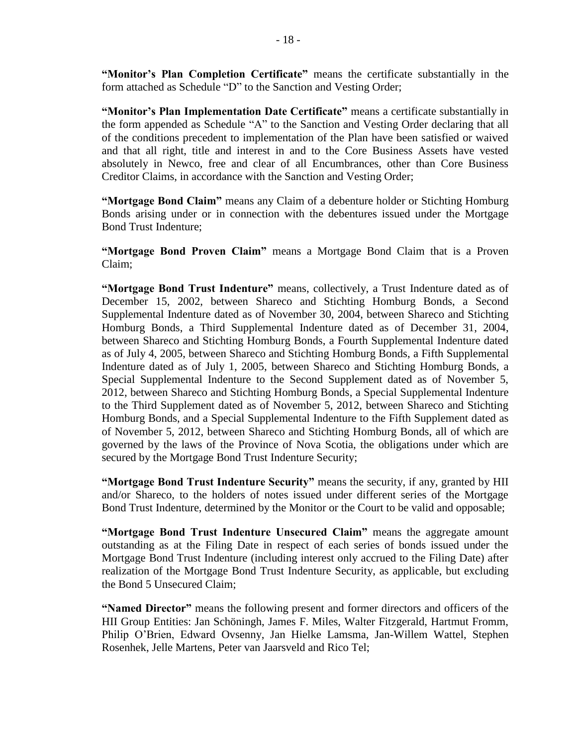**"Monitor's Plan Completion Certificate"** means the certificate substantially in the form attached as Schedule "D" to the Sanction and Vesting Order;

**"Monitor's Plan Implementation Date Certificate"** means a certificate substantially in the form appended as Schedule "A" to the Sanction and Vesting Order declaring that all of the conditions precedent to implementation of the Plan have been satisfied or waived and that all right, title and interest in and to the Core Business Assets have vested absolutely in Newco, free and clear of all Encumbrances, other than Core Business Creditor Claims, in accordance with the Sanction and Vesting Order;

**"Mortgage Bond Claim"** means any Claim of a debenture holder or Stichting Homburg Bonds arising under or in connection with the debentures issued under the Mortgage Bond Trust Indenture;

**"Mortgage Bond Proven Claim"** means a Mortgage Bond Claim that is a Proven Claim;

**"Mortgage Bond Trust Indenture"** means, collectively, a Trust Indenture dated as of December 15, 2002, between Shareco and Stichting Homburg Bonds, a Second Supplemental Indenture dated as of November 30, 2004, between Shareco and Stichting Homburg Bonds, a Third Supplemental Indenture dated as of December 31, 2004, between Shareco and Stichting Homburg Bonds, a Fourth Supplemental Indenture dated as of July 4, 2005, between Shareco and Stichting Homburg Bonds, a Fifth Supplemental Indenture dated as of July 1, 2005, between Shareco and Stichting Homburg Bonds, a Special Supplemental Indenture to the Second Supplement dated as of November 5, 2012, between Shareco and Stichting Homburg Bonds, a Special Supplemental Indenture to the Third Supplement dated as of November 5, 2012, between Shareco and Stichting Homburg Bonds, and a Special Supplemental Indenture to the Fifth Supplement dated as of November 5, 2012, between Shareco and Stichting Homburg Bonds, all of which are governed by the laws of the Province of Nova Scotia, the obligations under which are secured by the Mortgage Bond Trust Indenture Security;

**"Mortgage Bond Trust Indenture Security"** means the security, if any, granted by HII and/or Shareco, to the holders of notes issued under different series of the Mortgage Bond Trust Indenture, determined by the Monitor or the Court to be valid and opposable;

**"Mortgage Bond Trust Indenture Unsecured Claim"** means the aggregate amount outstanding as at the Filing Date in respect of each series of bonds issued under the Mortgage Bond Trust Indenture (including interest only accrued to the Filing Date) after realization of the Mortgage Bond Trust Indenture Security, as applicable, but excluding the Bond 5 Unsecured Claim;

**"Named Director"** means the following present and former directors and officers of the HII Group Entities: Jan Schöningh, James F. Miles, Walter Fitzgerald, Hartmut Fromm, Philip O'Brien, Edward Ovsenny, Jan Hielke Lamsma, Jan-Willem Wattel, Stephen Rosenhek, Jelle Martens, Peter van Jaarsveld and Rico Tel;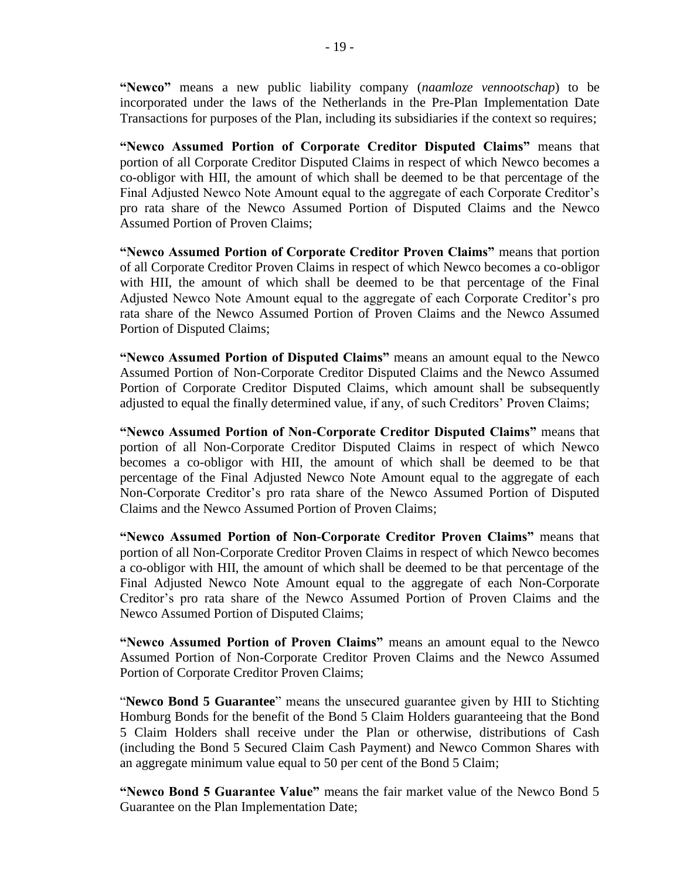**"Newco"** means a new public liability company (*naamloze vennootschap*) to be incorporated under the laws of the Netherlands in the Pre-Plan Implementation Date Transactions for purposes of the Plan, including its subsidiaries if the context so requires;

**"Newco Assumed Portion of Corporate Creditor Disputed Claims"** means that portion of all Corporate Creditor Disputed Claims in respect of which Newco becomes a co-obligor with HII, the amount of which shall be deemed to be that percentage of the Final Adjusted Newco Note Amount equal to the aggregate of each Corporate Creditor's pro rata share of the Newco Assumed Portion of Disputed Claims and the Newco Assumed Portion of Proven Claims;

**"Newco Assumed Portion of Corporate Creditor Proven Claims"** means that portion of all Corporate Creditor Proven Claims in respect of which Newco becomes a co-obligor with HII, the amount of which shall be deemed to be that percentage of the Final Adjusted Newco Note Amount equal to the aggregate of each Corporate Creditor's pro rata share of the Newco Assumed Portion of Proven Claims and the Newco Assumed Portion of Disputed Claims;

**"Newco Assumed Portion of Disputed Claims"** means an amount equal to the Newco Assumed Portion of Non-Corporate Creditor Disputed Claims and the Newco Assumed Portion of Corporate Creditor Disputed Claims, which amount shall be subsequently adjusted to equal the finally determined value, if any, of such Creditors' Proven Claims;

**"Newco Assumed Portion of Non-Corporate Creditor Disputed Claims"** means that portion of all Non-Corporate Creditor Disputed Claims in respect of which Newco becomes a co-obligor with HII, the amount of which shall be deemed to be that percentage of the Final Adjusted Newco Note Amount equal to the aggregate of each Non-Corporate Creditor's pro rata share of the Newco Assumed Portion of Disputed Claims and the Newco Assumed Portion of Proven Claims;

**"Newco Assumed Portion of Non-Corporate Creditor Proven Claims"** means that portion of all Non-Corporate Creditor Proven Claims in respect of which Newco becomes a co-obligor with HII, the amount of which shall be deemed to be that percentage of the Final Adjusted Newco Note Amount equal to the aggregate of each Non-Corporate Creditor's pro rata share of the Newco Assumed Portion of Proven Claims and the Newco Assumed Portion of Disputed Claims;

**"Newco Assumed Portion of Proven Claims"** means an amount equal to the Newco Assumed Portion of Non-Corporate Creditor Proven Claims and the Newco Assumed Portion of Corporate Creditor Proven Claims;

"**Newco Bond 5 Guarantee**" means the unsecured guarantee given by HII to Stichting Homburg Bonds for the benefit of the Bond 5 Claim Holders guaranteeing that the Bond 5 Claim Holders shall receive under the Plan or otherwise, distributions of Cash (including the Bond 5 Secured Claim Cash Payment) and Newco Common Shares with an aggregate minimum value equal to 50 per cent of the Bond 5 Claim;

**"Newco Bond 5 Guarantee Value"** means the fair market value of the Newco Bond 5 Guarantee on the Plan Implementation Date;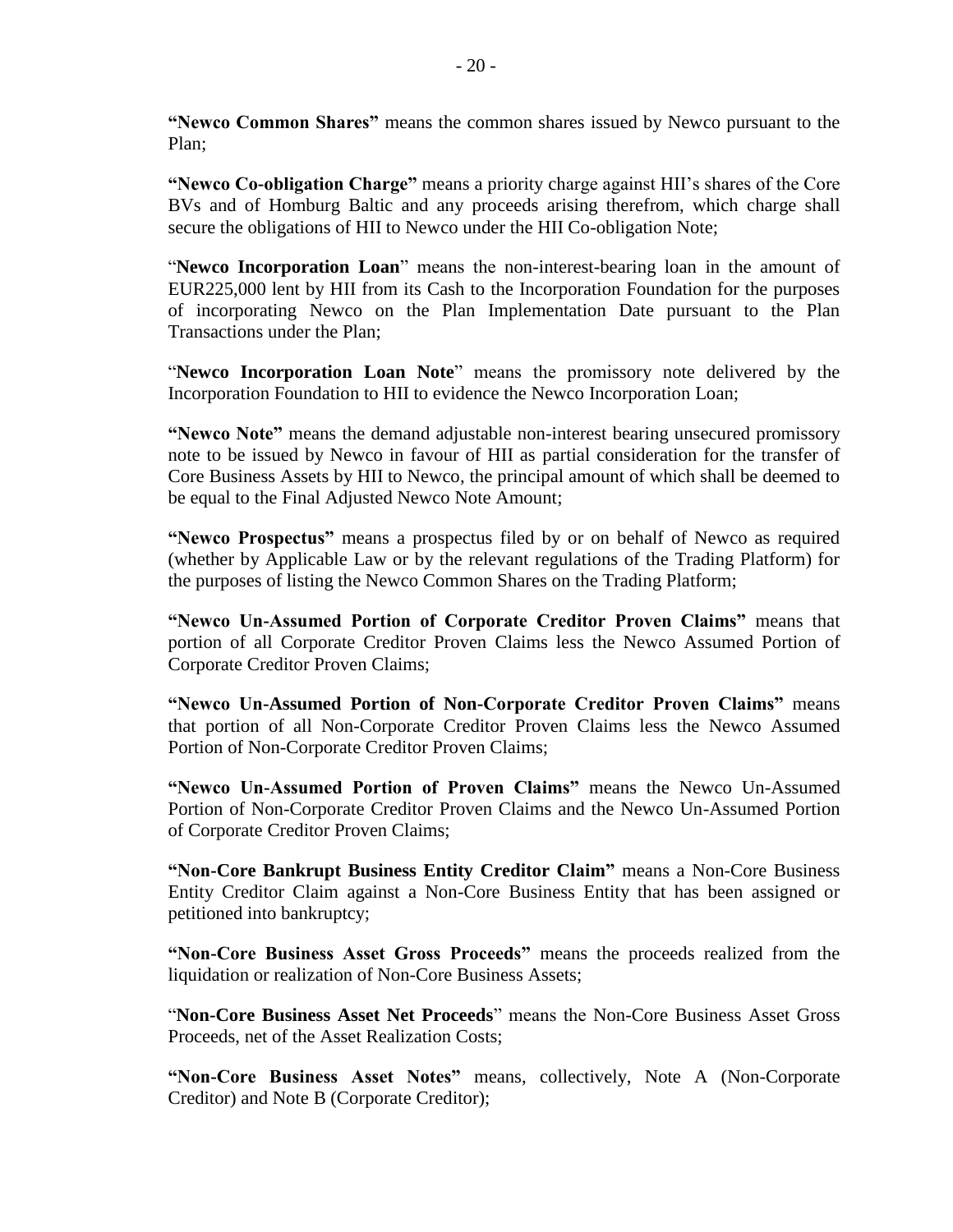**"Newco Common Shares"** means the common shares issued by Newco pursuant to the Plan;

**"Newco Co-obligation Charge"** means a priority charge against HII's shares of the Core BVs and of Homburg Baltic and any proceeds arising therefrom, which charge shall secure the obligations of HII to Newco under the HII Co-obligation Note;

"**Newco Incorporation Loan**" means the non-interest-bearing loan in the amount of EUR225,000 lent by HII from its Cash to the Incorporation Foundation for the purposes of incorporating Newco on the Plan Implementation Date pursuant to the Plan Transactions under the Plan;

"**Newco Incorporation Loan Note**" means the promissory note delivered by the Incorporation Foundation to HII to evidence the Newco Incorporation Loan;

**"Newco Note"** means the demand adjustable non-interest bearing unsecured promissory note to be issued by Newco in favour of HII as partial consideration for the transfer of Core Business Assets by HII to Newco, the principal amount of which shall be deemed to be equal to the Final Adjusted Newco Note Amount;

**"Newco Prospectus"** means a prospectus filed by or on behalf of Newco as required (whether by Applicable Law or by the relevant regulations of the Trading Platform) for the purposes of listing the Newco Common Shares on the Trading Platform;

**"Newco Un-Assumed Portion of Corporate Creditor Proven Claims"** means that portion of all Corporate Creditor Proven Claims less the Newco Assumed Portion of Corporate Creditor Proven Claims;

**"Newco Un-Assumed Portion of Non-Corporate Creditor Proven Claims"** means that portion of all Non-Corporate Creditor Proven Claims less the Newco Assumed Portion of Non-Corporate Creditor Proven Claims;

**"Newco Un-Assumed Portion of Proven Claims"** means the Newco Un-Assumed Portion of Non-Corporate Creditor Proven Claims and the Newco Un-Assumed Portion of Corporate Creditor Proven Claims;

**"Non-Core Bankrupt Business Entity Creditor Claim"** means a Non-Core Business Entity Creditor Claim against a Non-Core Business Entity that has been assigned or petitioned into bankruptcy;

**"Non-Core Business Asset Gross Proceeds"** means the proceeds realized from the liquidation or realization of Non-Core Business Assets;

"**Non-Core Business Asset Net Proceeds**" means the Non-Core Business Asset Gross Proceeds, net of the Asset Realization Costs;

**"Non-Core Business Asset Notes"** means, collectively, Note A (Non-Corporate Creditor) and Note B (Corporate Creditor);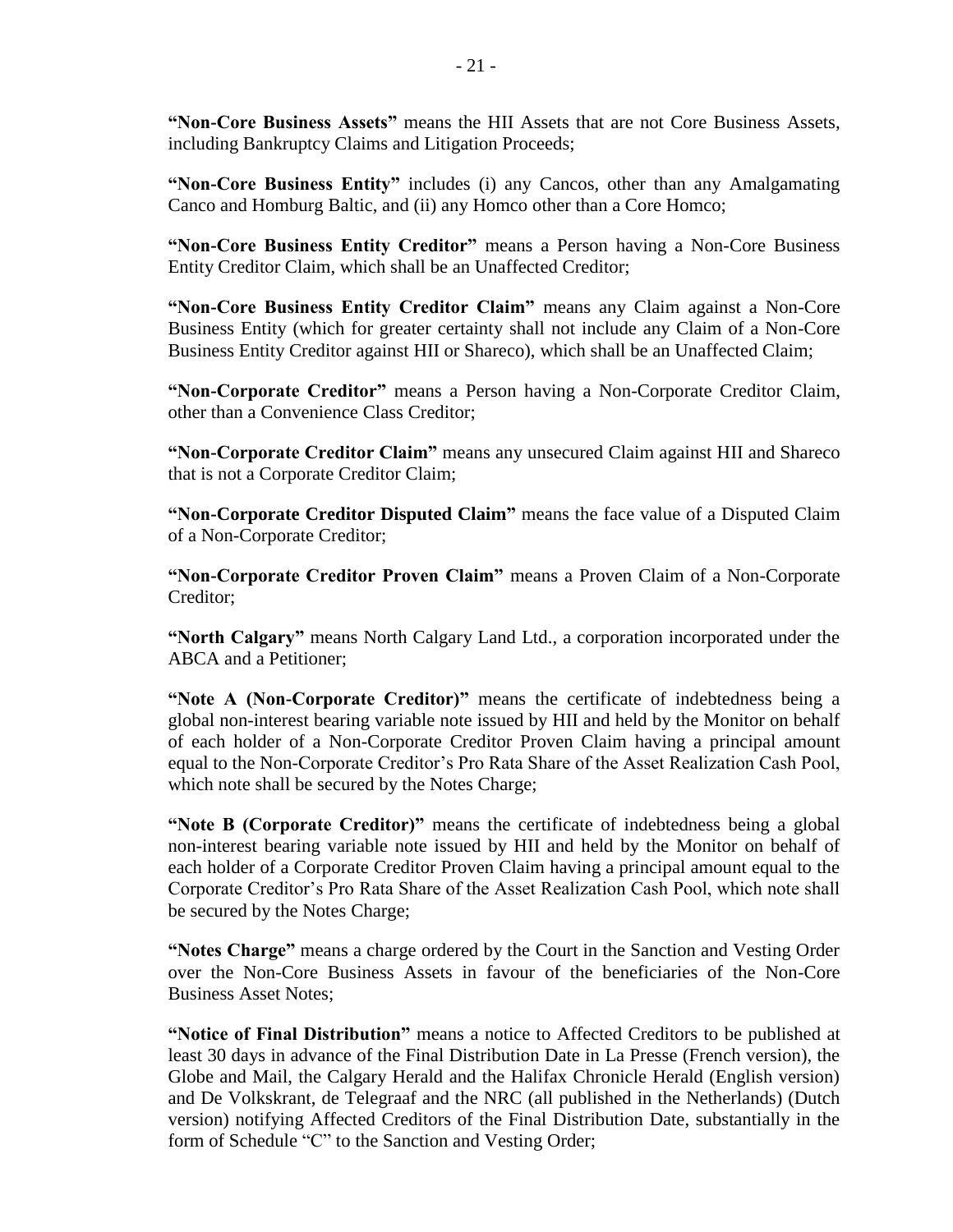**"Non-Core Business Assets"** means the HII Assets that are not Core Business Assets, including Bankruptcy Claims and Litigation Proceeds;

**"Non-Core Business Entity"** includes (i) any Cancos, other than any Amalgamating Canco and Homburg Baltic, and (ii) any Homco other than a Core Homco;

**"Non-Core Business Entity Creditor"** means a Person having a Non-Core Business Entity Creditor Claim, which shall be an Unaffected Creditor;

**"Non-Core Business Entity Creditor Claim"** means any Claim against a Non-Core Business Entity (which for greater certainty shall not include any Claim of a Non-Core Business Entity Creditor against HII or Shareco), which shall be an Unaffected Claim;

**"Non-Corporate Creditor"** means a Person having a Non-Corporate Creditor Claim, other than a Convenience Class Creditor;

**"Non-Corporate Creditor Claim"** means any unsecured Claim against HII and Shareco that is not a Corporate Creditor Claim;

**"Non-Corporate Creditor Disputed Claim"** means the face value of a Disputed Claim of a Non-Corporate Creditor;

**"Non-Corporate Creditor Proven Claim"** means a Proven Claim of a Non-Corporate Creditor;

**"North Calgary"** means North Calgary Land Ltd., a corporation incorporated under the ABCA and a Petitioner;

**"Note A (Non-Corporate Creditor)"** means the certificate of indebtedness being a global non-interest bearing variable note issued by HII and held by the Monitor on behalf of each holder of a Non-Corporate Creditor Proven Claim having a principal amount equal to the Non-Corporate Creditor's Pro Rata Share of the Asset Realization Cash Pool, which note shall be secured by the Notes Charge;

**"Note B (Corporate Creditor)"** means the certificate of indebtedness being a global non-interest bearing variable note issued by HII and held by the Monitor on behalf of each holder of a Corporate Creditor Proven Claim having a principal amount equal to the Corporate Creditor's Pro Rata Share of the Asset Realization Cash Pool, which note shall be secured by the Notes Charge;

**"Notes Charge"** means a charge ordered by the Court in the Sanction and Vesting Order over the Non-Core Business Assets in favour of the beneficiaries of the Non-Core Business Asset Notes;

**"Notice of Final Distribution"** means a notice to Affected Creditors to be published at least 30 days in advance of the Final Distribution Date in La Presse (French version), the Globe and Mail, the Calgary Herald and the Halifax Chronicle Herald (English version) and De Volkskrant, de Telegraaf and the NRC (all published in the Netherlands) (Dutch version) notifying Affected Creditors of the Final Distribution Date, substantially in the form of Schedule "C" to the Sanction and Vesting Order;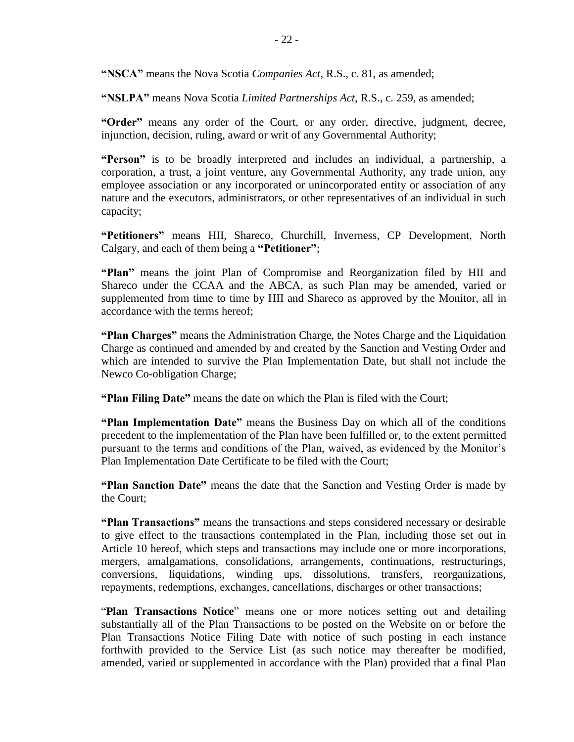**"NSCA"** means the Nova Scotia *Companies Act*, R.S., c. 81, as amended;

**"NSLPA"** means Nova Scotia *Limited Partnerships Act*, R.S., c. 259, as amended;

**"Order"** means any order of the Court, or any order, directive, judgment, decree, injunction, decision, ruling, award or writ of any Governmental Authority;

**"Person"** is to be broadly interpreted and includes an individual, a partnership, a corporation, a trust, a joint venture, any Governmental Authority, any trade union, any employee association or any incorporated or unincorporated entity or association of any nature and the executors, administrators, or other representatives of an individual in such capacity;

**"Petitioners"** means HII, Shareco, Churchill, Inverness, CP Development, North Calgary, and each of them being a **"Petitioner"**;

**"Plan"** means the joint Plan of Compromise and Reorganization filed by HII and Shareco under the CCAA and the ABCA, as such Plan may be amended, varied or supplemented from time to time by HII and Shareco as approved by the Monitor, all in accordance with the terms hereof;

**"Plan Charges"** means the Administration Charge, the Notes Charge and the Liquidation Charge as continued and amended by and created by the Sanction and Vesting Order and which are intended to survive the Plan Implementation Date, but shall not include the Newco Co-obligation Charge;

**"Plan Filing Date"** means the date on which the Plan is filed with the Court;

**"Plan Implementation Date"** means the Business Day on which all of the conditions precedent to the implementation of the Plan have been fulfilled or, to the extent permitted pursuant to the terms and conditions of the Plan, waived, as evidenced by the Monitor's Plan Implementation Date Certificate to be filed with the Court;

**"Plan Sanction Date"** means the date that the Sanction and Vesting Order is made by the Court;

**"Plan Transactions"** means the transactions and steps considered necessary or desirable to give effect to the transactions contemplated in the Plan, including those set out in Article 10 hereof, which steps and transactions may include one or more incorporations, mergers, amalgamations, consolidations, arrangements, continuations, restructurings, conversions, liquidations, winding ups, dissolutions, transfers, reorganizations, repayments, redemptions, exchanges, cancellations, discharges or other transactions;

"**Plan Transactions Notice**" means one or more notices setting out and detailing substantially all of the Plan Transactions to be posted on the Website on or before the Plan Transactions Notice Filing Date with notice of such posting in each instance forthwith provided to the Service List (as such notice may thereafter be modified, amended, varied or supplemented in accordance with the Plan) provided that a final Plan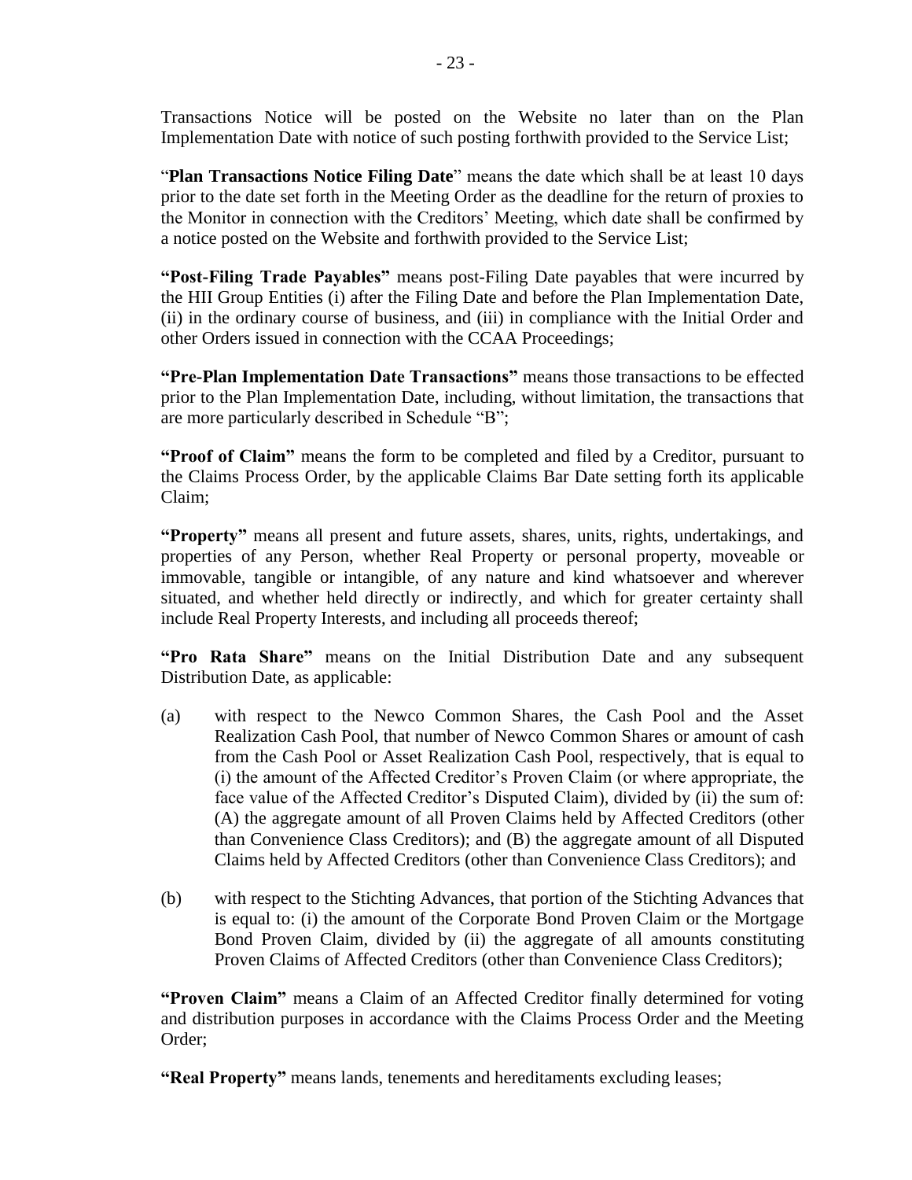Transactions Notice will be posted on the Website no later than on the Plan Implementation Date with notice of such posting forthwith provided to the Service List;

"**Plan Transactions Notice Filing Date**" means the date which shall be at least 10 days prior to the date set forth in the Meeting Order as the deadline for the return of proxies to the Monitor in connection with the Creditors' Meeting, which date shall be confirmed by a notice posted on the Website and forthwith provided to the Service List;

**"Post-Filing Trade Payables"** means post-Filing Date payables that were incurred by the HII Group Entities (i) after the Filing Date and before the Plan Implementation Date, (ii) in the ordinary course of business, and (iii) in compliance with the Initial Order and other Orders issued in connection with the CCAA Proceedings;

**"Pre-Plan Implementation Date Transactions"** means those transactions to be effected prior to the Plan Implementation Date, including, without limitation, the transactions that are more particularly described in Schedule "B";

**"Proof of Claim"** means the form to be completed and filed by a Creditor, pursuant to the Claims Process Order, by the applicable Claims Bar Date setting forth its applicable Claim;

**"Property"** means all present and future assets, shares, units, rights, undertakings, and properties of any Person, whether Real Property or personal property, moveable or immovable, tangible or intangible, of any nature and kind whatsoever and wherever situated, and whether held directly or indirectly, and which for greater certainty shall include Real Property Interests, and including all proceeds thereof;

**"Pro Rata Share"** means on the Initial Distribution Date and any subsequent Distribution Date, as applicable:

(a) with respect to the Newco Common Shares, the Cash Pool and the Asset Realization Cash Pool, that number of Newco Common Shares or amount of cash from the Cash Pool or Asset Realization Cash Pool, respectively, that is equal to (i) the amount of the Affected Creditor's Proven Claim (or where appropriate, the face value of the Affected Creditor's Disputed Claim), divided by (ii) the sum of: (A) the aggregate amount of all Proven Claims held by Affected Creditors (other than Convenience Class Creditors); and (B) the aggregate amount of all Disputed Claims held by Affected Creditors (other than Convenience Class Creditors); and

(b) with respect to the Stichting Advances, that portion of the Stichting Advances that is equal to: (i) the amount of the Corporate Bond Proven Claim or the Mortgage Bond Proven Claim, divided by (ii) the aggregate of all amounts constituting Proven Claims of Affected Creditors (other than Convenience Class Creditors);

**"Proven Claim"** means a Claim of an Affected Creditor finally determined for voting and distribution purposes in accordance with the Claims Process Order and the Meeting Order;

**"Real Property"** means lands, tenements and hereditaments excluding leases;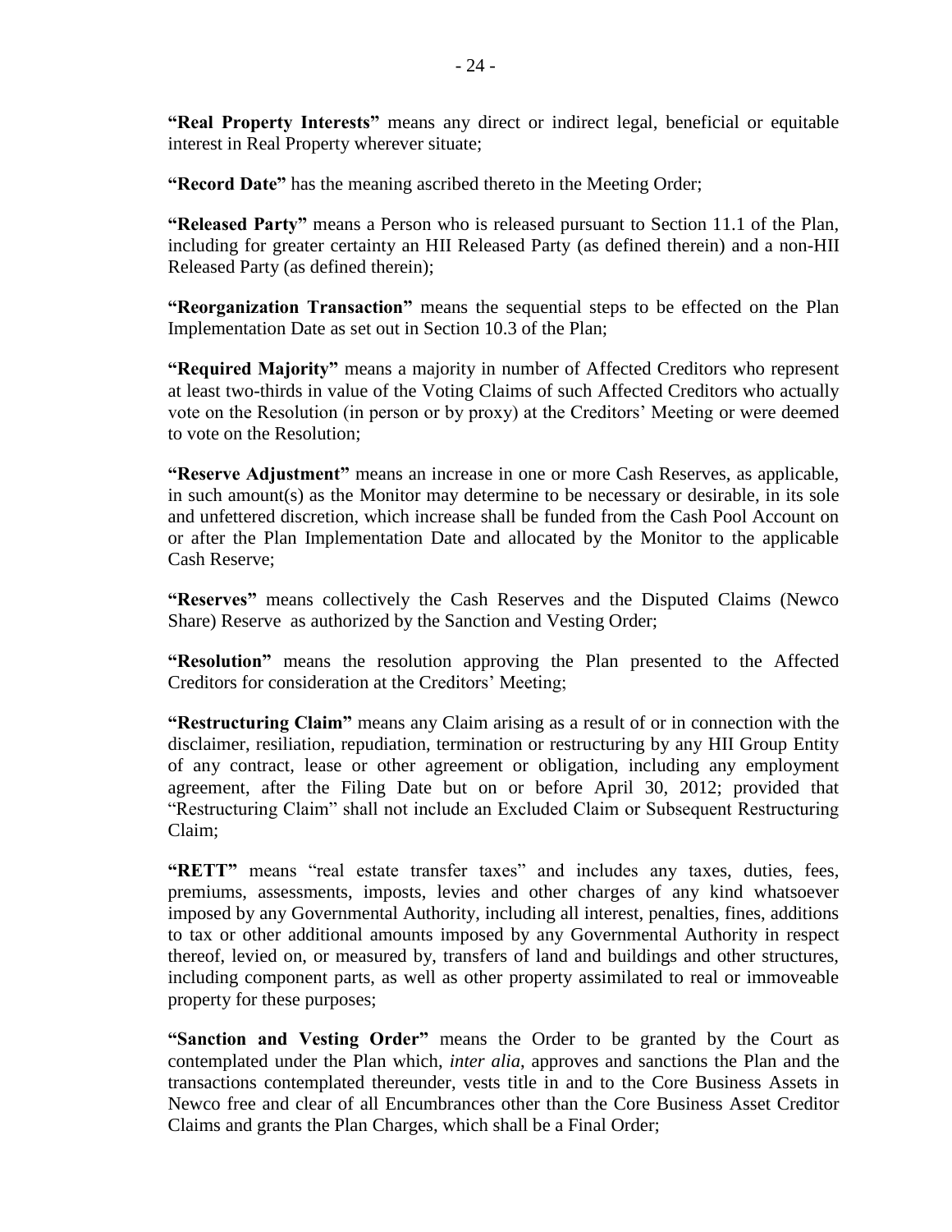**"Real Property Interests"** means any direct or indirect legal, beneficial or equitable interest in Real Property wherever situate;

**"Record Date"** has the meaning ascribed thereto in the Meeting Order;

**"Released Party"** means a Person who is released pursuant to Section 11.1 of the Plan, including for greater certainty an HII Released Party (as defined therein) and a non-HII Released Party (as defined therein);

**"Reorganization Transaction"** means the sequential steps to be effected on the Plan Implementation Date as set out in Section 10.3 of the Plan;

**"Required Majority"** means a majority in number of Affected Creditors who represent at least two-thirds in value of the Voting Claims of such Affected Creditors who actually vote on the Resolution (in person or by proxy) at the Creditors' Meeting or were deemed to vote on the Resolution;

**"Reserve Adjustment"** means an increase in one or more Cash Reserves, as applicable, in such amount(s) as the Monitor may determine to be necessary or desirable, in its sole and unfettered discretion, which increase shall be funded from the Cash Pool Account on or after the Plan Implementation Date and allocated by the Monitor to the applicable Cash Reserve;

**"Reserves"** means collectively the Cash Reserves and the Disputed Claims (Newco Share) Reserve as authorized by the Sanction and Vesting Order;

**"Resolution"** means the resolution approving the Plan presented to the Affected Creditors for consideration at the Creditors' Meeting;

**"Restructuring Claim"** means any Claim arising as a result of or in connection with the disclaimer, resiliation, repudiation, termination or restructuring by any HII Group Entity of any contract, lease or other agreement or obligation, including any employment agreement, after the Filing Date but on or before April 30, 2012; provided that "Restructuring Claim" shall not include an Excluded Claim or Subsequent Restructuring Claim;

**"RETT"** means "real estate transfer taxes" and includes any taxes, duties, fees, premiums, assessments, imposts, levies and other charges of any kind whatsoever imposed by any Governmental Authority, including all interest, penalties, fines, additions to tax or other additional amounts imposed by any Governmental Authority in respect thereof, levied on, or measured by, transfers of land and buildings and other structures, including component parts, as well as other property assimilated to real or immoveable property for these purposes;

**"Sanction and Vesting Order"** means the Order to be granted by the Court as contemplated under the Plan which, *inter alia*, approves and sanctions the Plan and the transactions contemplated thereunder, vests title in and to the Core Business Assets in Newco free and clear of all Encumbrances other than the Core Business Asset Creditor Claims and grants the Plan Charges, which shall be a Final Order;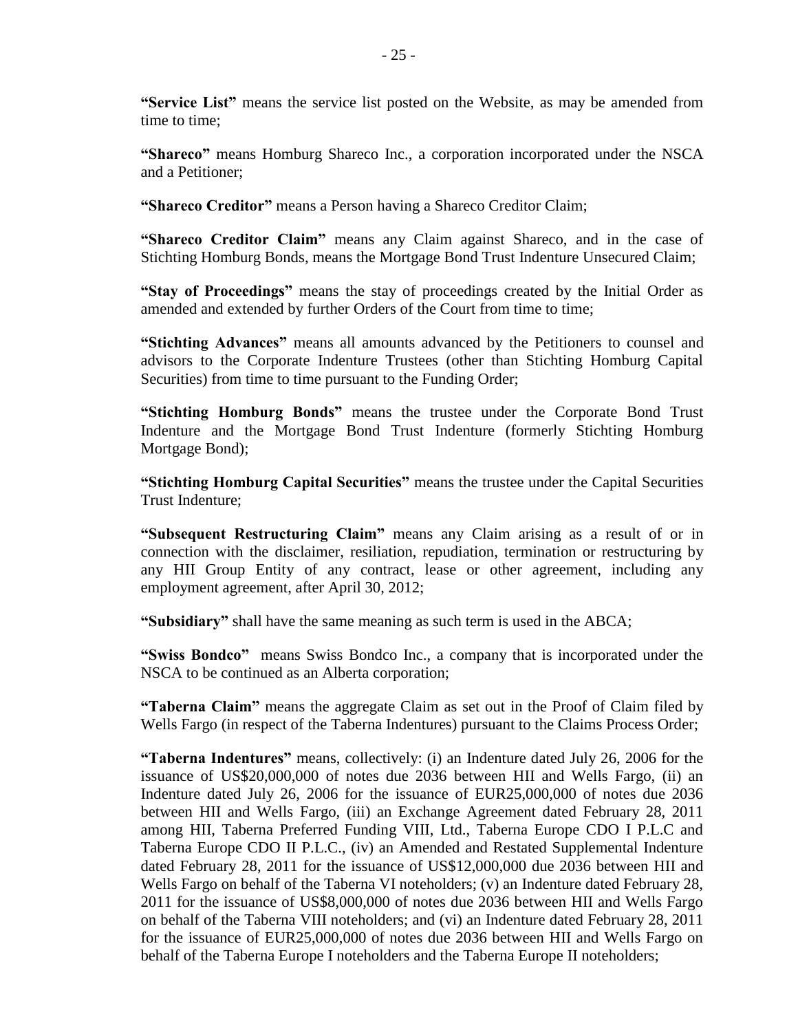**"Service List"** means the service list posted on the Website, as may be amended from time to time;

**"Shareco"** means Homburg Shareco Inc., a corporation incorporated under the NSCA and a Petitioner;

**"Shareco Creditor"** means a Person having a Shareco Creditor Claim;

**"Shareco Creditor Claim"** means any Claim against Shareco, and in the case of Stichting Homburg Bonds, means the Mortgage Bond Trust Indenture Unsecured Claim;

**"Stay of Proceedings"** means the stay of proceedings created by the Initial Order as amended and extended by further Orders of the Court from time to time;

**"Stichting Advances"** means all amounts advanced by the Petitioners to counsel and advisors to the Corporate Indenture Trustees (other than Stichting Homburg Capital Securities) from time to time pursuant to the Funding Order;

**"Stichting Homburg Bonds"** means the trustee under the Corporate Bond Trust Indenture and the Mortgage Bond Trust Indenture (formerly Stichting Homburg Mortgage Bond);

**"Stichting Homburg Capital Securities"** means the trustee under the Capital Securities Trust Indenture;

**"Subsequent Restructuring Claim"** means any Claim arising as a result of or in connection with the disclaimer, resiliation, repudiation, termination or restructuring by any HII Group Entity of any contract, lease or other agreement, including any employment agreement, after April 30, 2012;

**"Subsidiary"** shall have the same meaning as such term is used in the ABCA;

**"Swiss Bondco"** means Swiss Bondco Inc., a company that is incorporated under the NSCA to be continued as an Alberta corporation;

**"Taberna Claim"** means the aggregate Claim as set out in the Proof of Claim filed by Wells Fargo (in respect of the Taberna Indentures) pursuant to the Claims Process Order;

**"Taberna Indentures"** means, collectively: (i) an Indenture dated July 26, 2006 for the issuance of US$20,000,000 of notes due 2036 between HII and Wells Fargo, (ii) an Indenture dated July 26, 2006 for the issuance of EUR25,000,000 of notes due 2036 between HII and Wells Fargo, (iii) an Exchange Agreement dated February 28, 2011 among HII, Taberna Preferred Funding VIII, Ltd., Taberna Europe CDO I P.L.C and Taberna Europe CDO II P.L.C., (iv) an Amended and Restated Supplemental Indenture dated February 28, 2011 for the issuance of US$12,000,000 due 2036 between HII and Wells Fargo on behalf of the Taberna VI noteholders; (v) an Indenture dated February 28, 2011 for the issuance of US$8,000,000 of notes due 2036 between HII and Wells Fargo on behalf of the Taberna VIII noteholders; and (vi) an Indenture dated February 28, 2011 for the issuance of EUR25,000,000 of notes due 2036 between HII and Wells Fargo on behalf of the Taberna Europe I noteholders and the Taberna Europe II noteholders;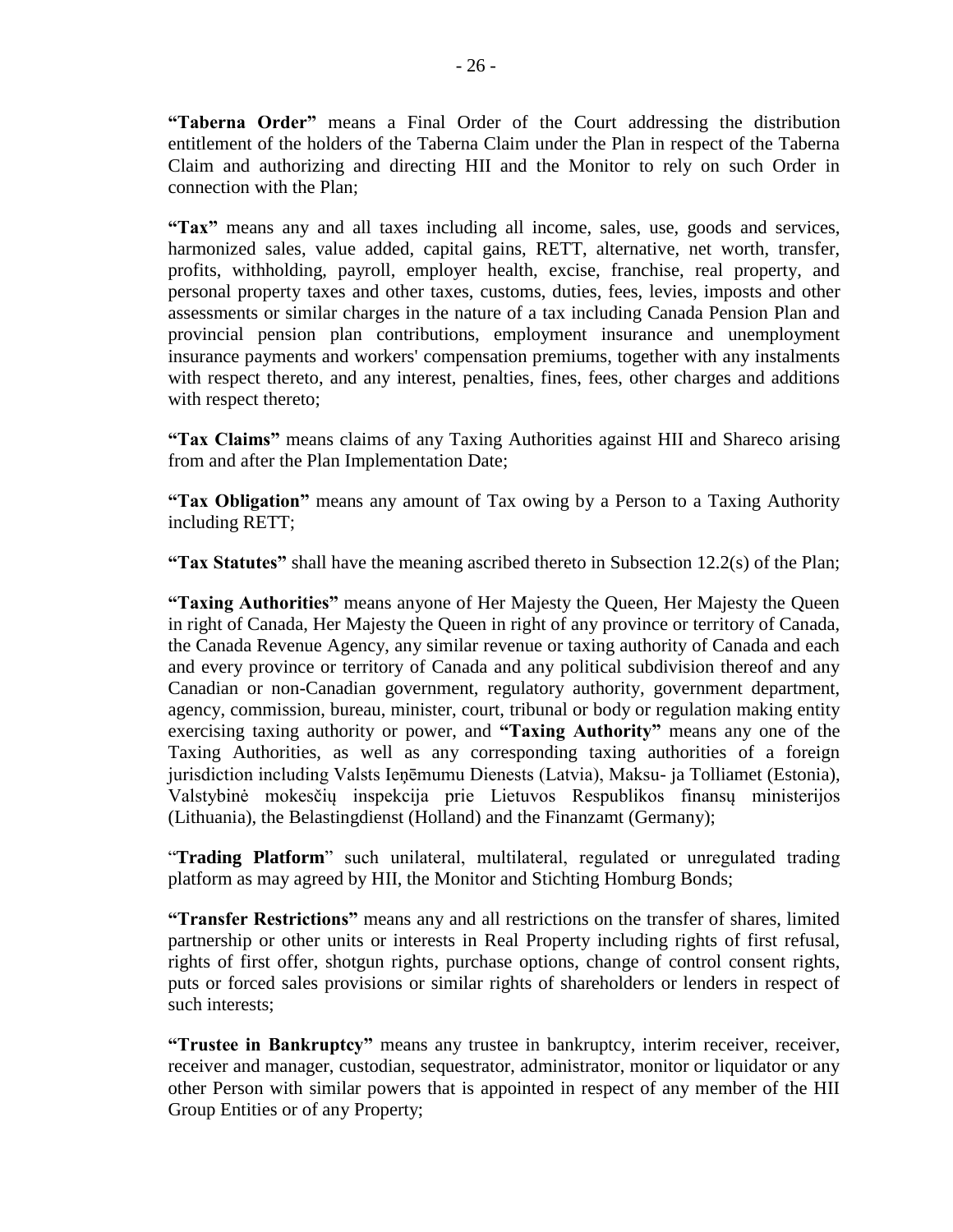**"Taberna Order"** means a Final Order of the Court addressing the distribution entitlement of the holders of the Taberna Claim under the Plan in respect of the Taberna Claim and authorizing and directing HII and the Monitor to rely on such Order in connection with the Plan;

**"Tax"** means any and all taxes including all income, sales, use, goods and services, harmonized sales, value added, capital gains, RETT, alternative, net worth, transfer, profits, withholding, payroll, employer health, excise, franchise, real property, and personal property taxes and other taxes, customs, duties, fees, levies, imposts and other assessments or similar charges in the nature of a tax including Canada Pension Plan and provincial pension plan contributions, employment insurance and unemployment insurance payments and workers' compensation premiums, together with any instalments with respect thereto, and any interest, penalties, fines, fees, other charges and additions with respect thereto;

**"Tax Claims"** means claims of any Taxing Authorities against HII and Shareco arising from and after the Plan Implementation Date;

**"Tax Obligation"** means any amount of Tax owing by a Person to a Taxing Authority including RETT;

**"Tax Statutes"** shall have the meaning ascribed thereto in Subsection 12.2(s) of the Plan;

**"Taxing Authorities"** means anyone of Her Majesty the Queen, Her Majesty the Queen in right of Canada, Her Majesty the Queen in right of any province or territory of Canada, the Canada Revenue Agency, any similar revenue or taxing authority of Canada and each and every province or territory of Canada and any political subdivision thereof and any Canadian or non-Canadian government, regulatory authority, government department, agency, commission, bureau, minister, court, tribunal or body or regulation making entity exercising taxing authority or power, and **"Taxing Authority"** means any one of the Taxing Authorities, as well as any corresponding taxing authorities of a foreign jurisdiction including Valsts Ieņēmumu Dienests (Latvia), Maksu- ja Tolliamet (Estonia), Valstybinė mokesčių inspekcija prie Lietuvos Respublikos finansų ministerijos (Lithuania), the Belastingdienst (Holland) and the Finanzamt (Germany);

"**Trading Platform**" such unilateral, multilateral, regulated or unregulated trading platform as may agreed by HII, the Monitor and Stichting Homburg Bonds;

**"Transfer Restrictions"** means any and all restrictions on the transfer of shares, limited partnership or other units or interests in Real Property including rights of first refusal, rights of first offer, shotgun rights, purchase options, change of control consent rights, puts or forced sales provisions or similar rights of shareholders or lenders in respect of such interests;

**"Trustee in Bankruptcy"** means any trustee in bankruptcy, interim receiver, receiver, receiver and manager, custodian, sequestrator, administrator, monitor or liquidator or any other Person with similar powers that is appointed in respect of any member of the HII Group Entities or of any Property;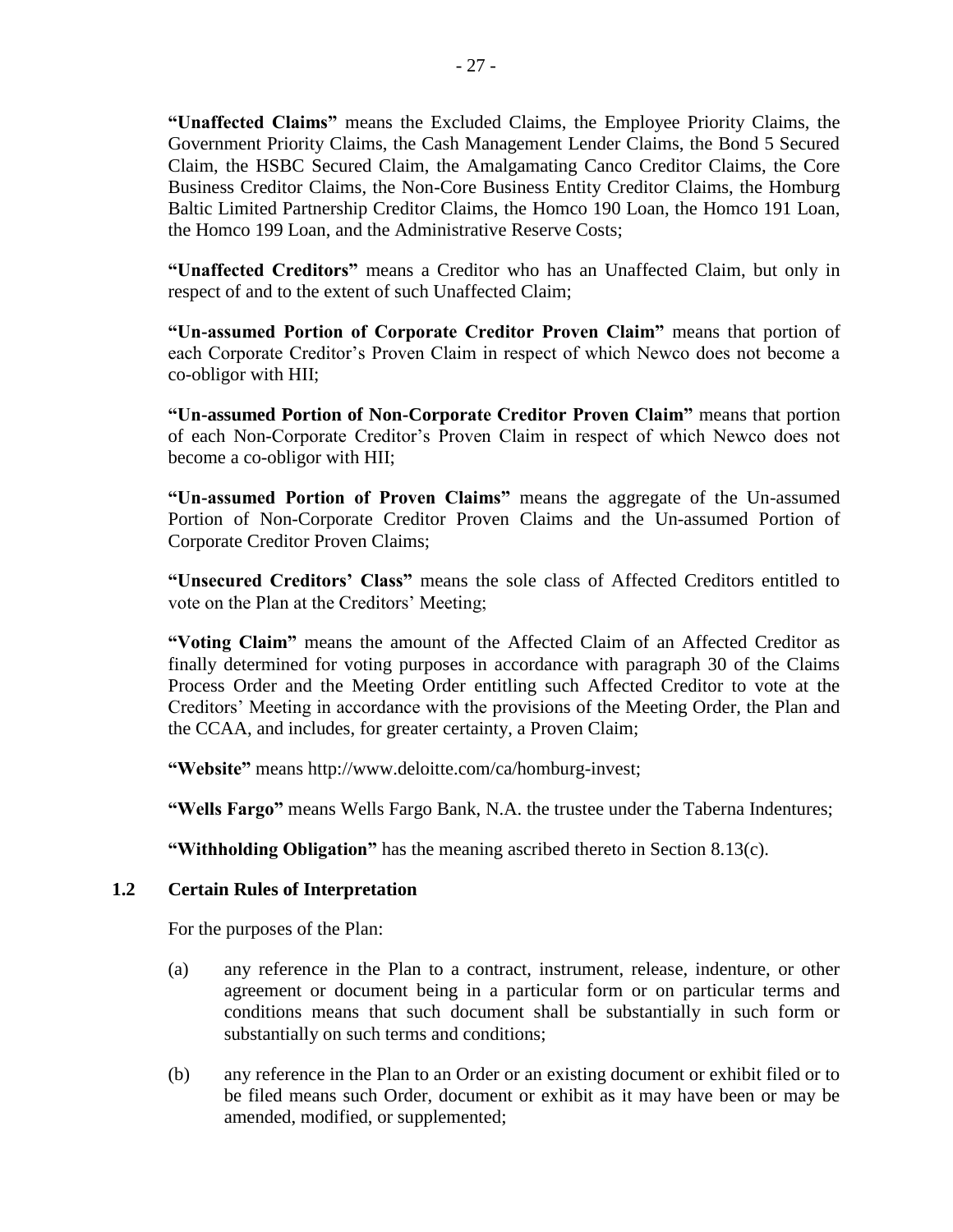**"Unaffected Claims"** means the Excluded Claims, the Employee Priority Claims, the Government Priority Claims, the Cash Management Lender Claims, the Bond 5 Secured Claim, the HSBC Secured Claim, the Amalgamating Canco Creditor Claims, the Core Business Creditor Claims, the Non-Core Business Entity Creditor Claims, the Homburg Baltic Limited Partnership Creditor Claims, the Homco 190 Loan, the Homco 191 Loan, the Homco 199 Loan, and the Administrative Reserve Costs;

**"Unaffected Creditors"** means a Creditor who has an Unaffected Claim, but only in respect of and to the extent of such Unaffected Claim;

**"Un-assumed Portion of Corporate Creditor Proven Claim"** means that portion of each Corporate Creditor's Proven Claim in respect of which Newco does not become a co-obligor with HII;

**"Un-assumed Portion of Non-Corporate Creditor Proven Claim"** means that portion of each Non-Corporate Creditor's Proven Claim in respect of which Newco does not become a co-obligor with HII;

**"Un-assumed Portion of Proven Claims"** means the aggregate of the Un-assumed Portion of Non-Corporate Creditor Proven Claims and the Un-assumed Portion of Corporate Creditor Proven Claims;

**"Unsecured Creditors' Class"** means the sole class of Affected Creditors entitled to vote on the Plan at the Creditors' Meeting;

**"Voting Claim"** means the amount of the Affected Claim of an Affected Creditor as finally determined for voting purposes in accordance with paragraph 30 of the Claims Process Order and the Meeting Order entitling such Affected Creditor to vote at the Creditors' Meeting in accordance with the provisions of the Meeting Order, the Plan and the CCAA, and includes, for greater certainty, a Proven Claim;

**"Website"** means http://www.deloitte.com/ca/homburg-invest;

**"Wells Fargo"** means Wells Fargo Bank, N.A. the trustee under the Taberna Indentures;

**"Withholding Obligation"** has the meaning ascribed thereto in Section 8.13(c).

### 1.2 Certain Rules of Interpretation

For the purposes of the Plan:

(a) any reference in the Plan to a contract, instrument, release, indenture, or other agreement or document being in a particular form or on particular terms and conditions means that such document shall be substantially in such form or substantially on such terms and conditions;

(b) any reference in the Plan to an Order or an existing document or exhibit filed or to be filed means such Order, document or exhibit as it may have been or may be amended, modified, or supplemented;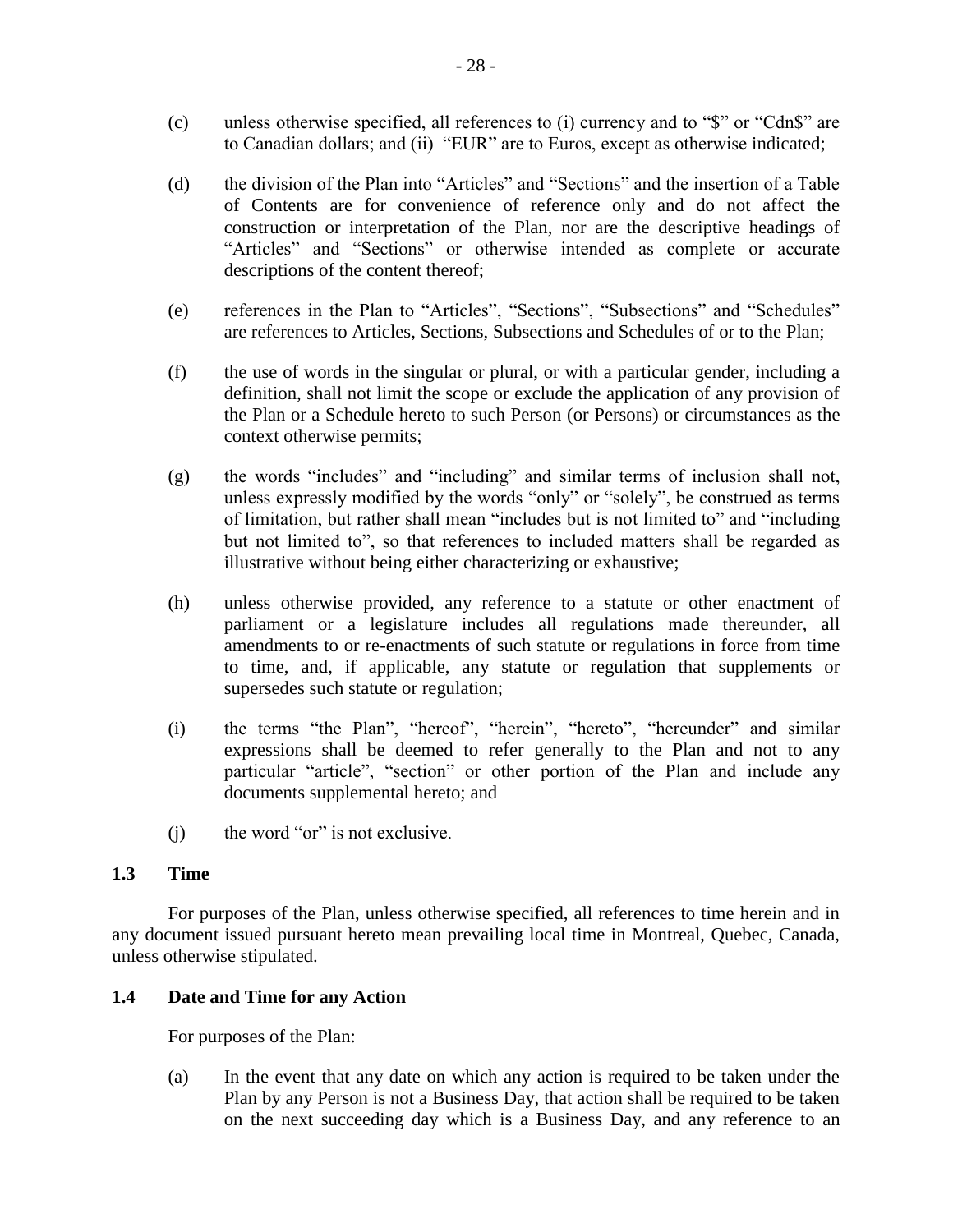(c) unless otherwise specified, all references to (i) currency and to "$" or "Cdn$" are to Canadian dollars; and (ii) "EUR" are to Euros, except as otherwise indicated;

(d) the division of the Plan into "Articles" and "Sections" and the insertion of a Table of Contents are for convenience of reference only and do not affect the construction or interpretation of the Plan, nor are the descriptive headings of "Articles" and "Sections" or otherwise intended as complete or accurate descriptions of the content thereof;

(e) references in the Plan to "Articles", "Sections", "Subsections" and "Schedules" are references to Articles, Sections, Subsections and Schedules of or to the Plan;

(f) the use of words in the singular or plural, or with a particular gender, including a definition, shall not limit the scope or exclude the application of any provision of the Plan or a Schedule hereto to such Person (or Persons) or circumstances as the context otherwise permits;

(g) the words "includes" and "including" and similar terms of inclusion shall not, unless expressly modified by the words "only" or "solely", be construed as terms of limitation, but rather shall mean "includes but is not limited to" and "including but not limited to", so that references to included matters shall be regarded as illustrative without being either characterizing or exhaustive;

(h) unless otherwise provided, any reference to a statute or other enactment of parliament or a legislature includes all regulations made thereunder, all amendments to or re-enactments of such statute or regulations in force from time to time, and, if applicable, any statute or regulation that supplements or supersedes such statute or regulation;

(i) the terms "the Plan", "hereof", "herein", "hereto", "hereunder" and similar expressions shall be deemed to refer generally to the Plan and not to any particular "article", "section" or other portion of the Plan and include any documents supplemental hereto; and

(j) the word "or" is not exclusive.

### 1.3 Time

For purposes of the Plan, unless otherwise specified, all references to time herein and in any document issued pursuant hereto mean prevailing local time in Montreal, Quebec, Canada, unless otherwise stipulated.

### 1.4 Date and Time for any Action

For purposes of the Plan:

(a) In the event that any date on which any action is required to be taken under the Plan by any Person is not a Business Day, that action shall be required to be taken on the next succeeding day which is a Business Day, and any reference to an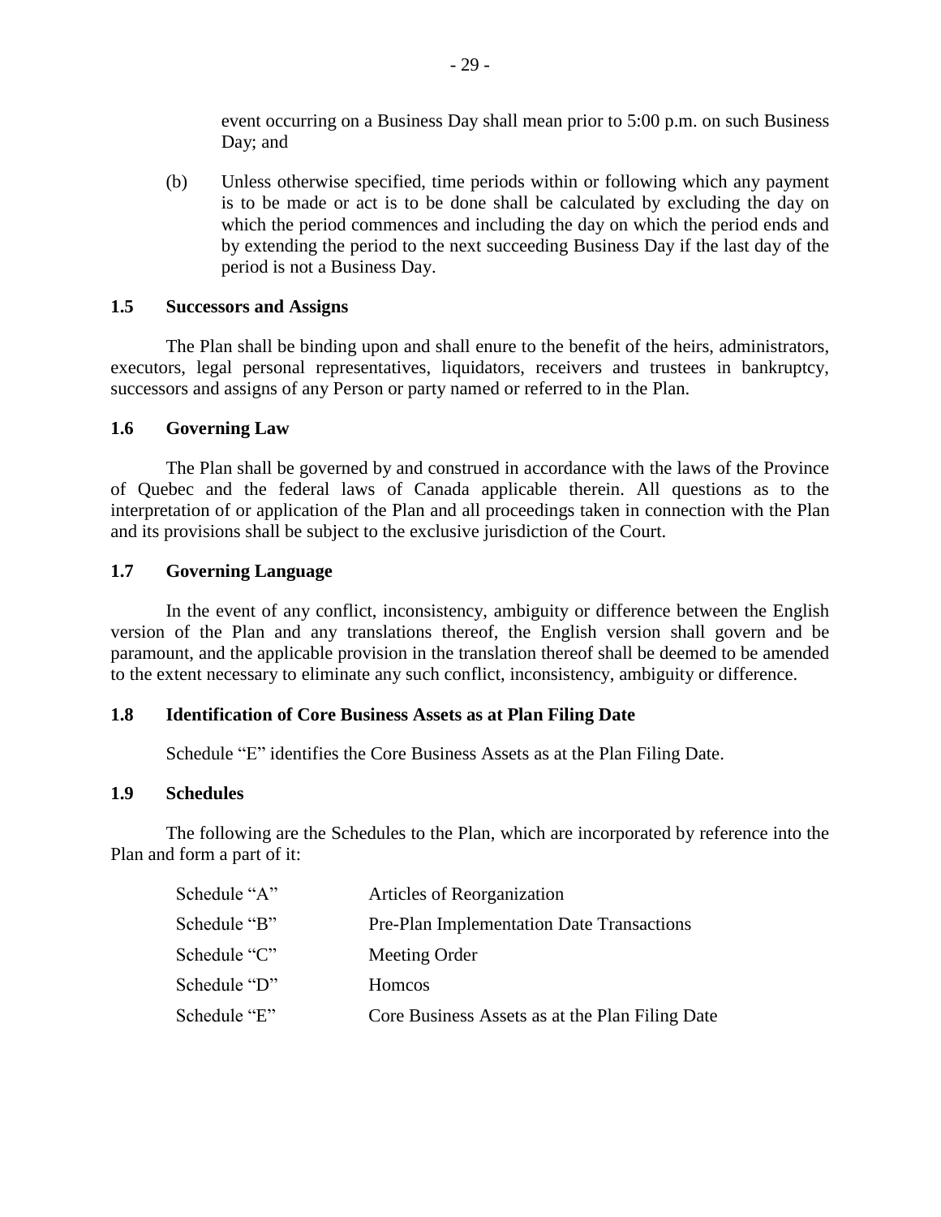event occurring on a Business Day shall mean prior to 5:00 p.m. on such Business Day; and

(b) Unless otherwise specified, time periods within or following which any payment is to be made or act is to be done shall be calculated by excluding the day on which the period commences and including the day on which the period ends and by extending the period to the next succeeding Business Day if the last day of the period is not a Business Day.

### 1.5 Successors and Assigns

The Plan shall be binding upon and shall enure to the benefit of the heirs, administrators, executors, legal personal representatives, liquidators, receivers and trustees in bankruptcy, successors and assigns of any Person or party named or referred to in the Plan.

### 1.6 Governing Law

The Plan shall be governed by and construed in accordance with the laws of the Province of Quebec and the federal laws of Canada applicable therein. All questions as to the interpretation of or application of the Plan and all proceedings taken in connection with the Plan and its provisions shall be subject to the exclusive jurisdiction of the Court.

### 1.7 Governing Language

In the event of any conflict, inconsistency, ambiguity or difference between the English version of the Plan and any translations thereof, the English version shall govern and be paramount, and the applicable provision in the translation thereof shall be deemed to be amended to the extent necessary to eliminate any such conflict, inconsistency, ambiguity or difference.

### 1.8 Identification of Core Business Assets as at Plan Filing Date

Schedule "E" identifies the Core Business Assets as at the Plan Filing Date.

### 1.9 Schedules

The following are the Schedules to the Plan, which are incorporated by reference into the Plan and form a part of it:

| | |
|---|---|
| Schedule "A" | Articles of Reorganization |
| Schedule "B" | Pre-Plan Implementation Date Transactions |
| Schedule "C" | Meeting Order |
| Schedule "D" | Homcos |
| Schedule "E" | Core Business Assets as at the Plan Filing Date |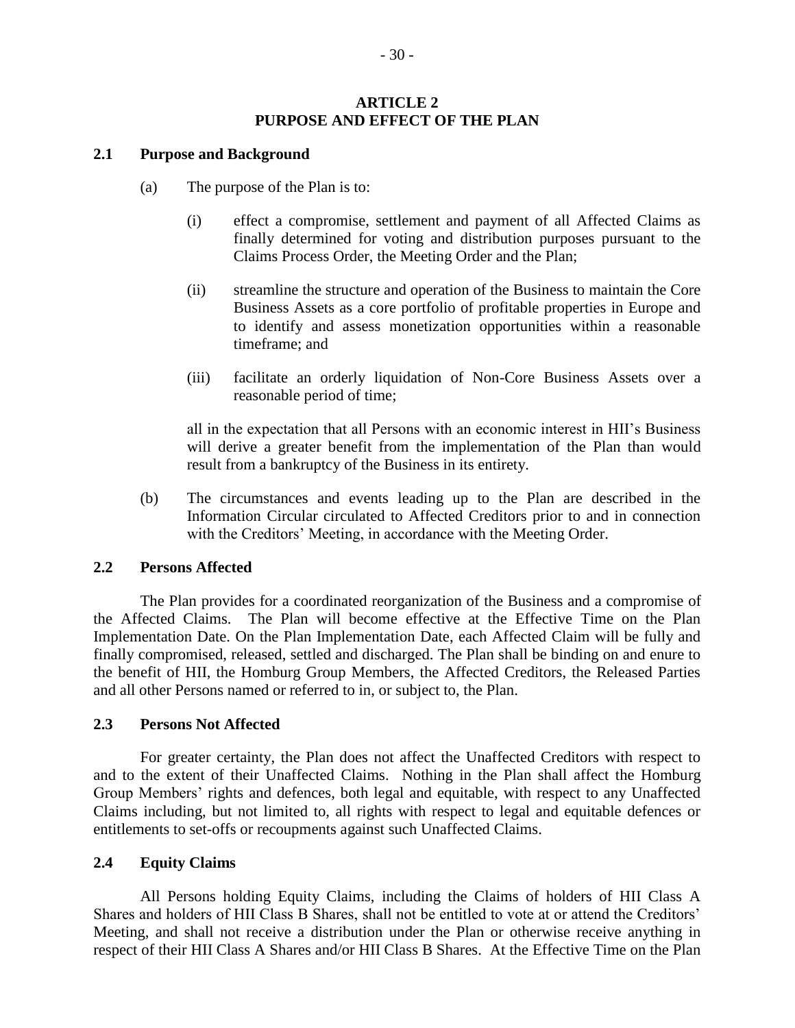## ARTICLE 2
## PURPOSE AND EFFECT OF THE PLAN

### 2.1 Purpose and Background

(a) The purpose of the Plan is to:

(i) effect a compromise, settlement and payment of all Affected Claims as finally determined for voting and distribution purposes pursuant to the Claims Process Order, the Meeting Order and the Plan;

(ii) streamline the structure and operation of the Business to maintain the Core Business Assets as a core portfolio of profitable properties in Europe and to identify and assess monetization opportunities within a reasonable timeframe; and

(iii) facilitate an orderly liquidation of Non-Core Business Assets over a reasonable period of time;

all in the expectation that all Persons with an economic interest in HII's Business will derive a greater benefit from the implementation of the Plan than would result from a bankruptcy of the Business in its entirety.

(b) The circumstances and events leading up to the Plan are described in the Information Circular circulated to Affected Creditors prior to and in connection with the Creditors' Meeting, in accordance with the Meeting Order.

### 2.2 Persons Affected

The Plan provides for a coordinated reorganization of the Business and a compromise of the Affected Claims. The Plan will become effective at the Effective Time on the Plan Implementation Date. On the Plan Implementation Date, each Affected Claim will be fully and finally compromised, released, settled and discharged. The Plan shall be binding on and enure to the benefit of HII, the Homburg Group Members, the Affected Creditors, the Released Parties and all other Persons named or referred to in, or subject to, the Plan.

### 2.3 Persons Not Affected

For greater certainty, the Plan does not affect the Unaffected Creditors with respect to and to the extent of their Unaffected Claims. Nothing in the Plan shall affect the Homburg Group Members' rights and defences, both legal and equitable, with respect to any Unaffected Claims including, but not limited to, all rights with respect to legal and equitable defences or entitlements to set-offs or recoupments against such Unaffected Claims.

### 2.4 Equity Claims

All Persons holding Equity Claims, including the Claims of holders of HII Class A Shares and holders of HII Class B Shares, shall not be entitled to vote at or attend the Creditors' Meeting, and shall not receive a distribution under the Plan or otherwise receive anything in respect of their HII Class A Shares and/or HII Class B Shares. At the Effective Time on the Plan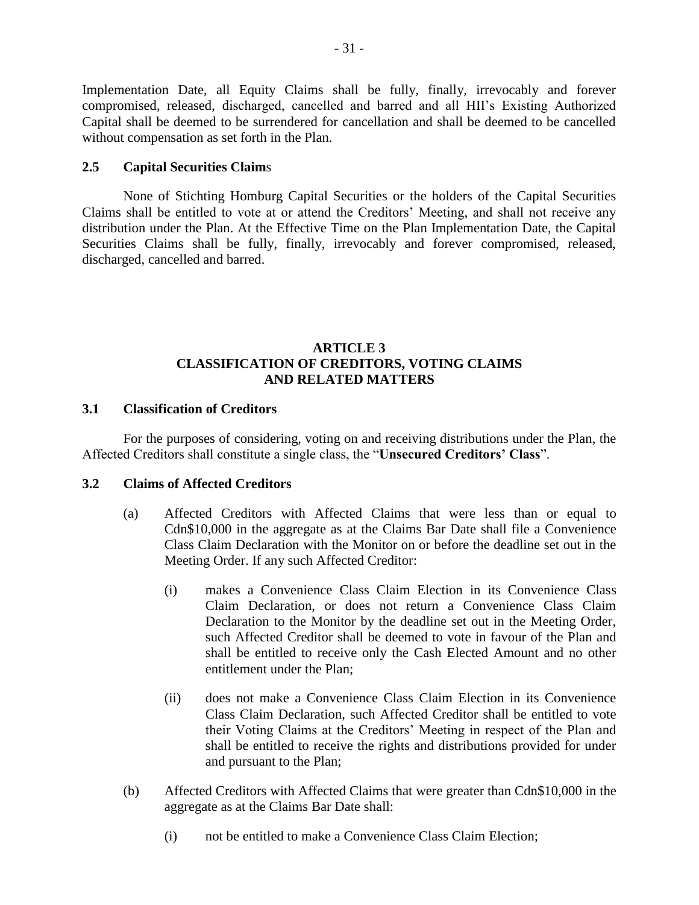Implementation Date, all Equity Claims shall be fully, finally, irrevocably and forever compromised, released, discharged, cancelled and barred and all HII's Existing Authorized Capital shall be deemed to be surrendered for cancellation and shall be deemed to be cancelled without compensation as set forth in the Plan.

### 2.5 Capital Securities Claims

None of Stichting Homburg Capital Securities or the holders of the Capital Securities Claims shall be entitled to vote at or attend the Creditors' Meeting, and shall not receive any distribution under the Plan. At the Effective Time on the Plan Implementation Date, the Capital Securities Claims shall be fully, finally, irrevocably and forever compromised, released, discharged, cancelled and barred.

## ARTICLE 3
## CLASSIFICATION OF CREDITORS, VOTING CLAIMS AND RELATED MATTERS

### 3.1 Classification of Creditors

For the purposes of considering, voting on and receiving distributions under the Plan, the Affected Creditors shall constitute a single class, the "**Unsecured Creditors' Class**".

### 3.2 Claims of Affected Creditors

(a) Affected Creditors with Affected Claims that were less than or equal to Cdn$10,000 in the aggregate as at the Claims Bar Date shall file a Convenience Class Claim Declaration with the Monitor on or before the deadline set out in the Meeting Order. If any such Affected Creditor:

(i) makes a Convenience Class Claim Election in its Convenience Class Claim Declaration, or does not return a Convenience Class Claim Declaration to the Monitor by the deadline set out in the Meeting Order, such Affected Creditor shall be deemed to vote in favour of the Plan and shall be entitled to receive only the Cash Elected Amount and no other entitlement under the Plan;

(ii) does not make a Convenience Class Claim Election in its Convenience Class Claim Declaration, such Affected Creditor shall be entitled to vote their Voting Claims at the Creditors' Meeting in respect of the Plan and shall be entitled to receive the rights and distributions provided for under and pursuant to the Plan;

(b) Affected Creditors with Affected Claims that were greater than Cdn$10,000 in the aggregate as at the Claims Bar Date shall:

(i) not be entitled to make a Convenience Class Claim Election;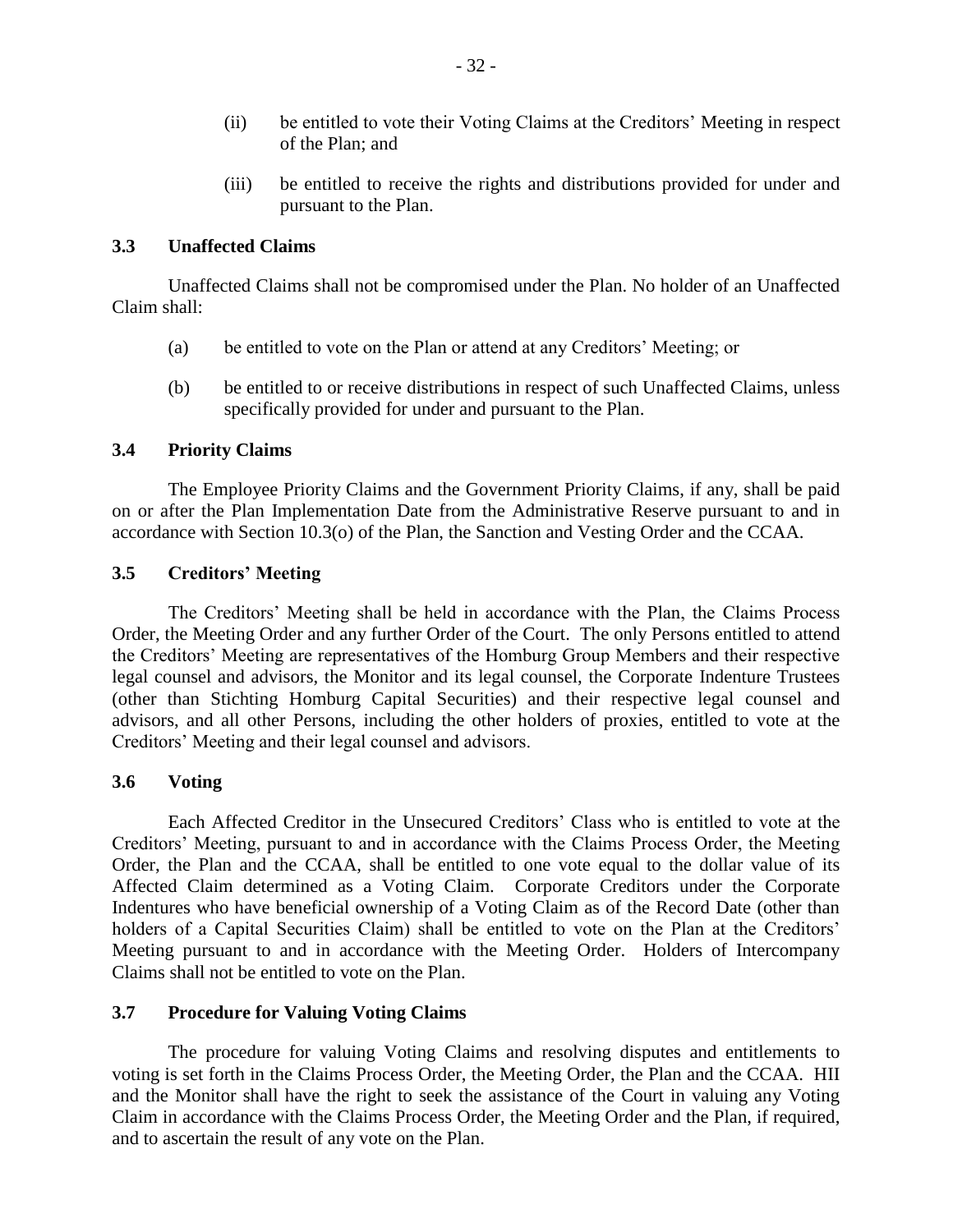(ii) be entitled to vote their Voting Claims at the Creditors' Meeting in respect of the Plan; and

(iii) be entitled to receive the rights and distributions provided for under and pursuant to the Plan.

### 3.3 Unaffected Claims

Unaffected Claims shall not be compromised under the Plan. No holder of an Unaffected Claim shall:

(a) be entitled to vote on the Plan or attend at any Creditors' Meeting; or

(b) be entitled to or receive distributions in respect of such Unaffected Claims, unless specifically provided for under and pursuant to the Plan.

### 3.4 Priority Claims

The Employee Priority Claims and the Government Priority Claims, if any, shall be paid on or after the Plan Implementation Date from the Administrative Reserve pursuant to and in accordance with Section 10.3(o) of the Plan, the Sanction and Vesting Order and the CCAA.

### 3.5 Creditors' Meeting

The Creditors' Meeting shall be held in accordance with the Plan, the Claims Process Order, the Meeting Order and any further Order of the Court. The only Persons entitled to attend the Creditors' Meeting are representatives of the Homburg Group Members and their respective legal counsel and advisors, the Monitor and its legal counsel, the Corporate Indenture Trustees (other than Stichting Homburg Capital Securities) and their respective legal counsel and advisors, and all other Persons, including the other holders of proxies, entitled to vote at the Creditors' Meeting and their legal counsel and advisors.

### 3.6 Voting

Each Affected Creditor in the Unsecured Creditors' Class who is entitled to vote at the Creditors' Meeting, pursuant to and in accordance with the Claims Process Order, the Meeting Order, the Plan and the CCAA, shall be entitled to one vote equal to the dollar value of its Affected Claim determined as a Voting Claim. Corporate Creditors under the Corporate Indentures who have beneficial ownership of a Voting Claim as of the Record Date (other than holders of a Capital Securities Claim) shall be entitled to vote on the Plan at the Creditors' Meeting pursuant to and in accordance with the Meeting Order. Holders of Intercompany Claims shall not be entitled to vote on the Plan.

### 3.7 Procedure for Valuing Voting Claims

The procedure for valuing Voting Claims and resolving disputes and entitlements to voting is set forth in the Claims Process Order, the Meeting Order, the Plan and the CCAA. HII and the Monitor shall have the right to seek the assistance of the Court in valuing any Voting Claim in accordance with the Claims Process Order, the Meeting Order and the Plan, if required, and to ascertain the result of any vote on the Plan.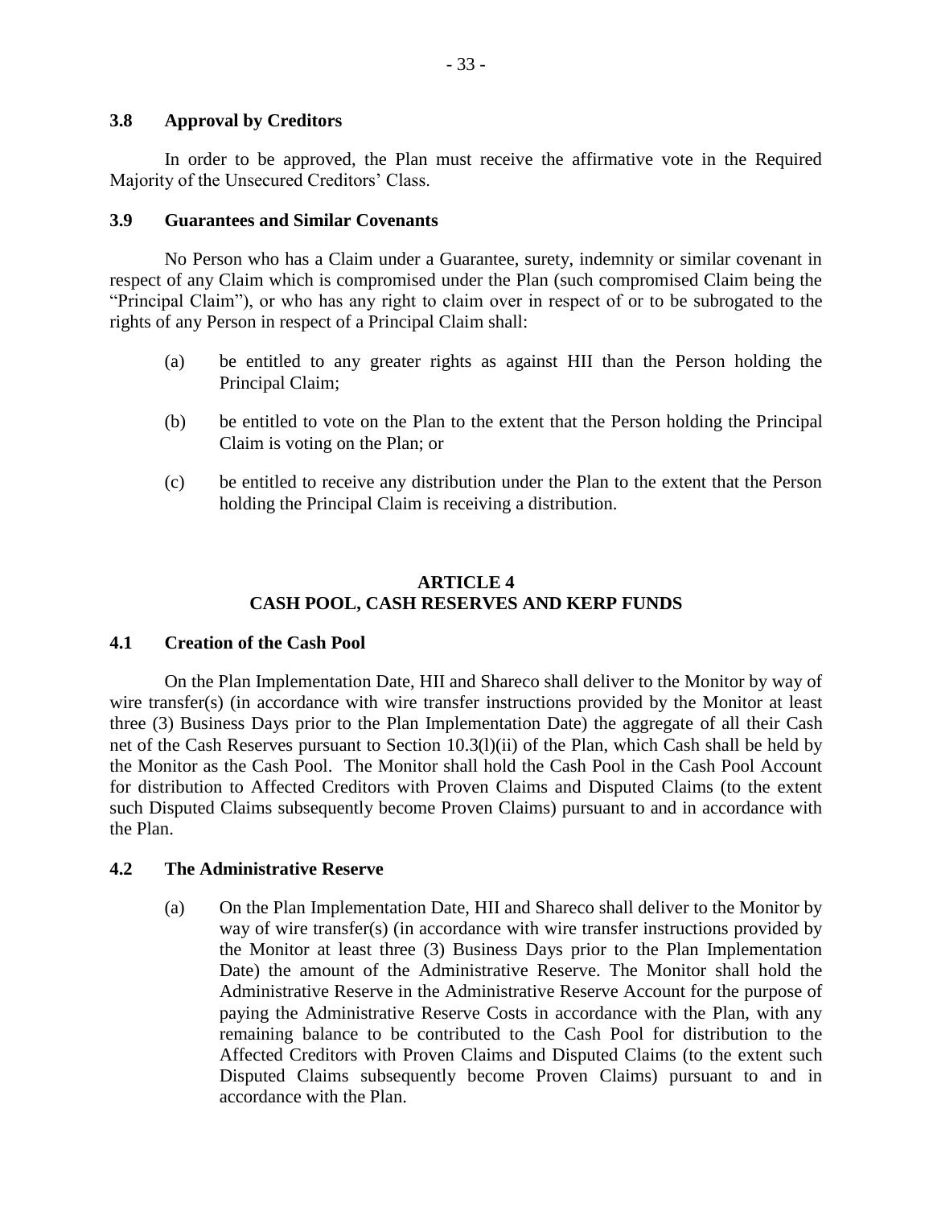### 3.8 Approval by Creditors

In order to be approved, the Plan must receive the affirmative vote in the Required Majority of the Unsecured Creditors' Class.

### 3.9 Guarantees and Similar Covenants

No Person who has a Claim under a Guarantee, surety, indemnity or similar covenant in respect of any Claim which is compromised under the Plan (such compromised Claim being the "Principal Claim"), or who has any right to claim over in respect of or to be subrogated to the rights of any Person in respect of a Principal Claim shall:

(a) be entitled to any greater rights as against HII than the Person holding the Principal Claim;

(b) be entitled to vote on the Plan to the extent that the Person holding the Principal Claim is voting on the Plan; or

(c) be entitled to receive any distribution under the Plan to the extent that the Person holding the Principal Claim is receiving a distribution.

## ARTICLE 4
## CASH POOL, CASH RESERVES AND KERP FUNDS

### 4.1 Creation of the Cash Pool

On the Plan Implementation Date, HII and Shareco shall deliver to the Monitor by way of wire transfer(s) (in accordance with wire transfer instructions provided by the Monitor at least three (3) Business Days prior to the Plan Implementation Date) the aggregate of all their Cash net of the Cash Reserves pursuant to Section 10.3(l)(ii) of the Plan, which Cash shall be held by the Monitor as the Cash Pool. The Monitor shall hold the Cash Pool in the Cash Pool Account for distribution to Affected Creditors with Proven Claims and Disputed Claims (to the extent such Disputed Claims subsequently become Proven Claims) pursuant to and in accordance with the Plan.

### 4.2 The Administrative Reserve

(a) On the Plan Implementation Date, HII and Shareco shall deliver to the Monitor by way of wire transfer(s) (in accordance with wire transfer instructions provided by the Monitor at least three (3) Business Days prior to the Plan Implementation Date) the amount of the Administrative Reserve. The Monitor shall hold the Administrative Reserve in the Administrative Reserve Account for the purpose of paying the Administrative Reserve Costs in accordance with the Plan, with any remaining balance to be contributed to the Cash Pool for distribution to the Affected Creditors with Proven Claims and Disputed Claims (to the extent such Disputed Claims subsequently become Proven Claims) pursuant to and in accordance with the Plan.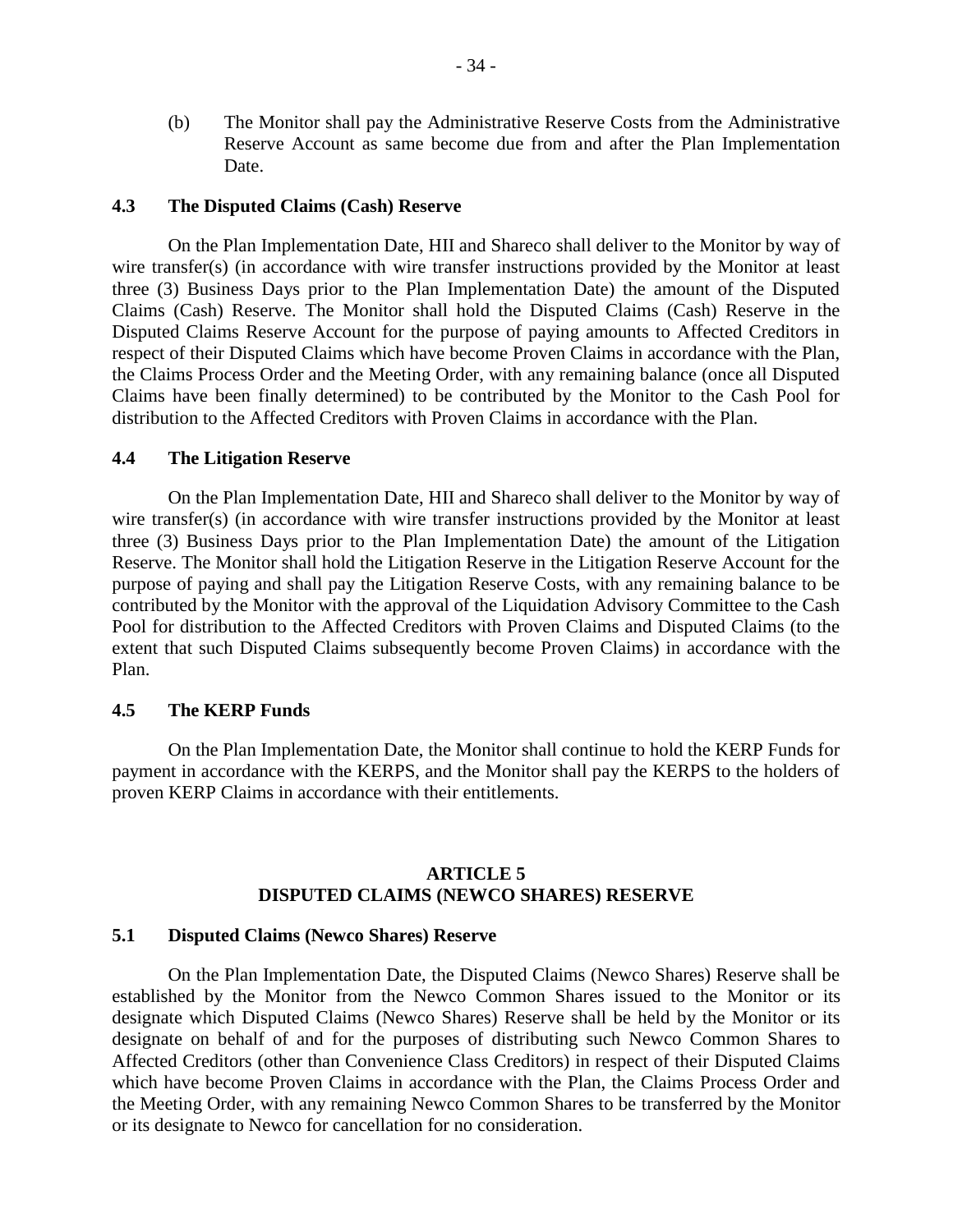(b) The Monitor shall pay the Administrative Reserve Costs from the Administrative Reserve Account as same become due from and after the Plan Implementation Date.

**4.3 The Disputed Claims (Cash) Reserve**

On the Plan Implementation Date, HII and Shareco shall deliver to the Monitor by way of wire transfer(s) (in accordance with wire transfer instructions provided by the Monitor at least three (3) Business Days prior to the Plan Implementation Date) the amount of the Disputed Claims (Cash) Reserve. The Monitor shall hold the Disputed Claims (Cash) Reserve in the Disputed Claims Reserve Account for the purpose of paying amounts to Affected Creditors in respect of their Disputed Claims which have become Proven Claims in accordance with the Plan, the Claims Process Order and the Meeting Order, with any remaining balance (once all Disputed Claims have been finally determined) to be contributed by the Monitor to the Cash Pool for distribution to the Affected Creditors with Proven Claims in accordance with the Plan.

**4.4 The Litigation Reserve**

On the Plan Implementation Date, HII and Shareco shall deliver to the Monitor by way of wire transfer(s) (in accordance with wire transfer instructions provided by the Monitor at least three (3) Business Days prior to the Plan Implementation Date) the amount of the Litigation Reserve. The Monitor shall hold the Litigation Reserve in the Litigation Reserve Account for the purpose of paying and shall pay the Litigation Reserve Costs, with any remaining balance to be contributed by the Monitor with the approval of the Liquidation Advisory Committee to the Cash Pool for distribution to the Affected Creditors with Proven Claims and Disputed Claims (to the extent that such Disputed Claims subsequently become Proven Claims) in accordance with the Plan.

**4.5 The KERP Funds**

On the Plan Implementation Date, the Monitor shall continue to hold the KERP Funds for payment in accordance with the KERPS, and the Monitor shall pay the KERPS to the holders of proven KERP Claims in accordance with their entitlements.

## ARTICLE 5
## DISPUTED CLAIMS (NEWCO SHARES) RESERVE

**5.1 Disputed Claims (Newco Shares) Reserve**

On the Plan Implementation Date, the Disputed Claims (Newco Shares) Reserve shall be established by the Monitor from the Newco Common Shares issued to the Monitor or its designate which Disputed Claims (Newco Shares) Reserve shall be held by the Monitor or its designate on behalf of and for the purposes of distributing such Newco Common Shares to Affected Creditors (other than Convenience Class Creditors) in respect of their Disputed Claims which have become Proven Claims in accordance with the Plan, the Claims Process Order and the Meeting Order, with any remaining Newco Common Shares to be transferred by the Monitor or its designate to Newco for cancellation for no consideration.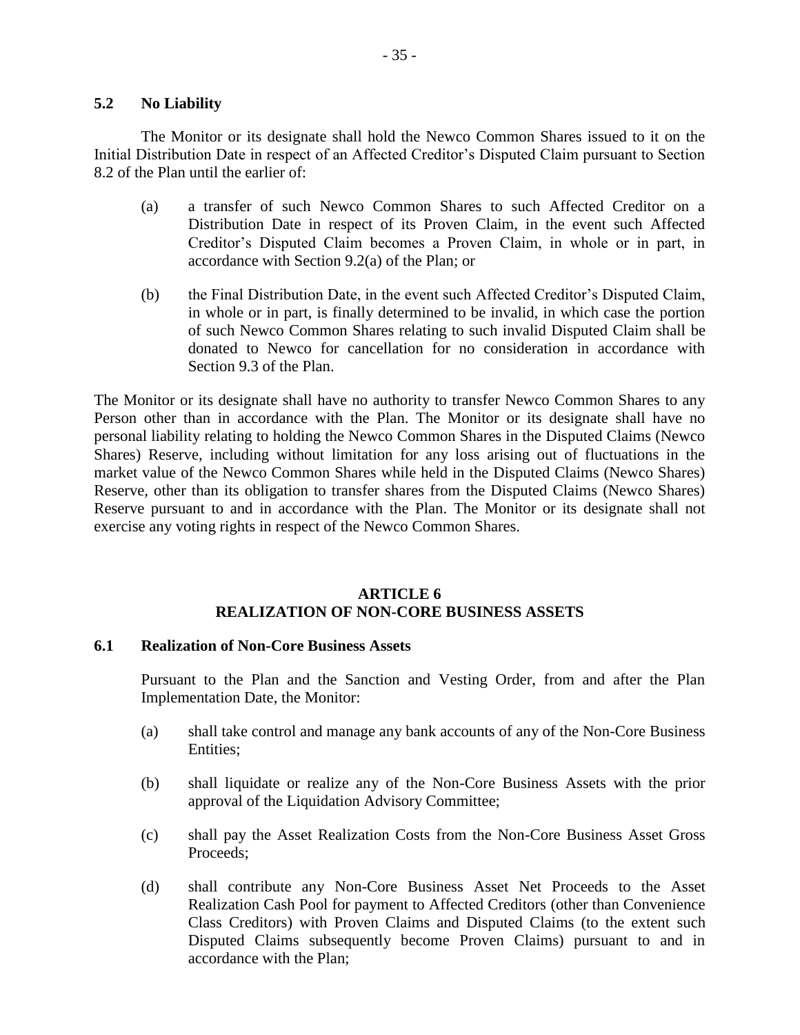### 5.2 No Liability

The Monitor or its designate shall hold the Newco Common Shares issued to it on the Initial Distribution Date in respect of an Affected Creditor's Disputed Claim pursuant to Section 8.2 of the Plan until the earlier of:

(a) a transfer of such Newco Common Shares to such Affected Creditor on a Distribution Date in respect of its Proven Claim, in the event such Affected Creditor's Disputed Claim becomes a Proven Claim, in whole or in part, in accordance with Section 9.2(a) of the Plan; or

(b) the Final Distribution Date, in the event such Affected Creditor's Disputed Claim, in whole or in part, is finally determined to be invalid, in which case the portion of such Newco Common Shares relating to such invalid Disputed Claim shall be donated to Newco for cancellation for no consideration in accordance with Section 9.3 of the Plan.

The Monitor or its designate shall have no authority to transfer Newco Common Shares to any Person other than in accordance with the Plan. The Monitor or its designate shall have no personal liability relating to holding the Newco Common Shares in the Disputed Claims (Newco Shares) Reserve, including without limitation for any loss arising out of fluctuations in the market value of the Newco Common Shares while held in the Disputed Claims (Newco Shares) Reserve, other than its obligation to transfer shares from the Disputed Claims (Newco Shares) Reserve pursuant to and in accordance with the Plan. The Monitor or its designate shall not exercise any voting rights in respect of the Newco Common Shares.

## ARTICLE 6
## REALIZATION OF NON-CORE BUSINESS ASSETS

### 6.1 Realization of Non-Core Business Assets

Pursuant to the Plan and the Sanction and Vesting Order, from and after the Plan Implementation Date, the Monitor:

(a) shall take control and manage any bank accounts of any of the Non-Core Business Entities;

(b) shall liquidate or realize any of the Non-Core Business Assets with the prior approval of the Liquidation Advisory Committee;

(c) shall pay the Asset Realization Costs from the Non-Core Business Asset Gross Proceeds;

(d) shall contribute any Non-Core Business Asset Net Proceeds to the Asset Realization Cash Pool for payment to Affected Creditors (other than Convenience Class Creditors) with Proven Claims and Disputed Claims (to the extent such Disputed Claims subsequently become Proven Claims) pursuant to and in accordance with the Plan;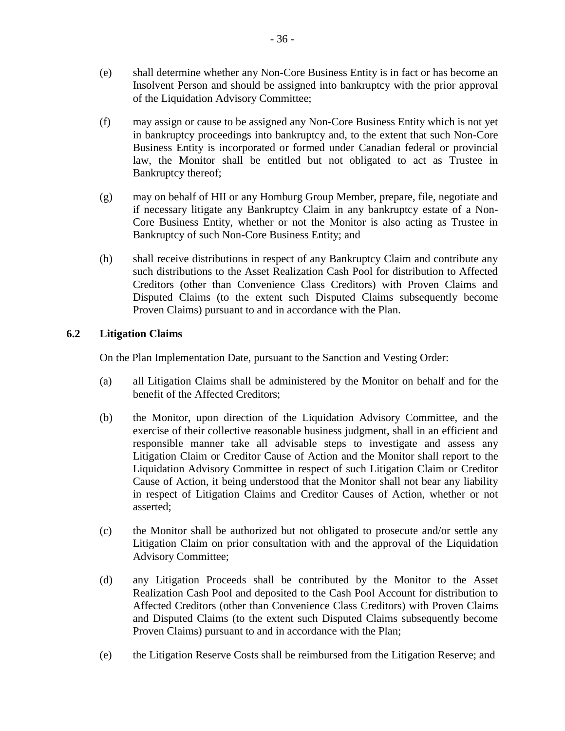(e) shall determine whether any Non-Core Business Entity is in fact or has become an Insolvent Person and should be assigned into bankruptcy with the prior approval of the Liquidation Advisory Committee;

(f) may assign or cause to be assigned any Non-Core Business Entity which is not yet in bankruptcy proceedings into bankruptcy and, to the extent that such Non-Core Business Entity is incorporated or formed under Canadian federal or provincial law, the Monitor shall be entitled but not obligated to act as Trustee in Bankruptcy thereof;

(g) may on behalf of HII or any Homburg Group Member, prepare, file, negotiate and if necessary litigate any Bankruptcy Claim in any bankruptcy estate of a Non-Core Business Entity, whether or not the Monitor is also acting as Trustee in Bankruptcy of such Non-Core Business Entity; and

(h) shall receive distributions in respect of any Bankruptcy Claim and contribute any such distributions to the Asset Realization Cash Pool for distribution to Affected Creditors (other than Convenience Class Creditors) with Proven Claims and Disputed Claims (to the extent such Disputed Claims subsequently become Proven Claims) pursuant to and in accordance with the Plan.

### 6.2 Litigation Claims

On the Plan Implementation Date, pursuant to the Sanction and Vesting Order:

(a) all Litigation Claims shall be administered by the Monitor on behalf and for the benefit of the Affected Creditors;

(b) the Monitor, upon direction of the Liquidation Advisory Committee, and the exercise of their collective reasonable business judgment, shall in an efficient and responsible manner take all advisable steps to investigate and assess any Litigation Claim or Creditor Cause of Action and the Monitor shall report to the Liquidation Advisory Committee in respect of such Litigation Claim or Creditor Cause of Action, it being understood that the Monitor shall not bear any liability in respect of Litigation Claims and Creditor Causes of Action, whether or not asserted;

(c) the Monitor shall be authorized but not obligated to prosecute and/or settle any Litigation Claim on prior consultation with and the approval of the Liquidation Advisory Committee;

(d) any Litigation Proceeds shall be contributed by the Monitor to the Asset Realization Cash Pool and deposited to the Cash Pool Account for distribution to Affected Creditors (other than Convenience Class Creditors) with Proven Claims and Disputed Claims (to the extent such Disputed Claims subsequently become Proven Claims) pursuant to and in accordance with the Plan;

(e) the Litigation Reserve Costs shall be reimbursed from the Litigation Reserve; and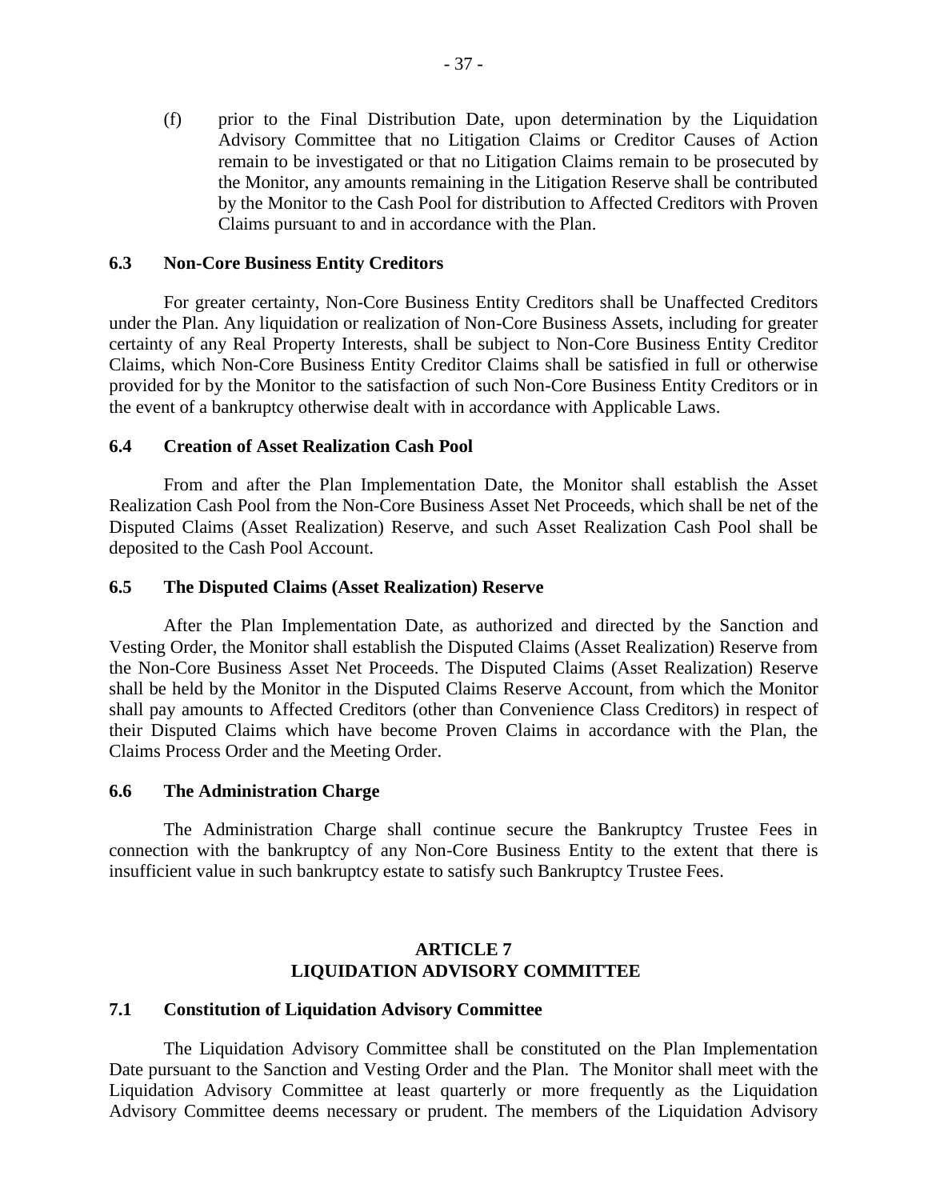(f) prior to the Final Distribution Date, upon determination by the Liquidation Advisory Committee that no Litigation Claims or Creditor Causes of Action remain to be investigated or that no Litigation Claims remain to be prosecuted by the Monitor, any amounts remaining in the Litigation Reserve shall be contributed by the Monitor to the Cash Pool for distribution to Affected Creditors with Proven Claims pursuant to and in accordance with the Plan.

### 6.3 Non-Core Business Entity Creditors

For greater certainty, Non-Core Business Entity Creditors shall be Unaffected Creditors under the Plan. Any liquidation or realization of Non-Core Business Assets, including for greater certainty of any Real Property Interests, shall be subject to Non-Core Business Entity Creditor Claims, which Non-Core Business Entity Creditor Claims shall be satisfied in full or otherwise provided for by the Monitor to the satisfaction of such Non-Core Business Entity Creditors or in the event of a bankruptcy otherwise dealt with in accordance with Applicable Laws.

### 6.4 Creation of Asset Realization Cash Pool

From and after the Plan Implementation Date, the Monitor shall establish the Asset Realization Cash Pool from the Non-Core Business Asset Net Proceeds, which shall be net of the Disputed Claims (Asset Realization) Reserve, and such Asset Realization Cash Pool shall be deposited to the Cash Pool Account.

### 6.5 The Disputed Claims (Asset Realization) Reserve

After the Plan Implementation Date, as authorized and directed by the Sanction and Vesting Order, the Monitor shall establish the Disputed Claims (Asset Realization) Reserve from the Non-Core Business Asset Net Proceeds. The Disputed Claims (Asset Realization) Reserve shall be held by the Monitor in the Disputed Claims Reserve Account, from which the Monitor shall pay amounts to Affected Creditors (other than Convenience Class Creditors) in respect of their Disputed Claims which have become Proven Claims in accordance with the Plan, the Claims Process Order and the Meeting Order.

### 6.6 The Administration Charge

The Administration Charge shall continue secure the Bankruptcy Trustee Fees in connection with the bankruptcy of any Non-Core Business Entity to the extent that there is insufficient value in such bankruptcy estate to satisfy such Bankruptcy Trustee Fees.

## ARTICLE 7
## LIQUIDATION ADVISORY COMMITTEE

### 7.1 Constitution of Liquidation Advisory Committee

The Liquidation Advisory Committee shall be constituted on the Plan Implementation Date pursuant to the Sanction and Vesting Order and the Plan. The Monitor shall meet with the Liquidation Advisory Committee at least quarterly or more frequently as the Liquidation Advisory Committee deems necessary or prudent. The members of the Liquidation Advisory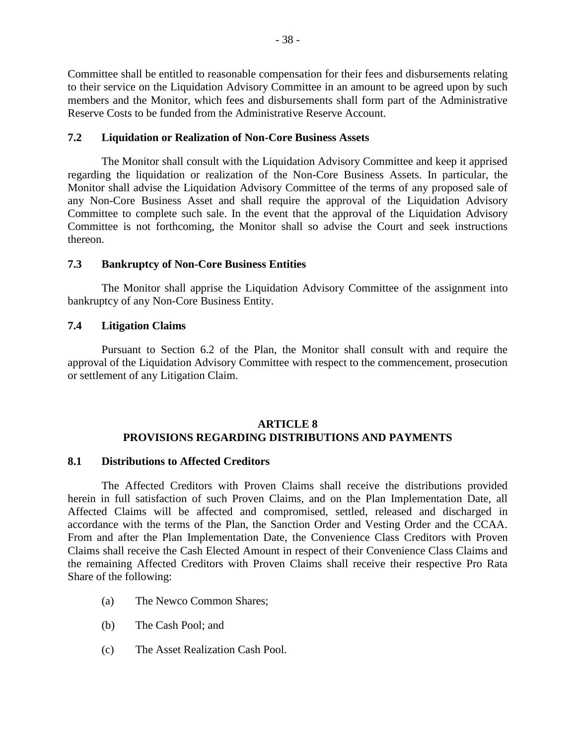Committee shall be entitled to reasonable compensation for their fees and disbursements relating to their service on the Liquidation Advisory Committee in an amount to be agreed upon by such members and the Monitor, which fees and disbursements shall form part of the Administrative Reserve Costs to be funded from the Administrative Reserve Account.

### 7.2 Liquidation or Realization of Non-Core Business Assets

The Monitor shall consult with the Liquidation Advisory Committee and keep it apprised regarding the liquidation or realization of the Non-Core Business Assets. In particular, the Monitor shall advise the Liquidation Advisory Committee of the terms of any proposed sale of any Non-Core Business Asset and shall require the approval of the Liquidation Advisory Committee to complete such sale. In the event that the approval of the Liquidation Advisory Committee is not forthcoming, the Monitor shall so advise the Court and seek instructions thereon.

### 7.3 Bankruptcy of Non-Core Business Entities

The Monitor shall apprise the Liquidation Advisory Committee of the assignment into bankruptcy of any Non-Core Business Entity.

### 7.4 Litigation Claims

Pursuant to Section 6.2 of the Plan, the Monitor shall consult with and require the approval of the Liquidation Advisory Committee with respect to the commencement, prosecution or settlement of any Litigation Claim.

## ARTICLE 8
## PROVISIONS REGARDING DISTRIBUTIONS AND PAYMENTS

### 8.1 Distributions to Affected Creditors

The Affected Creditors with Proven Claims shall receive the distributions provided herein in full satisfaction of such Proven Claims, and on the Plan Implementation Date, all Affected Claims will be affected and compromised, settled, released and discharged in accordance with the terms of the Plan, the Sanction Order and Vesting Order and the CCAA. From and after the Plan Implementation Date, the Convenience Class Creditors with Proven Claims shall receive the Cash Elected Amount in respect of their Convenience Class Claims and the remaining Affected Creditors with Proven Claims shall receive their respective Pro Rata Share of the following:

(a) The Newco Common Shares;

(b) The Cash Pool; and

(c) The Asset Realization Cash Pool.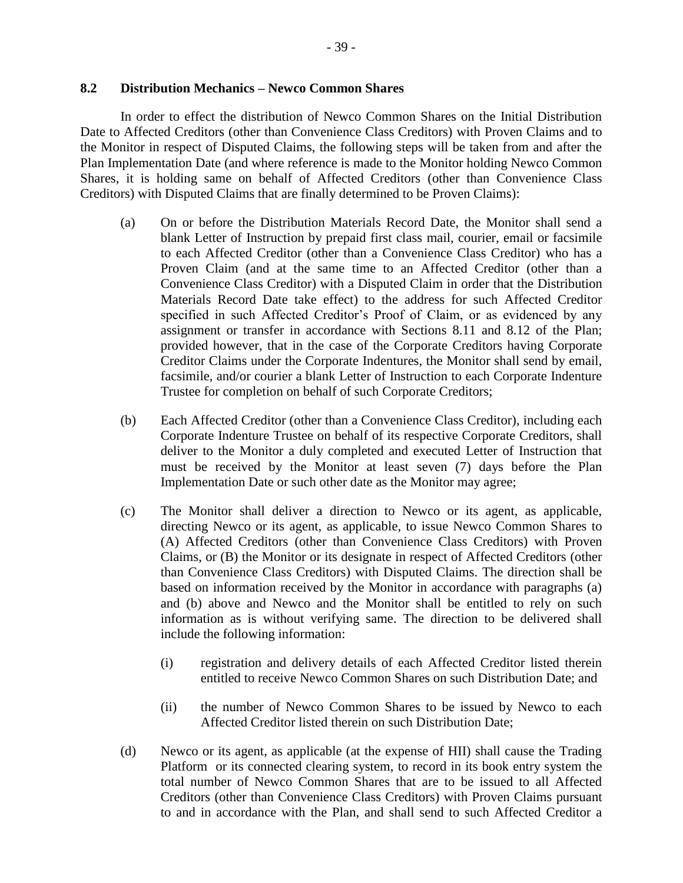### 8.2 Distribution Mechanics – Newco Common Shares

In order to effect the distribution of Newco Common Shares on the Initial Distribution Date to Affected Creditors (other than Convenience Class Creditors) with Proven Claims and to the Monitor in respect of Disputed Claims, the following steps will be taken from and after the Plan Implementation Date (and where reference is made to the Monitor holding Newco Common Shares, it is holding same on behalf of Affected Creditors (other than Convenience Class Creditors) with Disputed Claims that are finally determined to be Proven Claims):

(a) On or before the Distribution Materials Record Date, the Monitor shall send a blank Letter of Instruction by prepaid first class mail, courier, email or facsimile to each Affected Creditor (other than a Convenience Class Creditor) who has a Proven Claim (and at the same time to an Affected Creditor (other than a Convenience Class Creditor) with a Disputed Claim in order that the Distribution Materials Record Date take effect) to the address for such Affected Creditor specified in such Affected Creditor's Proof of Claim, or as evidenced by any assignment or transfer in accordance with Sections 8.11 and 8.12 of the Plan; provided however, that in the case of the Corporate Creditors having Corporate Creditor Claims under the Corporate Indentures, the Monitor shall send by email, facsimile, and/or courier a blank Letter of Instruction to each Corporate Indenture Trustee for completion on behalf of such Corporate Creditors;

(b) Each Affected Creditor (other than a Convenience Class Creditor), including each Corporate Indenture Trustee on behalf of its respective Corporate Creditors, shall deliver to the Monitor a duly completed and executed Letter of Instruction that must be received by the Monitor at least seven (7) days before the Plan Implementation Date or such other date as the Monitor may agree;

(c) The Monitor shall deliver a direction to Newco or its agent, as applicable, directing Newco or its agent, as applicable, to issue Newco Common Shares to (A) Affected Creditors (other than Convenience Class Creditors) with Proven Claims, or (B) the Monitor or its designate in respect of Affected Creditors (other than Convenience Class Creditors) with Disputed Claims. The direction shall be based on information received by the Monitor in accordance with paragraphs (a) and (b) above and Newco and the Monitor shall be entitled to rely on such information as is without verifying same. The direction to be delivered shall include the following information:

   (i) registration and delivery details of each Affected Creditor listed therein entitled to receive Newco Common Shares on such Distribution Date; and

   (ii) the number of Newco Common Shares to be issued by Newco to each Affected Creditor listed therein on such Distribution Date;

(d) Newco or its agent, as applicable (at the expense of HII) shall cause the Trading Platform or its connected clearing system, to record in its book entry system the total number of Newco Common Shares that are to be issued to all Affected Creditors (other than Convenience Class Creditors) with Proven Claims pursuant to and in accordance with the Plan, and shall send to such Affected Creditor a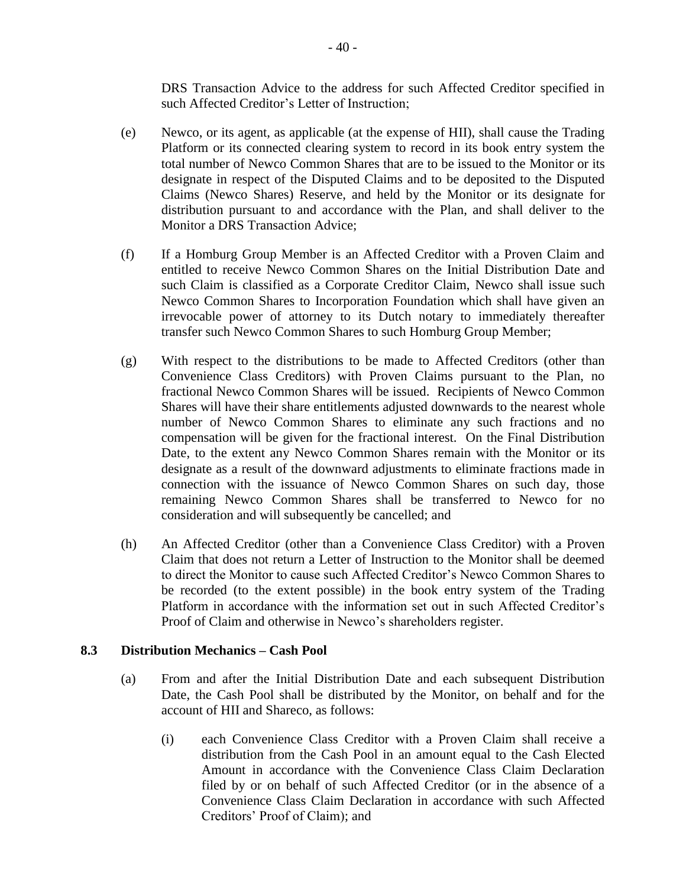DRS Transaction Advice to the address for such Affected Creditor specified in such Affected Creditor's Letter of Instruction;

(e) Newco, or its agent, as applicable (at the expense of HII), shall cause the Trading Platform or its connected clearing system to record in its book entry system the total number of Newco Common Shares that are to be issued to the Monitor or its designate in respect of the Disputed Claims and to be deposited to the Disputed Claims (Newco Shares) Reserve, and held by the Monitor or its designate for distribution pursuant to and accordance with the Plan, and shall deliver to the Monitor a DRS Transaction Advice;

(f) If a Homburg Group Member is an Affected Creditor with a Proven Claim and entitled to receive Newco Common Shares on the Initial Distribution Date and such Claim is classified as a Corporate Creditor Claim, Newco shall issue such Newco Common Shares to Incorporation Foundation which shall have given an irrevocable power of attorney to its Dutch notary to immediately thereafter transfer such Newco Common Shares to such Homburg Group Member;

(g) With respect to the distributions to be made to Affected Creditors (other than Convenience Class Creditors) with Proven Claims pursuant to the Plan, no fractional Newco Common Shares will be issued. Recipients of Newco Common Shares will have their share entitlements adjusted downwards to the nearest whole number of Newco Common Shares to eliminate any such fractions and no compensation will be given for the fractional interest. On the Final Distribution Date, to the extent any Newco Common Shares remain with the Monitor or its designate as a result of the downward adjustments to eliminate fractions made in connection with the issuance of Newco Common Shares on such day, those remaining Newco Common Shares shall be transferred to Newco for no consideration and will subsequently be cancelled; and

(h) An Affected Creditor (other than a Convenience Class Creditor) with a Proven Claim that does not return a Letter of Instruction to the Monitor shall be deemed to direct the Monitor to cause such Affected Creditor's Newco Common Shares to be recorded (to the extent possible) in the book entry system of the Trading Platform in accordance with the information set out in such Affected Creditor's Proof of Claim and otherwise in Newco's shareholders register.

### 8.3 Distribution Mechanics – Cash Pool

(a) From and after the Initial Distribution Date and each subsequent Distribution Date, the Cash Pool shall be distributed by the Monitor, on behalf and for the account of HII and Shareco, as follows:

(i) each Convenience Class Creditor with a Proven Claim shall receive a distribution from the Cash Pool in an amount equal to the Cash Elected Amount in accordance with the Convenience Class Claim Declaration filed by or on behalf of such Affected Creditor (or in the absence of a Convenience Class Claim Declaration in accordance with such Affected Creditors' Proof of Claim); and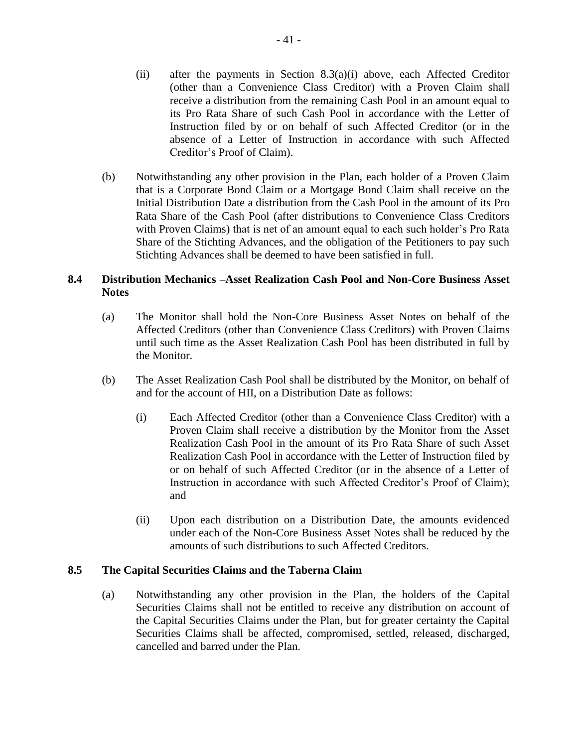(ii) after the payments in Section 8.3(a)(i) above, each Affected Creditor (other than a Convenience Class Creditor) with a Proven Claim shall receive a distribution from the remaining Cash Pool in an amount equal to its Pro Rata Share of such Cash Pool in accordance with the Letter of Instruction filed by or on behalf of such Affected Creditor (or in the absence of a Letter of Instruction in accordance with such Affected Creditor's Proof of Claim).

(b) Notwithstanding any other provision in the Plan, each holder of a Proven Claim that is a Corporate Bond Claim or a Mortgage Bond Claim shall receive on the Initial Distribution Date a distribution from the Cash Pool in the amount of its Pro Rata Share of the Cash Pool (after distributions to Convenience Class Creditors with Proven Claims) that is net of an amount equal to each such holder's Pro Rata Share of the Stichting Advances, and the obligation of the Petitioners to pay such Stichting Advances shall be deemed to have been satisfied in full.

### 8.4 Distribution Mechanics –Asset Realization Cash Pool and Non-Core Business Asset Notes

(a) The Monitor shall hold the Non-Core Business Asset Notes on behalf of the Affected Creditors (other than Convenience Class Creditors) with Proven Claims until such time as the Asset Realization Cash Pool has been distributed in full by the Monitor.

(b) The Asset Realization Cash Pool shall be distributed by the Monitor, on behalf of and for the account of HII, on a Distribution Date as follows:

(i) Each Affected Creditor (other than a Convenience Class Creditor) with a Proven Claim shall receive a distribution by the Monitor from the Asset Realization Cash Pool in the amount of its Pro Rata Share of such Asset Realization Cash Pool in accordance with the Letter of Instruction filed by or on behalf of such Affected Creditor (or in the absence of a Letter of Instruction in accordance with such Affected Creditor's Proof of Claim); and

(ii) Upon each distribution on a Distribution Date, the amounts evidenced under each of the Non-Core Business Asset Notes shall be reduced by the amounts of such distributions to such Affected Creditors.

### 8.5 The Capital Securities Claims and the Taberna Claim

(a) Notwithstanding any other provision in the Plan, the holders of the Capital Securities Claims shall not be entitled to receive any distribution on account of the Capital Securities Claims under the Plan, but for greater certainty the Capital Securities Claims shall be affected, compromised, settled, released, discharged, cancelled and barred under the Plan.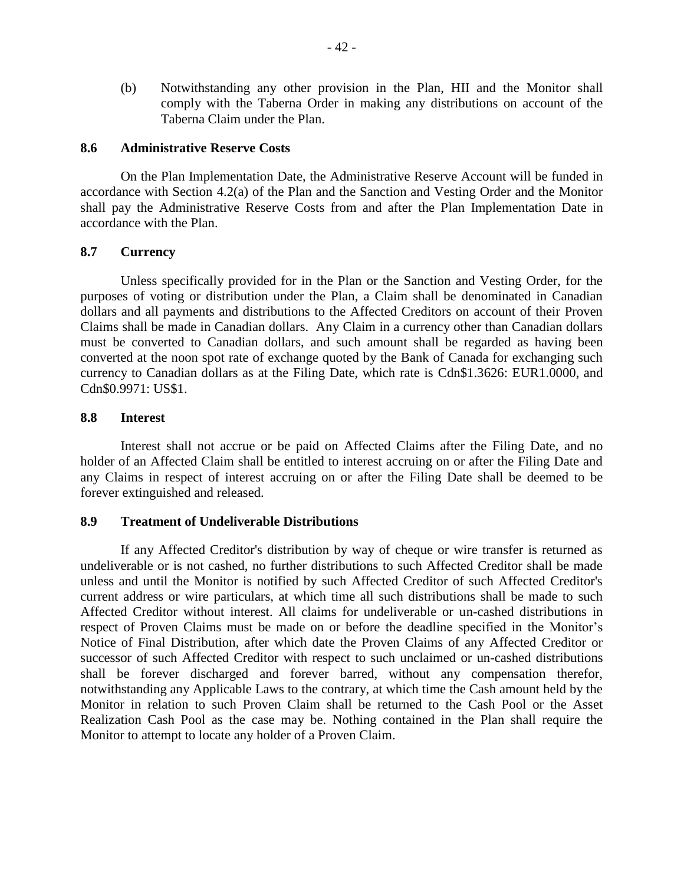(b) Notwithstanding any other provision in the Plan, HII and the Monitor shall comply with the Taberna Order in making any distributions on account of the Taberna Claim under the Plan.

**8.6 Administrative Reserve Costs**

On the Plan Implementation Date, the Administrative Reserve Account will be funded in accordance with Section 4.2(a) of the Plan and the Sanction and Vesting Order and the Monitor shall pay the Administrative Reserve Costs from and after the Plan Implementation Date in accordance with the Plan.

**8.7 Currency**

Unless specifically provided for in the Plan or the Sanction and Vesting Order, for the purposes of voting or distribution under the Plan, a Claim shall be denominated in Canadian dollars and all payments and distributions to the Affected Creditors on account of their Proven Claims shall be made in Canadian dollars. Any Claim in a currency other than Canadian dollars must be converted to Canadian dollars, and such amount shall be regarded as having been converted at the noon spot rate of exchange quoted by the Bank of Canada for exchanging such currency to Canadian dollars as at the Filing Date, which rate is Cdn$1.3626: EUR1.0000, and Cdn$0.9971: US$1.

**8.8 Interest**

Interest shall not accrue or be paid on Affected Claims after the Filing Date, and no holder of an Affected Claim shall be entitled to interest accruing on or after the Filing Date and any Claims in respect of interest accruing on or after the Filing Date shall be deemed to be forever extinguished and released.

**8.9 Treatment of Undeliverable Distributions**

If any Affected Creditor's distribution by way of cheque or wire transfer is returned as undeliverable or is not cashed, no further distributions to such Affected Creditor shall be made unless and until the Monitor is notified by such Affected Creditor of such Affected Creditor's current address or wire particulars, at which time all such distributions shall be made to such Affected Creditor without interest. All claims for undeliverable or un-cashed distributions in respect of Proven Claims must be made on or before the deadline specified in the Monitor's Notice of Final Distribution, after which date the Proven Claims of any Affected Creditor or successor of such Affected Creditor with respect to such unclaimed or un-cashed distributions shall be forever discharged and forever barred, without any compensation therefor, notwithstanding any Applicable Laws to the contrary, at which time the Cash amount held by the Monitor in relation to such Proven Claim shall be returned to the Cash Pool or the Asset Realization Cash Pool as the case may be. Nothing contained in the Plan shall require the Monitor to attempt to locate any holder of a Proven Claim.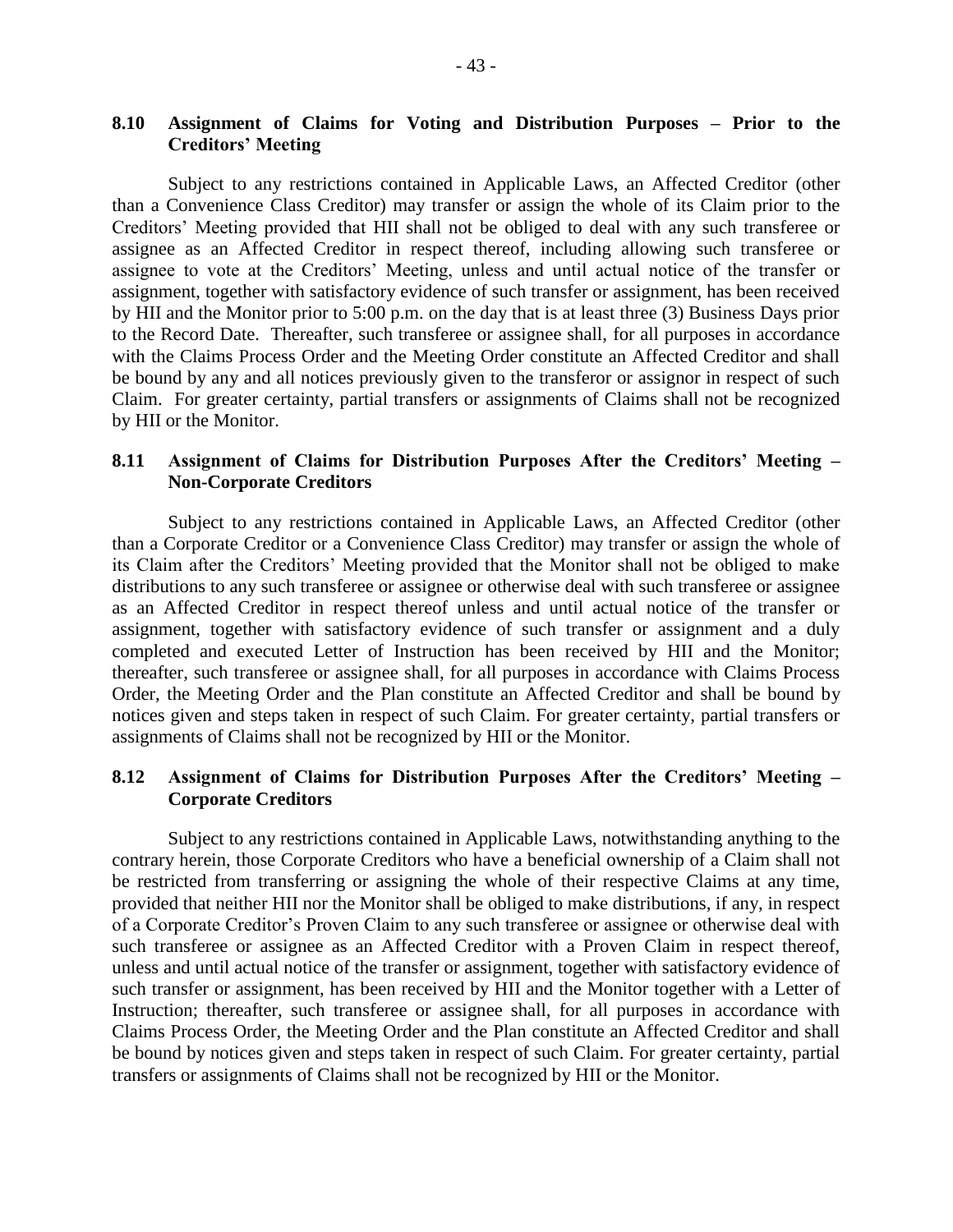### 8.10 Assignment of Claims for Voting and Distribution Purposes – Prior to the Creditors' Meeting

Subject to any restrictions contained in Applicable Laws, an Affected Creditor (other than a Convenience Class Creditor) may transfer or assign the whole of its Claim prior to the Creditors' Meeting provided that HII shall not be obliged to deal with any such transferee or assignee as an Affected Creditor in respect thereof, including allowing such transferee or assignee to vote at the Creditors' Meeting, unless and until actual notice of the transfer or assignment, together with satisfactory evidence of such transfer or assignment, has been received by HII and the Monitor prior to 5:00 p.m. on the day that is at least three (3) Business Days prior to the Record Date. Thereafter, such transferee or assignee shall, for all purposes in accordance with the Claims Process Order and the Meeting Order constitute an Affected Creditor and shall be bound by any and all notices previously given to the transferor or assignor in respect of such Claim. For greater certainty, partial transfers or assignments of Claims shall not be recognized by HII or the Monitor.

### 8.11 Assignment of Claims for Distribution Purposes After the Creditors' Meeting – Non-Corporate Creditors

Subject to any restrictions contained in Applicable Laws, an Affected Creditor (other than a Corporate Creditor or a Convenience Class Creditor) may transfer or assign the whole of its Claim after the Creditors' Meeting provided that the Monitor shall not be obliged to make distributions to any such transferee or assignee or otherwise deal with such transferee or assignee as an Affected Creditor in respect thereof unless and until actual notice of the transfer or assignment, together with satisfactory evidence of such transfer or assignment and a duly completed and executed Letter of Instruction has been received by HII and the Monitor; thereafter, such transferee or assignee shall, for all purposes in accordance with Claims Process Order, the Meeting Order and the Plan constitute an Affected Creditor and shall be bound by notices given and steps taken in respect of such Claim. For greater certainty, partial transfers or assignments of Claims shall not be recognized by HII or the Monitor.

### 8.12 Assignment of Claims for Distribution Purposes After the Creditors' Meeting – Corporate Creditors

Subject to any restrictions contained in Applicable Laws, notwithstanding anything to the contrary herein, those Corporate Creditors who have a beneficial ownership of a Claim shall not be restricted from transferring or assigning the whole of their respective Claims at any time, provided that neither HII nor the Monitor shall be obliged to make distributions, if any, in respect of a Corporate Creditor's Proven Claim to any such transferee or assignee or otherwise deal with such transferee or assignee as an Affected Creditor with a Proven Claim in respect thereof, unless and until actual notice of the transfer or assignment, together with satisfactory evidence of such transfer or assignment, has been received by HII and the Monitor together with a Letter of Instruction; thereafter, such transferee or assignee shall, for all purposes in accordance with Claims Process Order, the Meeting Order and the Plan constitute an Affected Creditor and shall be bound by notices given and steps taken in respect of such Claim. For greater certainty, partial transfers or assignments of Claims shall not be recognized by HII or the Monitor.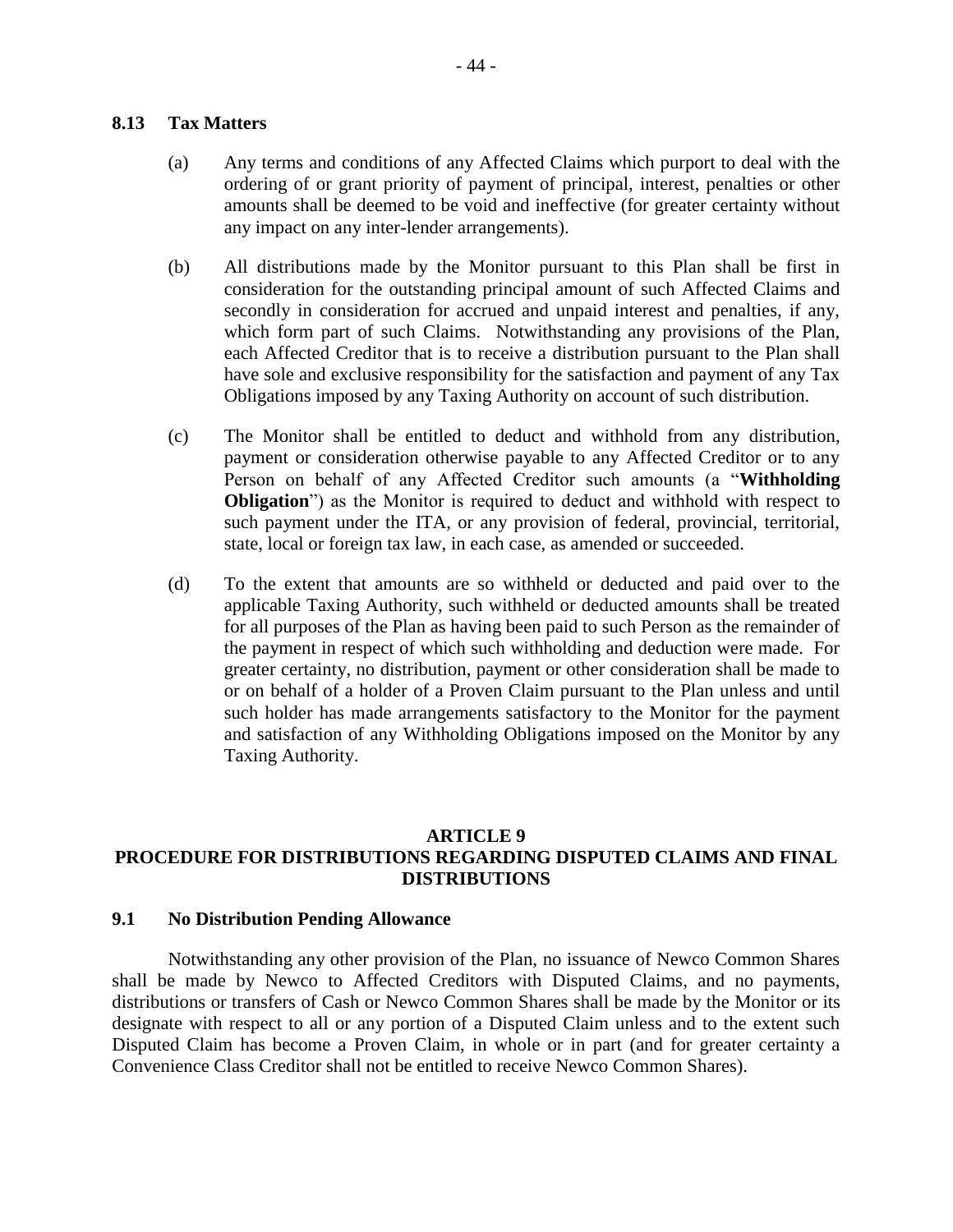### 8.13 Tax Matters

(a) Any terms and conditions of any Affected Claims which purport to deal with the ordering of or grant priority of payment of principal, interest, penalties or other amounts shall be deemed to be void and ineffective (for greater certainty without any impact on any inter-lender arrangements).

(b) All distributions made by the Monitor pursuant to this Plan shall be first in consideration for the outstanding principal amount of such Affected Claims and secondly in consideration for accrued and unpaid interest and penalties, if any, which form part of such Claims. Notwithstanding any provisions of the Plan, each Affected Creditor that is to receive a distribution pursuant to the Plan shall have sole and exclusive responsibility for the satisfaction and payment of any Tax Obligations imposed by any Taxing Authority on account of such distribution.

(c) The Monitor shall be entitled to deduct and withhold from any distribution, payment or consideration otherwise payable to any Affected Creditor or to any Person on behalf of any Affected Creditor such amounts (a "**Withholding Obligation**") as the Monitor is required to deduct and withhold with respect to such payment under the ITA, or any provision of federal, provincial, territorial, state, local or foreign tax law, in each case, as amended or succeeded.

(d) To the extent that amounts are so withheld or deducted and paid over to the applicable Taxing Authority, such withheld or deducted amounts shall be treated for all purposes of the Plan as having been paid to such Person as the remainder of the payment in respect of which such withholding and deduction were made. For greater certainty, no distribution, payment or other consideration shall be made to or on behalf of a holder of a Proven Claim pursuant to the Plan unless and until such holder has made arrangements satisfactory to the Monitor for the payment and satisfaction of any Withholding Obligations imposed on the Monitor by any Taxing Authority.

## ARTICLE 9
## PROCEDURE FOR DISTRIBUTIONS REGARDING DISPUTED CLAIMS AND FINAL DISTRIBUTIONS

### 9.1 No Distribution Pending Allowance

Notwithstanding any other provision of the Plan, no issuance of Newco Common Shares shall be made by Newco to Affected Creditors with Disputed Claims, and no payments, distributions or transfers of Cash or Newco Common Shares shall be made by the Monitor or its designate with respect to all or any portion of a Disputed Claim unless and to the extent such Disputed Claim has become a Proven Claim, in whole or in part (and for greater certainty a Convenience Class Creditor shall not be entitled to receive Newco Common Shares).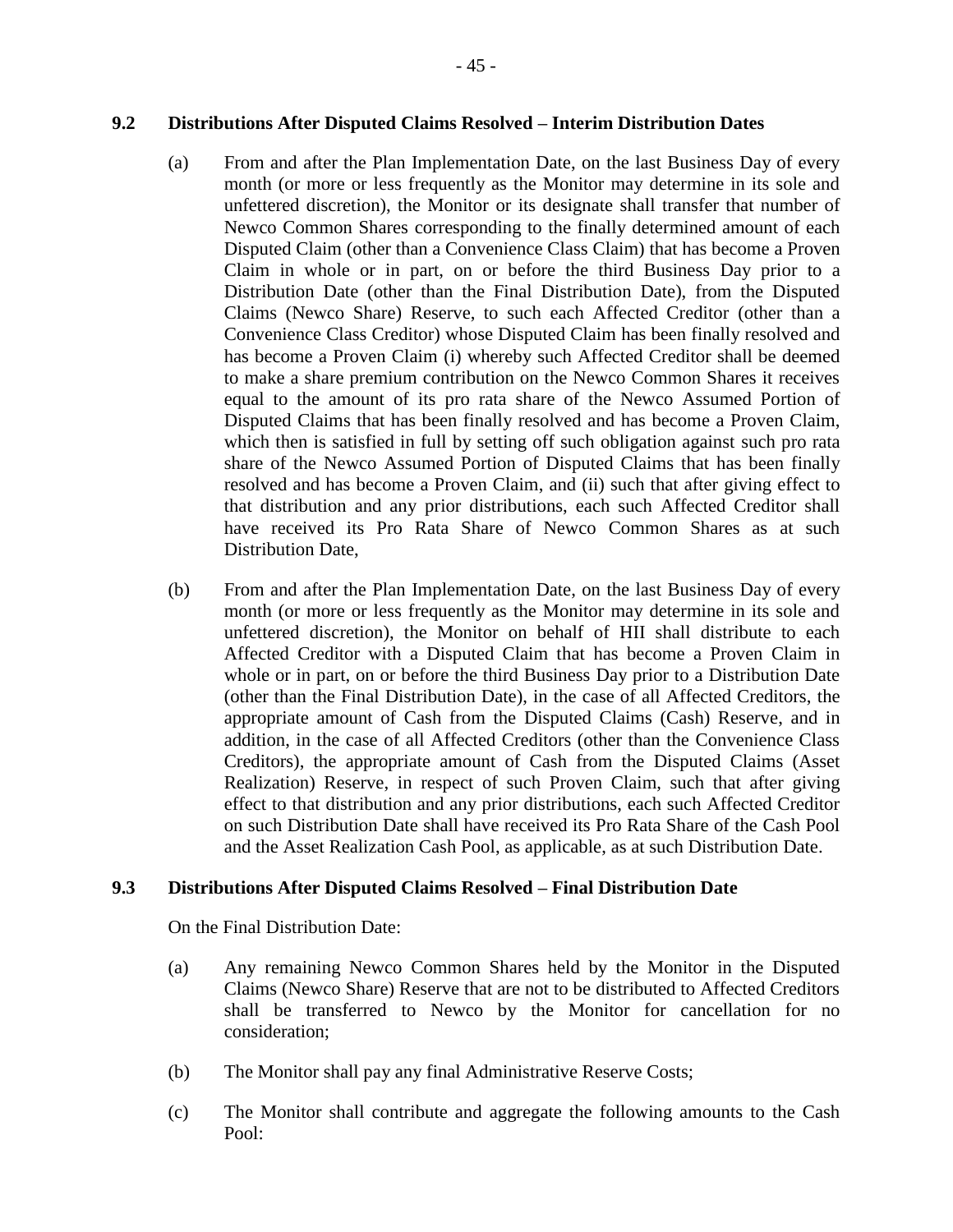### 9.2 Distributions After Disputed Claims Resolved – Interim Distribution Dates

(a) From and after the Plan Implementation Date, on the last Business Day of every month (or more or less frequently as the Monitor may determine in its sole and unfettered discretion), the Monitor or its designate shall transfer that number of Newco Common Shares corresponding to the finally determined amount of each Disputed Claim (other than a Convenience Class Claim) that has become a Proven Claim in whole or in part, on or before the third Business Day prior to a Distribution Date (other than the Final Distribution Date), from the Disputed Claims (Newco Share) Reserve, to such each Affected Creditor (other than a Convenience Class Creditor) whose Disputed Claim has been finally resolved and has become a Proven Claim (i) whereby such Affected Creditor shall be deemed to make a share premium contribution on the Newco Common Shares it receives equal to the amount of its pro rata share of the Newco Assumed Portion of Disputed Claims that has been finally resolved and has become a Proven Claim, which then is satisfied in full by setting off such obligation against such pro rata share of the Newco Assumed Portion of Disputed Claims that has been finally resolved and has become a Proven Claim, and (ii) such that after giving effect to that distribution and any prior distributions, each such Affected Creditor shall have received its Pro Rata Share of Newco Common Shares as at such Distribution Date,

(b) From and after the Plan Implementation Date, on the last Business Day of every month (or more or less frequently as the Monitor may determine in its sole and unfettered discretion), the Monitor on behalf of HII shall distribute to each Affected Creditor with a Disputed Claim that has become a Proven Claim in whole or in part, on or before the third Business Day prior to a Distribution Date (other than the Final Distribution Date), in the case of all Affected Creditors, the appropriate amount of Cash from the Disputed Claims (Cash) Reserve, and in addition, in the case of all Affected Creditors (other than the Convenience Class Creditors), the appropriate amount of Cash from the Disputed Claims (Asset Realization) Reserve, in respect of such Proven Claim, such that after giving effect to that distribution and any prior distributions, each such Affected Creditor on such Distribution Date shall have received its Pro Rata Share of the Cash Pool and the Asset Realization Cash Pool, as applicable, as at such Distribution Date.

### 9.3 Distributions After Disputed Claims Resolved – Final Distribution Date

On the Final Distribution Date:

(a) Any remaining Newco Common Shares held by the Monitor in the Disputed Claims (Newco Share) Reserve that are not to be distributed to Affected Creditors shall be transferred to Newco by the Monitor for cancellation for no consideration;

(b) The Monitor shall pay any final Administrative Reserve Costs;

(c) The Monitor shall contribute and aggregate the following amounts to the Cash Pool: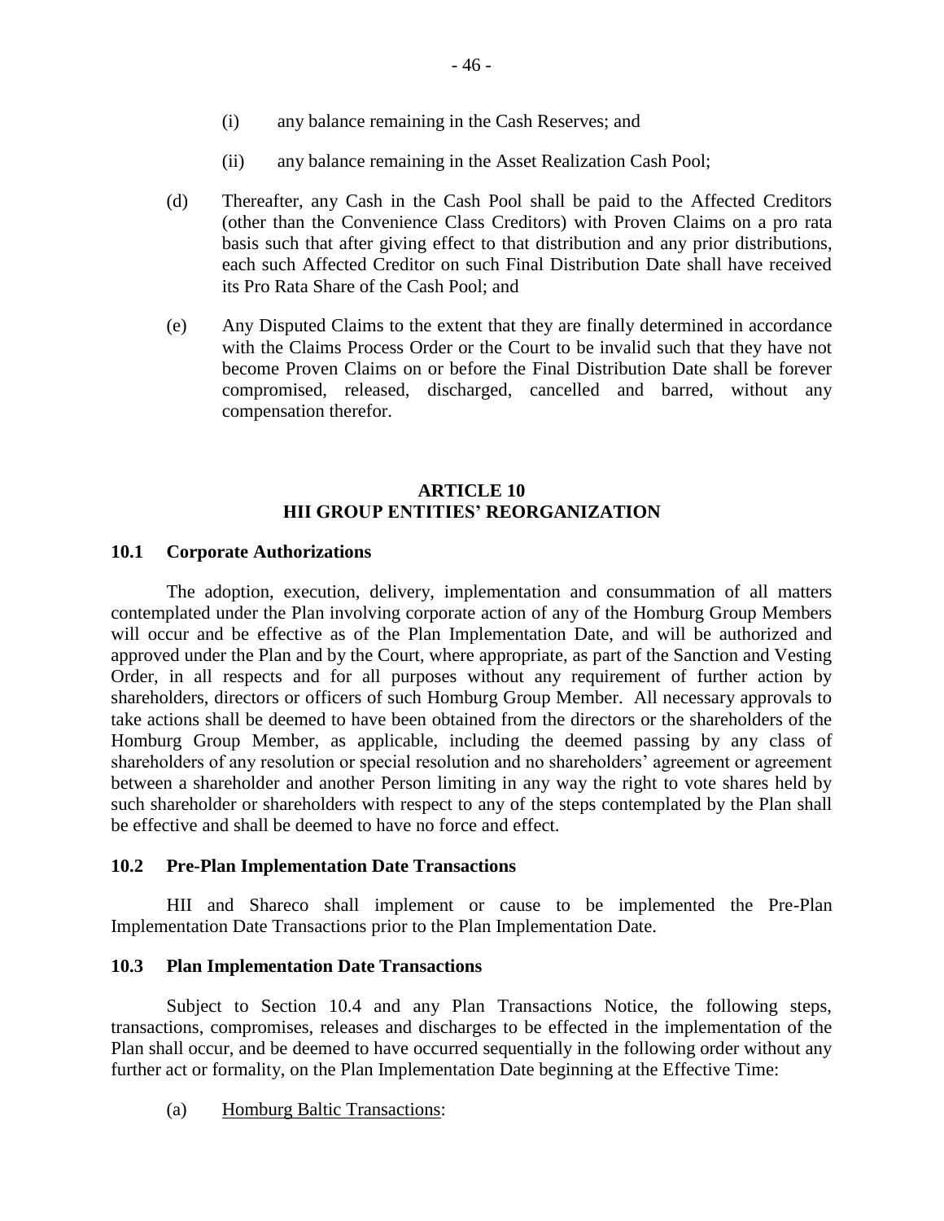(i) any balance remaining in the Cash Reserves; and

(ii) any balance remaining in the Asset Realization Cash Pool;

(d) Thereafter, any Cash in the Cash Pool shall be paid to the Affected Creditors (other than the Convenience Class Creditors) with Proven Claims on a pro rata basis such that after giving effect to that distribution and any prior distributions, each such Affected Creditor on such Final Distribution Date shall have received its Pro Rata Share of the Cash Pool; and

(e) Any Disputed Claims to the extent that they are finally determined in accordance with the Claims Process Order or the Court to be invalid such that they have not become Proven Claims on or before the Final Distribution Date shall be forever compromised, released, discharged, cancelled and barred, without any compensation therefor.

## ARTICLE 10
## HII GROUP ENTITIES' REORGANIZATION

### 10.1 Corporate Authorizations

The adoption, execution, delivery, implementation and consummation of all matters contemplated under the Plan involving corporate action of any of the Homburg Group Members will occur and be effective as of the Plan Implementation Date, and will be authorized and approved under the Plan and by the Court, where appropriate, as part of the Sanction and Vesting Order, in all respects and for all purposes without any requirement of further action by shareholders, directors or officers of such Homburg Group Member. All necessary approvals to take actions shall be deemed to have been obtained from the directors or the shareholders of the Homburg Group Member, as applicable, including the deemed passing by any class of shareholders of any resolution or special resolution and no shareholders' agreement or agreement between a shareholder and another Person limiting in any way the right to vote shares held by such shareholder or shareholders with respect to any of the steps contemplated by the Plan shall be effective and shall be deemed to have no force and effect.

### 10.2 Pre-Plan Implementation Date Transactions

HII and Shareco shall implement or cause to be implemented the Pre-Plan Implementation Date Transactions prior to the Plan Implementation Date.

### 10.3 Plan Implementation Date Transactions

Subject to Section 10.4 and any Plan Transactions Notice, the following steps, transactions, compromises, releases and discharges to be effected in the implementation of the Plan shall occur, and be deemed to have occurred sequentially in the following order without any further act or formality, on the Plan Implementation Date beginning at the Effective Time:

(a) <u>Homburg Baltic Transactions</u>: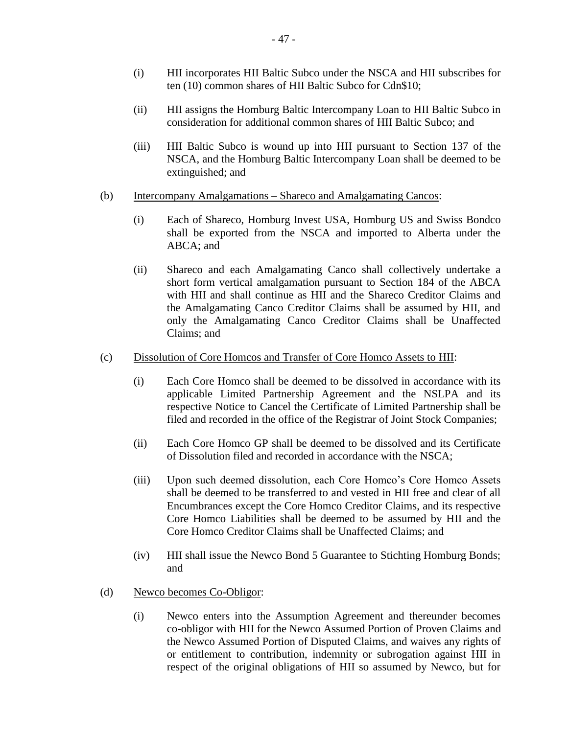(i) HII incorporates HII Baltic Subco under the NSCA and HII subscribes for ten (10) common shares of HII Baltic Subco for Cdn$10;

(ii) HII assigns the Homburg Baltic Intercompany Loan to HII Baltic Subco in consideration for additional common shares of HII Baltic Subco; and

(iii) HII Baltic Subco is wound up into HII pursuant to Section 137 of the NSCA, and the Homburg Baltic Intercompany Loan shall be deemed to be extinguished; and

(b) Intercompany Amalgamations – Shareco and Amalgamating Cancos:

(i) Each of Shareco, Homburg Invest USA, Homburg US and Swiss Bondco shall be exported from the NSCA and imported to Alberta under the ABCA; and

(ii) Shareco and each Amalgamating Canco shall collectively undertake a short form vertical amalgamation pursuant to Section 184 of the ABCA with HII and shall continue as HII and the Shareco Creditor Claims and the Amalgamating Canco Creditor Claims shall be assumed by HII, and only the Amalgamating Canco Creditor Claims shall be Unaffected Claims; and

(c) Dissolution of Core Homcos and Transfer of Core Homco Assets to HII:

(i) Each Core Homco shall be deemed to be dissolved in accordance with its applicable Limited Partnership Agreement and the NSLPA and its respective Notice to Cancel the Certificate of Limited Partnership shall be filed and recorded in the office of the Registrar of Joint Stock Companies;

(ii) Each Core Homco GP shall be deemed to be dissolved and its Certificate of Dissolution filed and recorded in accordance with the NSCA;

(iii) Upon such deemed dissolution, each Core Homco's Core Homco Assets shall be deemed to be transferred to and vested in HII free and clear of all Encumbrances except the Core Homco Creditor Claims, and its respective Core Homco Liabilities shall be deemed to be assumed by HII and the Core Homco Creditor Claims shall be Unaffected Claims; and

(iv) HII shall issue the Newco Bond 5 Guarantee to Stichting Homburg Bonds; and

(d) Newco becomes Co-Obligor:

(i) Newco enters into the Assumption Agreement and thereunder becomes co-obligor with HII for the Newco Assumed Portion of Proven Claims and the Newco Assumed Portion of Disputed Claims, and waives any rights of or entitlement to contribution, indemnity or subrogation against HII in respect of the original obligations of HII so assumed by Newco, but for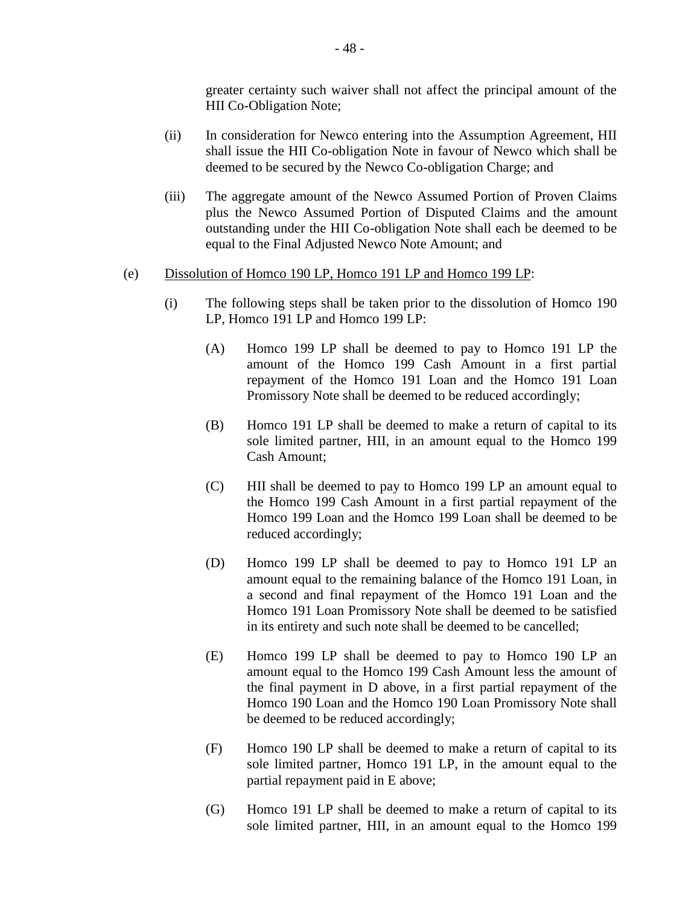greater certainty such waiver shall not affect the principal amount of the HII Co-Obligation Note;

(ii) In consideration for Newco entering into the Assumption Agreement, HII shall issue the HII Co-obligation Note in favour of Newco which shall be deemed to be secured by the Newco Co-obligation Charge; and

(iii) The aggregate amount of the Newco Assumed Portion of Proven Claims plus the Newco Assumed Portion of Disputed Claims and the amount outstanding under the HII Co-obligation Note shall each be deemed to be equal to the Final Adjusted Newco Note Amount; and

(e) Dissolution of Homco 190 LP, Homco 191 LP and Homco 199 LP:

(i) The following steps shall be taken prior to the dissolution of Homco 190 LP, Homco 191 LP and Homco 199 LP:

(A) Homco 199 LP shall be deemed to pay to Homco 191 LP the amount of the Homco 199 Cash Amount in a first partial repayment of the Homco 191 Loan and the Homco 191 Loan Promissory Note shall be deemed to be reduced accordingly;

(B) Homco 191 LP shall be deemed to make a return of capital to its sole limited partner, HII, in an amount equal to the Homco 199 Cash Amount;

(C) HII shall be deemed to pay to Homco 199 LP an amount equal to the Homco 199 Cash Amount in a first partial repayment of the Homco 199 Loan and the Homco 199 Loan shall be deemed to be reduced accordingly;

(D) Homco 199 LP shall be deemed to pay to Homco 191 LP an amount equal to the remaining balance of the Homco 191 Loan, in a second and final repayment of the Homco 191 Loan and the Homco 191 Loan Promissory Note shall be deemed to be satisfied in its entirety and such note shall be deemed to be cancelled;

(E) Homco 199 LP shall be deemed to pay to Homco 190 LP an amount equal to the Homco 199 Cash Amount less the amount of the final payment in D above, in a first partial repayment of the Homco 190 Loan and the Homco 190 Loan Promissory Note shall be deemed to be reduced accordingly;

(F) Homco 190 LP shall be deemed to make a return of capital to its sole limited partner, Homco 191 LP, in the amount equal to the partial repayment paid in E above;

(G) Homco 191 LP shall be deemed to make a return of capital to its sole limited partner, HII, in an amount equal to the Homco 199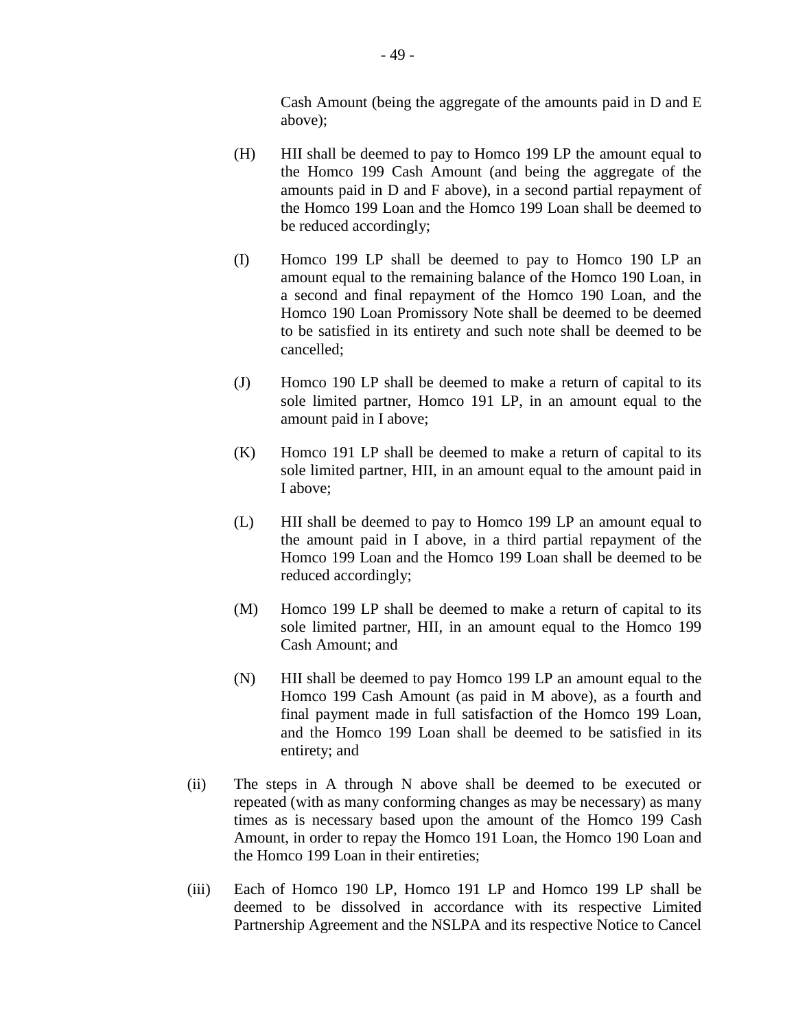Cash Amount (being the aggregate of the amounts paid in D and E above);

(H) HII shall be deemed to pay to Homco 199 LP the amount equal to the Homco 199 Cash Amount (and being the aggregate of the amounts paid in D and F above), in a second partial repayment of the Homco 199 Loan and the Homco 199 Loan shall be deemed to be reduced accordingly;

(I) Homco 199 LP shall be deemed to pay to Homco 190 LP an amount equal to the remaining balance of the Homco 190 Loan, in a second and final repayment of the Homco 190 Loan, and the Homco 190 Loan Promissory Note shall be deemed to be deemed to be satisfied in its entirety and such note shall be deemed to be cancelled;

(J) Homco 190 LP shall be deemed to make a return of capital to its sole limited partner, Homco 191 LP, in an amount equal to the amount paid in I above;

(K) Homco 191 LP shall be deemed to make a return of capital to its sole limited partner, HII, in an amount equal to the amount paid in I above;

(L) HII shall be deemed to pay to Homco 199 LP an amount equal to the amount paid in I above, in a third partial repayment of the Homco 199 Loan and the Homco 199 Loan shall be deemed to be reduced accordingly;

(M) Homco 199 LP shall be deemed to make a return of capital to its sole limited partner, HII, in an amount equal to the Homco 199 Cash Amount; and

(N) HII shall be deemed to pay Homco 199 LP an amount equal to the Homco 199 Cash Amount (as paid in M above), as a fourth and final payment made in full satisfaction of the Homco 199 Loan, and the Homco 199 Loan shall be deemed to be satisfied in its entirety; and

(ii) The steps in A through N above shall be deemed to be executed or repeated (with as many conforming changes as may be necessary) as many times as is necessary based upon the amount of the Homco 199 Cash Amount, in order to repay the Homco 191 Loan, the Homco 190 Loan and the Homco 199 Loan in their entireties;

(iii) Each of Homco 190 LP, Homco 191 LP and Homco 199 LP shall be deemed to be dissolved in accordance with its respective Limited Partnership Agreement and the NSLPA and its respective Notice to Cancel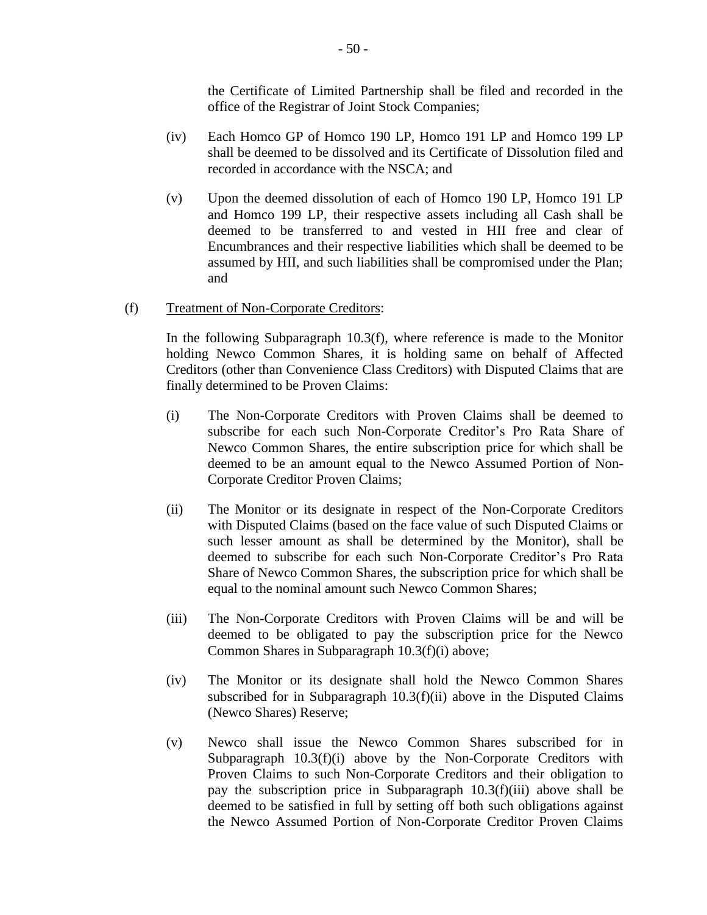the Certificate of Limited Partnership shall be filed and recorded in the office of the Registrar of Joint Stock Companies;

(iv) Each Homco GP of Homco 190 LP, Homco 191 LP and Homco 199 LP shall be deemed to be dissolved and its Certificate of Dissolution filed and recorded in accordance with the NSCA; and

(v) Upon the deemed dissolution of each of Homco 190 LP, Homco 191 LP and Homco 199 LP, their respective assets including all Cash shall be deemed to be transferred to and vested in HII free and clear of Encumbrances and their respective liabilities which shall be deemed to be assumed by HII, and such liabilities shall be compromised under the Plan; and

(f) Treatment of Non-Corporate Creditors:

In the following Subparagraph 10.3(f), where reference is made to the Monitor holding Newco Common Shares, it is holding same on behalf of Affected Creditors (other than Convenience Class Creditors) with Disputed Claims that are finally determined to be Proven Claims:

(i) The Non-Corporate Creditors with Proven Claims shall be deemed to subscribe for each such Non-Corporate Creditor's Pro Rata Share of Newco Common Shares, the entire subscription price for which shall be deemed to be an amount equal to the Newco Assumed Portion of Non-Corporate Creditor Proven Claims;

(ii) The Monitor or its designate in respect of the Non-Corporate Creditors with Disputed Claims (based on the face value of such Disputed Claims or such lesser amount as shall be determined by the Monitor), shall be deemed to subscribe for each such Non-Corporate Creditor's Pro Rata Share of Newco Common Shares, the subscription price for which shall be equal to the nominal amount such Newco Common Shares;

(iii) The Non-Corporate Creditors with Proven Claims will be and will be deemed to be obligated to pay the subscription price for the Newco Common Shares in Subparagraph 10.3(f)(i) above;

(iv) The Monitor or its designate shall hold the Newco Common Shares subscribed for in Subparagraph 10.3(f)(ii) above in the Disputed Claims (Newco Shares) Reserve;

(v) Newco shall issue the Newco Common Shares subscribed for in Subparagraph 10.3(f)(i) above by the Non-Corporate Creditors with Proven Claims to such Non-Corporate Creditors and their obligation to pay the subscription price in Subparagraph 10.3(f)(iii) above shall be deemed to be satisfied in full by setting off both such obligations against the Newco Assumed Portion of Non-Corporate Creditor Proven Claims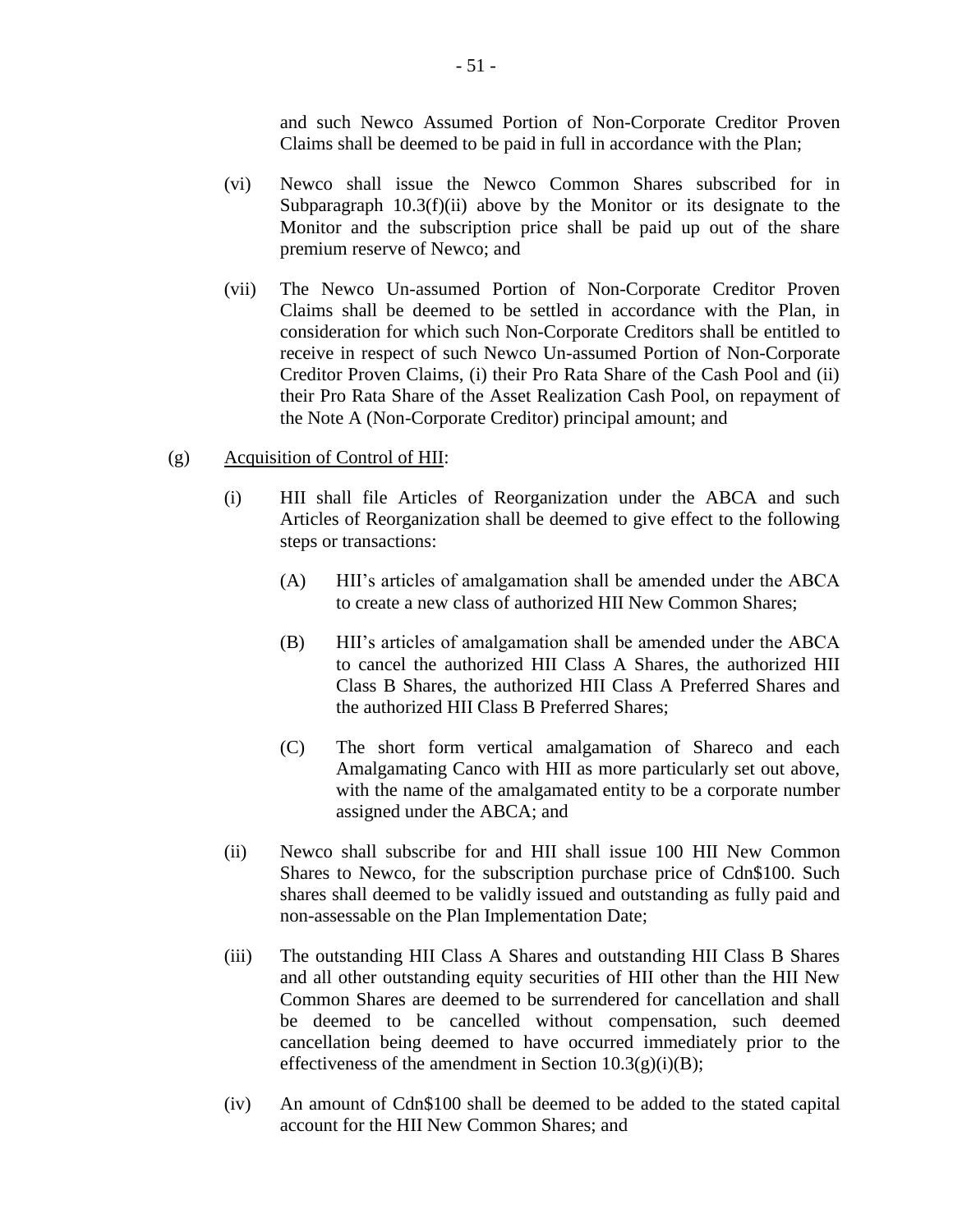and such Newco Assumed Portion of Non-Corporate Creditor Proven Claims shall be deemed to be paid in full in accordance with the Plan;

(vi) Newco shall issue the Newco Common Shares subscribed for in Subparagraph 10.3(f)(ii) above by the Monitor or its designate to the Monitor and the subscription price shall be paid up out of the share premium reserve of Newco; and

(vii) The Newco Un-assumed Portion of Non-Corporate Creditor Proven Claims shall be deemed to be settled in accordance with the Plan, in consideration for which such Non-Corporate Creditors shall be entitled to receive in respect of such Newco Un-assumed Portion of Non-Corporate Creditor Proven Claims, (i) their Pro Rata Share of the Cash Pool and (ii) their Pro Rata Share of the Asset Realization Cash Pool, on repayment of the Note A (Non-Corporate Creditor) principal amount; and

(g) Acquisition of Control of HII:

(i) HII shall file Articles of Reorganization under the ABCA and such Articles of Reorganization shall be deemed to give effect to the following steps or transactions:

(A) HII's articles of amalgamation shall be amended under the ABCA to create a new class of authorized HII New Common Shares;

(B) HII's articles of amalgamation shall be amended under the ABCA to cancel the authorized HII Class A Shares, the authorized HII Class B Shares, the authorized HII Class A Preferred Shares and the authorized HII Class B Preferred Shares;

(C) The short form vertical amalgamation of Shareco and each Amalgamating Canco with HII as more particularly set out above, with the name of the amalgamated entity to be a corporate number assigned under the ABCA; and

(ii) Newco shall subscribe for and HII shall issue 100 HII New Common Shares to Newco, for the subscription purchase price of Cdn$100. Such shares shall deemed to be validly issued and outstanding as fully paid and non-assessable on the Plan Implementation Date;

(iii) The outstanding HII Class A Shares and outstanding HII Class B Shares and all other outstanding equity securities of HII other than the HII New Common Shares are deemed to be surrendered for cancellation and shall be deemed to be cancelled without compensation, such deemed cancellation being deemed to have occurred immediately prior to the effectiveness of the amendment in Section 10.3(g)(i)(B);

(iv) An amount of Cdn$100 shall be deemed to be added to the stated capital account for the HII New Common Shares; and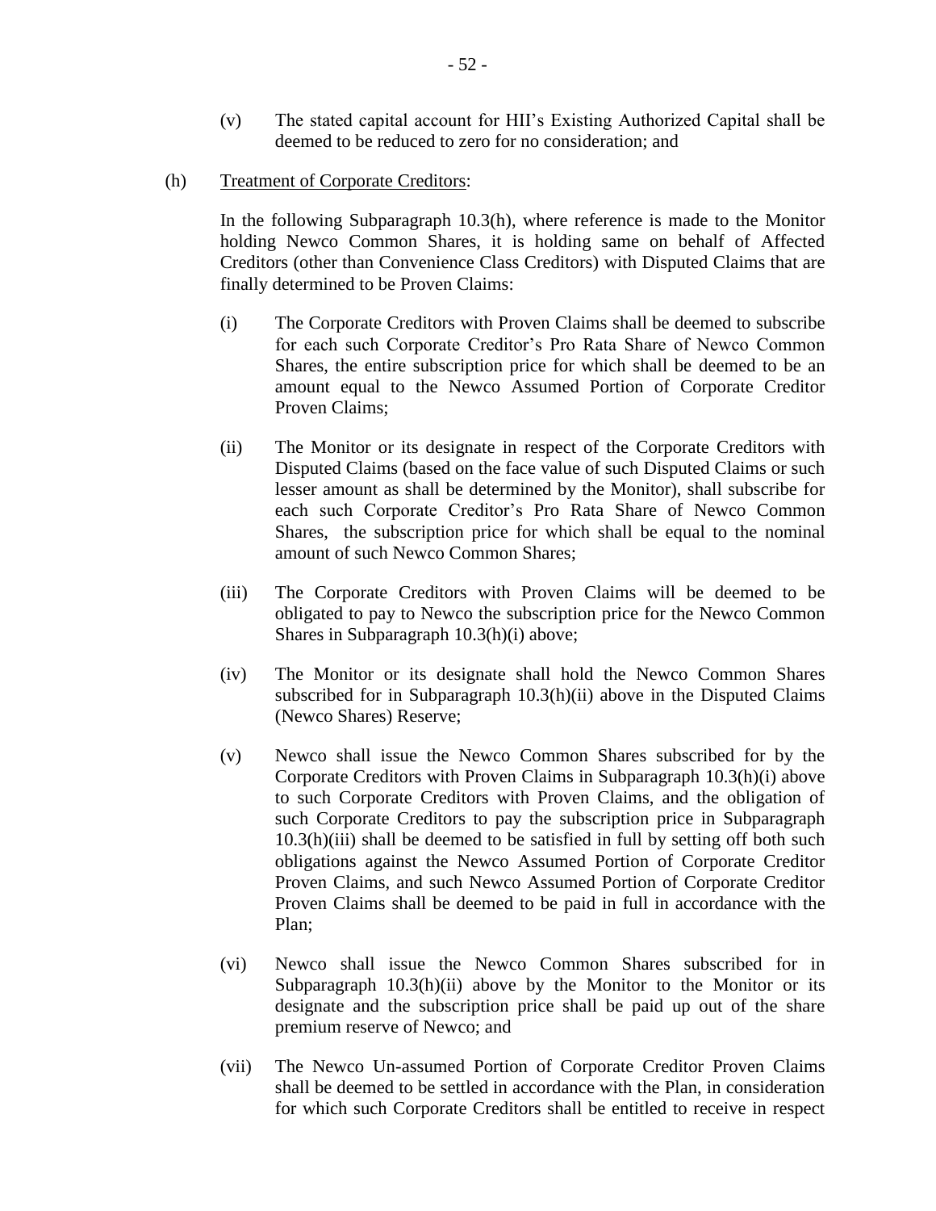(v) The stated capital account for HII's Existing Authorized Capital shall be deemed to be reduced to zero for no consideration; and

(h) Treatment of Corporate Creditors:

In the following Subparagraph 10.3(h), where reference is made to the Monitor holding Newco Common Shares, it is holding same on behalf of Affected Creditors (other than Convenience Class Creditors) with Disputed Claims that are finally determined to be Proven Claims:

(i) The Corporate Creditors with Proven Claims shall be deemed to subscribe for each such Corporate Creditor's Pro Rata Share of Newco Common Shares, the entire subscription price for which shall be deemed to be an amount equal to the Newco Assumed Portion of Corporate Creditor Proven Claims;

(ii) The Monitor or its designate in respect of the Corporate Creditors with Disputed Claims (based on the face value of such Disputed Claims or such lesser amount as shall be determined by the Monitor), shall subscribe for each such Corporate Creditor's Pro Rata Share of Newco Common Shares, the subscription price for which shall be equal to the nominal amount of such Newco Common Shares;

(iii) The Corporate Creditors with Proven Claims will be deemed to be obligated to pay to Newco the subscription price for the Newco Common Shares in Subparagraph 10.3(h)(i) above;

(iv) The Monitor or its designate shall hold the Newco Common Shares subscribed for in Subparagraph 10.3(h)(ii) above in the Disputed Claims (Newco Shares) Reserve;

(v) Newco shall issue the Newco Common Shares subscribed for by the Corporate Creditors with Proven Claims in Subparagraph 10.3(h)(i) above to such Corporate Creditors with Proven Claims, and the obligation of such Corporate Creditors to pay the subscription price in Subparagraph 10.3(h)(iii) shall be deemed to be satisfied in full by setting off both such obligations against the Newco Assumed Portion of Corporate Creditor Proven Claims, and such Newco Assumed Portion of Corporate Creditor Proven Claims shall be deemed to be paid in full in accordance with the Plan;

(vi) Newco shall issue the Newco Common Shares subscribed for in Subparagraph 10.3(h)(ii) above by the Monitor to the Monitor or its designate and the subscription price shall be paid up out of the share premium reserve of Newco; and

(vii) The Newco Un-assumed Portion of Corporate Creditor Proven Claims shall be deemed to be settled in accordance with the Plan, in consideration for which such Corporate Creditors shall be entitled to receive in respect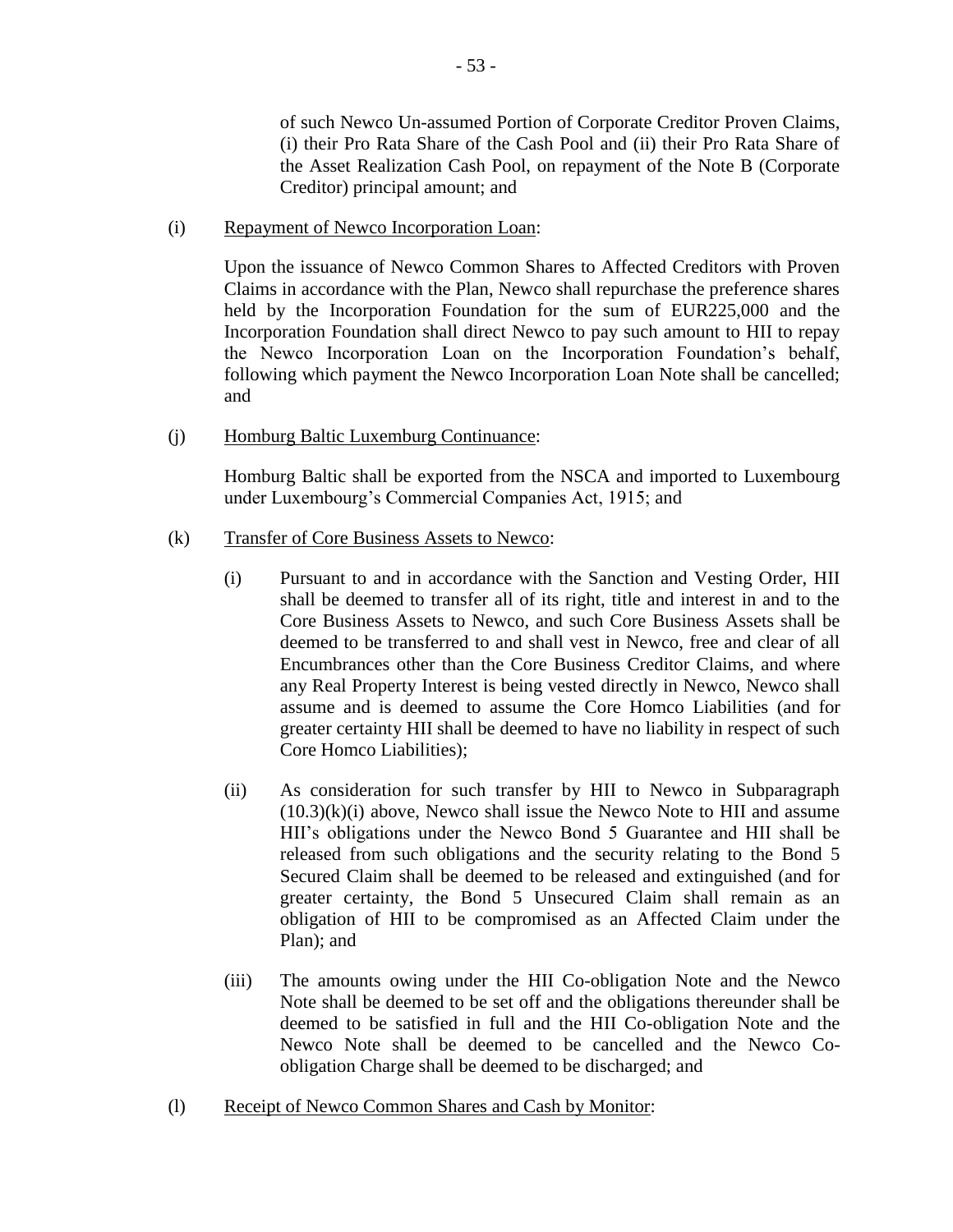of such Newco Un-assumed Portion of Corporate Creditor Proven Claims, (i) their Pro Rata Share of the Cash Pool and (ii) their Pro Rata Share of the Asset Realization Cash Pool, on repayment of the Note B (Corporate Creditor) principal amount; and

(i) Repayment of Newco Incorporation Loan:

Upon the issuance of Newco Common Shares to Affected Creditors with Proven Claims in accordance with the Plan, Newco shall repurchase the preference shares held by the Incorporation Foundation for the sum of EUR225,000 and the Incorporation Foundation shall direct Newco to pay such amount to HII to repay the Newco Incorporation Loan on the Incorporation Foundation's behalf, following which payment the Newco Incorporation Loan Note shall be cancelled; and

(j) Homburg Baltic Luxemburg Continuance:

Homburg Baltic shall be exported from the NSCA and imported to Luxembourg under Luxembourg's Commercial Companies Act, 1915; and

(k) Transfer of Core Business Assets to Newco:

(i) Pursuant to and in accordance with the Sanction and Vesting Order, HII shall be deemed to transfer all of its right, title and interest in and to the Core Business Assets to Newco, and such Core Business Assets shall be deemed to be transferred to and shall vest in Newco, free and clear of all Encumbrances other than the Core Business Creditor Claims, and where any Real Property Interest is being vested directly in Newco, Newco shall assume and is deemed to assume the Core Homco Liabilities (and for greater certainty HII shall be deemed to have no liability in respect of such Core Homco Liabilities);

(ii) As consideration for such transfer by HII to Newco in Subparagraph (10.3)(k)(i) above, Newco shall issue the Newco Note to HII and assume HII's obligations under the Newco Bond 5 Guarantee and HII shall be released from such obligations and the security relating to the Bond 5 Secured Claim shall be deemed to be released and extinguished (and for greater certainty, the Bond 5 Unsecured Claim shall remain as an obligation of HII to be compromised as an Affected Claim under the Plan); and

(iii) The amounts owing under the HII Co-obligation Note and the Newco Note shall be deemed to be set off and the obligations thereunder shall be deemed to be satisfied in full and the HII Co-obligation Note and the Newco Note shall be deemed to be cancelled and the Newco Co-obligation Charge shall be deemed to be discharged; and

(l) Receipt of Newco Common Shares and Cash by Monitor: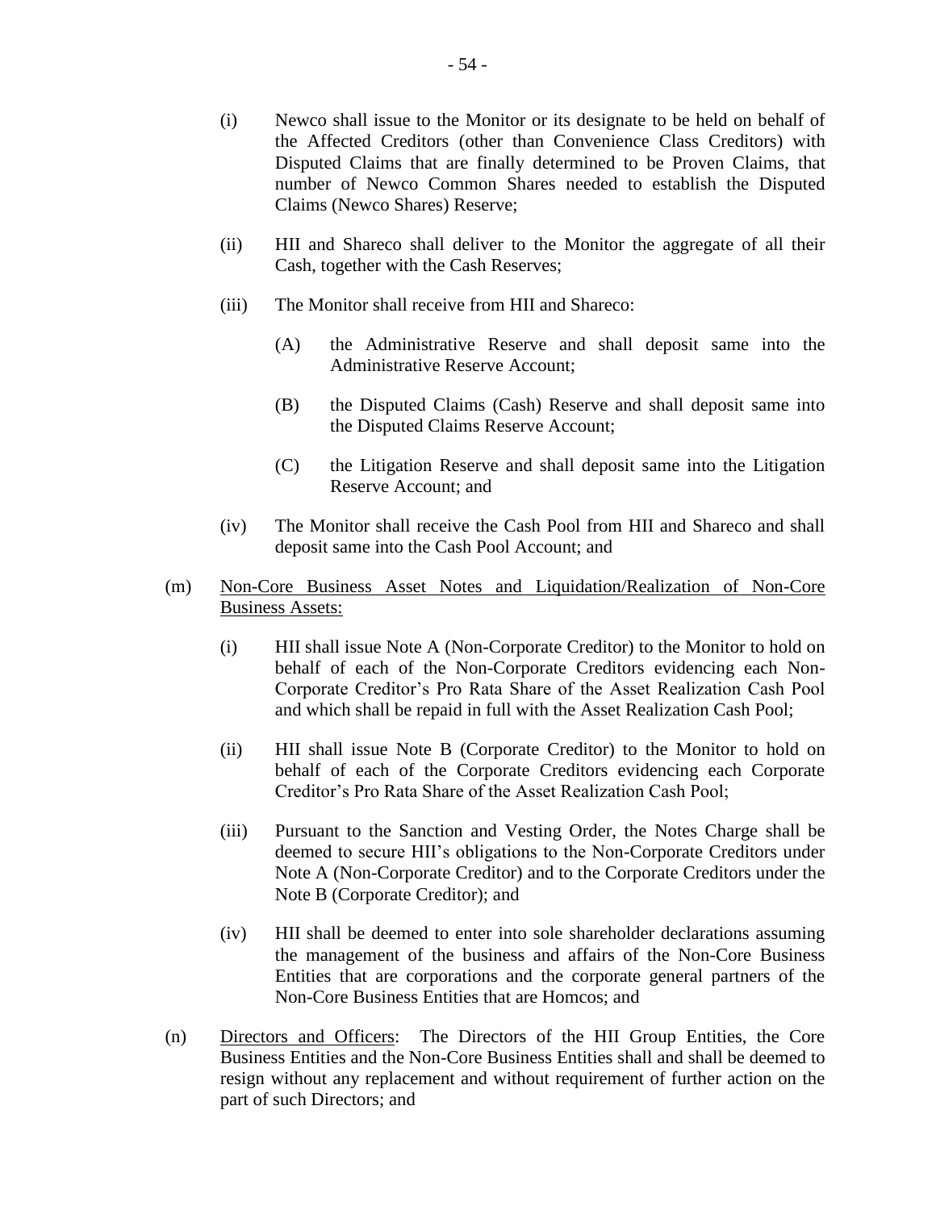(i) Newco shall issue to the Monitor or its designate to be held on behalf of the Affected Creditors (other than Convenience Class Creditors) with Disputed Claims that are finally determined to be Proven Claims, that number of Newco Common Shares needed to establish the Disputed Claims (Newco Shares) Reserve;

(ii) HII and Shareco shall deliver to the Monitor the aggregate of all their Cash, together with the Cash Reserves;

(iii) The Monitor shall receive from HII and Shareco:

(A) the Administrative Reserve and shall deposit same into the Administrative Reserve Account;

(B) the Disputed Claims (Cash) Reserve and shall deposit same into the Disputed Claims Reserve Account;

(C) the Litigation Reserve and shall deposit same into the Litigation Reserve Account; and

(iv) The Monitor shall receive the Cash Pool from HII and Shareco and shall deposit same into the Cash Pool Account; and

(m) <u>Non-Core Business Asset Notes and Liquidation/Realization of Non-Core Business Assets:</u>

(i) HII shall issue Note A (Non-Corporate Creditor) to the Monitor to hold on behalf of each of the Non-Corporate Creditors evidencing each Non-Corporate Creditor's Pro Rata Share of the Asset Realization Cash Pool and which shall be repaid in full with the Asset Realization Cash Pool;

(ii) HII shall issue Note B (Corporate Creditor) to the Monitor to hold on behalf of each of the Corporate Creditors evidencing each Corporate Creditor's Pro Rata Share of the Asset Realization Cash Pool;

(iii) Pursuant to the Sanction and Vesting Order, the Notes Charge shall be deemed to secure HII's obligations to the Non-Corporate Creditors under Note A (Non-Corporate Creditor) and to the Corporate Creditors under the Note B (Corporate Creditor); and

(iv) HII shall be deemed to enter into sole shareholder declarations assuming the management of the business and affairs of the Non-Core Business Entities that are corporations and the corporate general partners of the Non-Core Business Entities that are Homcos; and

(n) <u>Directors and Officers</u>: The Directors of the HII Group Entities, the Core Business Entities and the Non-Core Business Entities shall and shall be deemed to resign without any replacement and without requirement of further action on the part of such Directors; and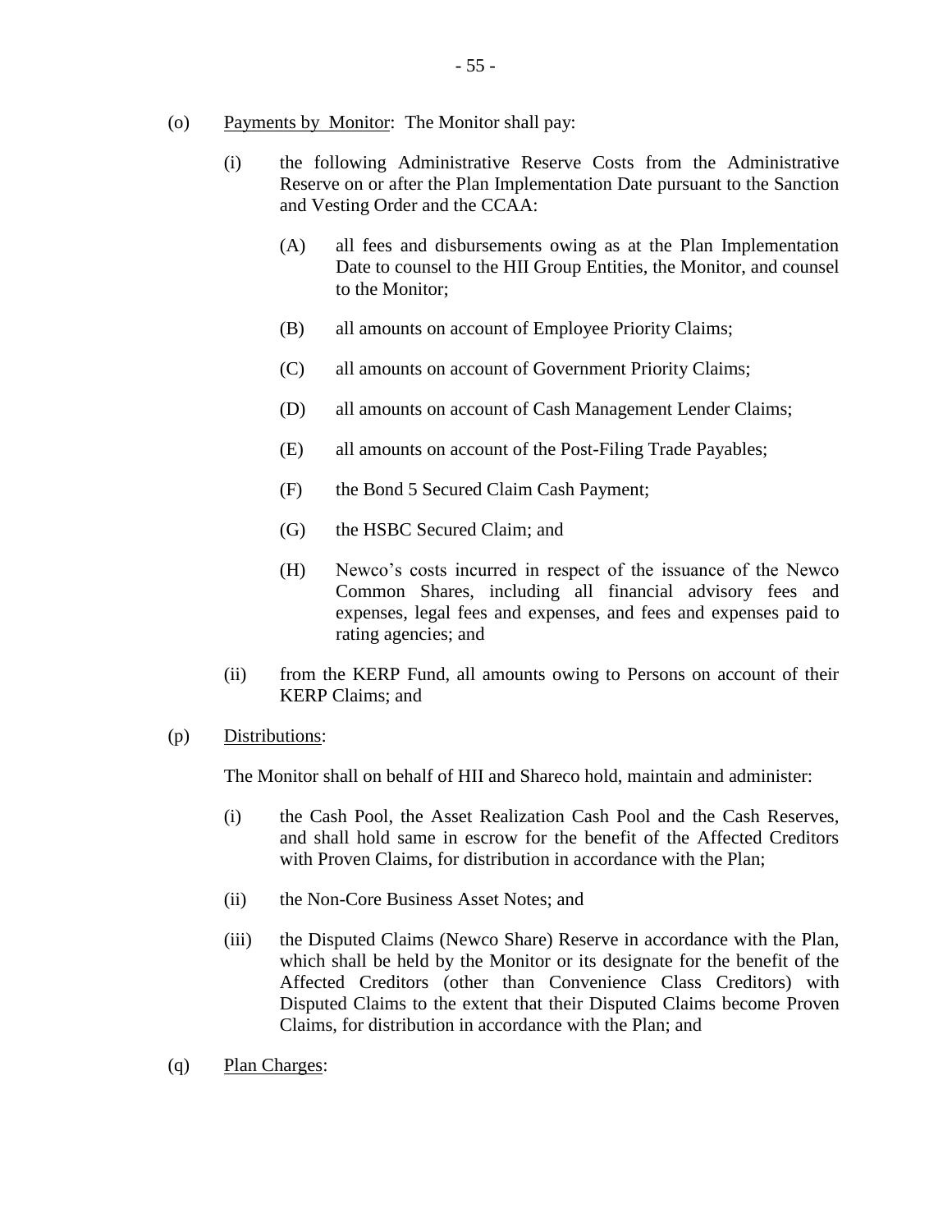(o) Payments by Monitor: The Monitor shall pay:

(i) the following Administrative Reserve Costs from the Administrative Reserve on or after the Plan Implementation Date pursuant to the Sanction and Vesting Order and the CCAA:

(A) all fees and disbursements owing as at the Plan Implementation Date to counsel to the HII Group Entities, the Monitor, and counsel to the Monitor;

(B) all amounts on account of Employee Priority Claims;

(C) all amounts on account of Government Priority Claims;

(D) all amounts on account of Cash Management Lender Claims;

(E) all amounts on account of the Post-Filing Trade Payables;

(F) the Bond 5 Secured Claim Cash Payment;

(G) the HSBC Secured Claim; and

(H) Newco's costs incurred in respect of the issuance of the Newco Common Shares, including all financial advisory fees and expenses, legal fees and expenses, and fees and expenses paid to rating agencies; and

(ii) from the KERP Fund, all amounts owing to Persons on account of their KERP Claims; and

(p) Distributions:

The Monitor shall on behalf of HII and Shareco hold, maintain and administer:

(i) the Cash Pool, the Asset Realization Cash Pool and the Cash Reserves, and shall hold same in escrow for the benefit of the Affected Creditors with Proven Claims, for distribution in accordance with the Plan;

(ii) the Non-Core Business Asset Notes; and

(iii) the Disputed Claims (Newco Share) Reserve in accordance with the Plan, which shall be held by the Monitor or its designate for the benefit of the Affected Creditors (other than Convenience Class Creditors) with Disputed Claims to the extent that their Disputed Claims become Proven Claims, for distribution in accordance with the Plan; and

(q) Plan Charges: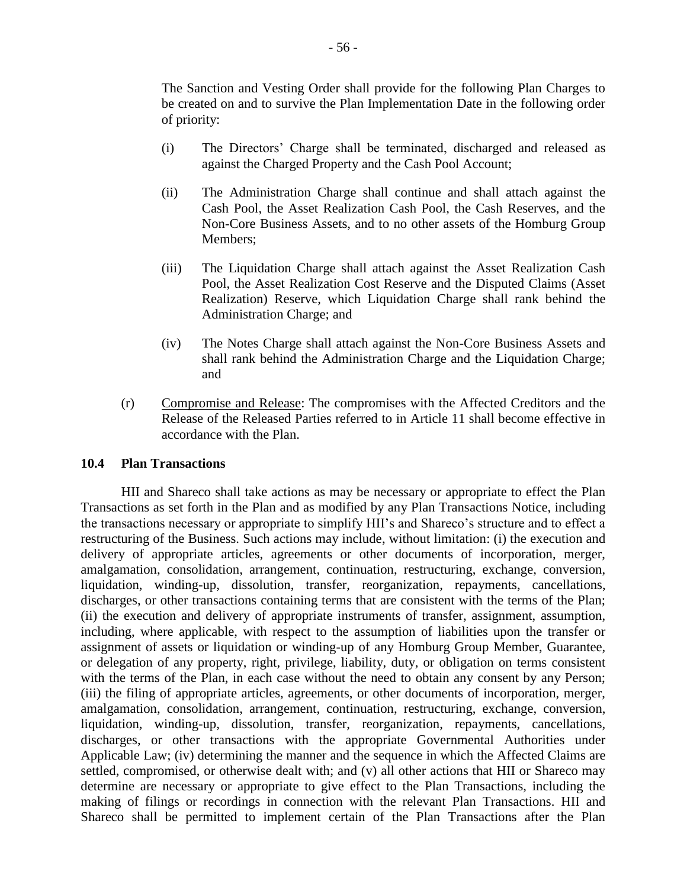The Sanction and Vesting Order shall provide for the following Plan Charges to be created on and to survive the Plan Implementation Date in the following order of priority:

(i) The Directors' Charge shall be terminated, discharged and released as against the Charged Property and the Cash Pool Account;

(ii) The Administration Charge shall continue and shall attach against the Cash Pool, the Asset Realization Cash Pool, the Cash Reserves, and the Non-Core Business Assets, and to no other assets of the Homburg Group Members;

(iii) The Liquidation Charge shall attach against the Asset Realization Cash Pool, the Asset Realization Cost Reserve and the Disputed Claims (Asset Realization) Reserve, which Liquidation Charge shall rank behind the Administration Charge; and

(iv) The Notes Charge shall attach against the Non-Core Business Assets and shall rank behind the Administration Charge and the Liquidation Charge; and

(r) Compromise and Release: The compromises with the Affected Creditors and the Release of the Released Parties referred to in Article 11 shall become effective in accordance with the Plan.

### 10.4 Plan Transactions

HII and Shareco shall take actions as may be necessary or appropriate to effect the Plan Transactions as set forth in the Plan and as modified by any Plan Transactions Notice, including the transactions necessary or appropriate to simplify HII's and Shareco's structure and to effect a restructuring of the Business. Such actions may include, without limitation: (i) the execution and delivery of appropriate articles, agreements or other documents of incorporation, merger, amalgamation, consolidation, arrangement, continuation, restructuring, exchange, conversion, liquidation, winding-up, dissolution, transfer, reorganization, repayments, cancellations, discharges, or other transactions containing terms that are consistent with the terms of the Plan; (ii) the execution and delivery of appropriate instruments of transfer, assignment, assumption, including, where applicable, with respect to the assumption of liabilities upon the transfer or assignment of assets or liquidation or winding-up of any Homburg Group Member, Guarantee, or delegation of any property, right, privilege, liability, duty, or obligation on terms consistent with the terms of the Plan, in each case without the need to obtain any consent by any Person; (iii) the filing of appropriate articles, agreements, or other documents of incorporation, merger, amalgamation, consolidation, arrangement, continuation, restructuring, exchange, conversion, liquidation, winding-up, dissolution, transfer, reorganization, repayments, cancellations, discharges, or other transactions with the appropriate Governmental Authorities under Applicable Law; (iv) determining the manner and the sequence in which the Affected Claims are settled, compromised, or otherwise dealt with; and (v) all other actions that HII or Shareco may determine are necessary or appropriate to give effect to the Plan Transactions, including the making of filings or recordings in connection with the relevant Plan Transactions. HII and Shareco shall be permitted to implement certain of the Plan Transactions after the Plan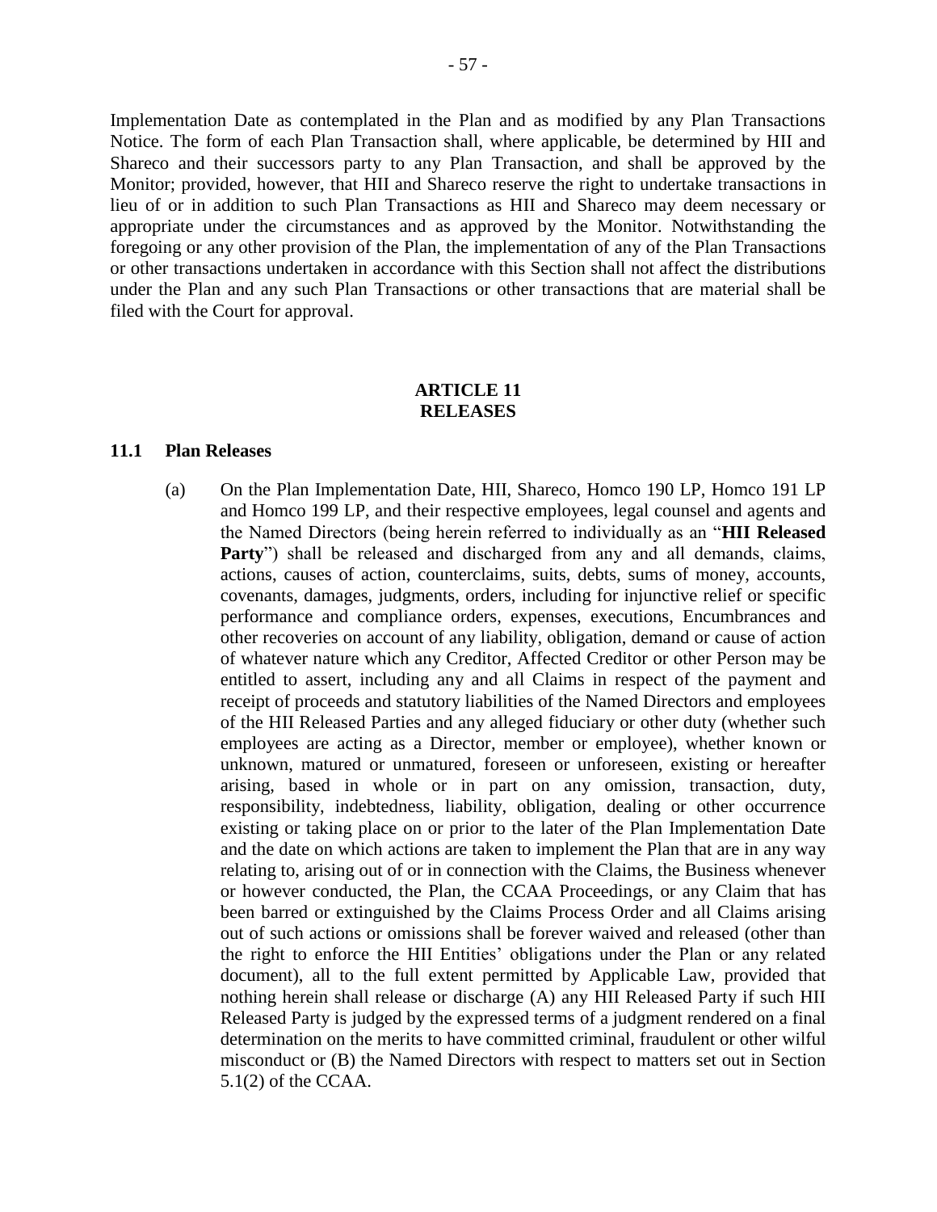Implementation Date as contemplated in the Plan and as modified by any Plan Transactions Notice. The form of each Plan Transaction shall, where applicable, be determined by HII and Shareco and their successors party to any Plan Transaction, and shall be approved by the Monitor; provided, however, that HII and Shareco reserve the right to undertake transactions in lieu of or in addition to such Plan Transactions as HII and Shareco may deem necessary or appropriate under the circumstances and as approved by the Monitor. Notwithstanding the foregoing or any other provision of the Plan, the implementation of any of the Plan Transactions or other transactions undertaken in accordance with this Section shall not affect the distributions under the Plan and any such Plan Transactions or other transactions that are material shall be filed with the Court for approval.

## ARTICLE 11
## RELEASES

### 11.1 Plan Releases

(a) On the Plan Implementation Date, HII, Shareco, Homco 190 LP, Homco 191 LP and Homco 199 LP, and their respective employees, legal counsel and agents and the Named Directors (being herein referred to individually as an "**HII Released Party**") shall be released and discharged from any and all demands, claims, actions, causes of action, counterclaims, suits, debts, sums of money, accounts, covenants, damages, judgments, orders, including for injunctive relief or specific performance and compliance orders, expenses, executions, Encumbrances and other recoveries on account of any liability, obligation, demand or cause of action of whatever nature which any Creditor, Affected Creditor or other Person may be entitled to assert, including any and all Claims in respect of the payment and receipt of proceeds and statutory liabilities of the Named Directors and employees of the HII Released Parties and any alleged fiduciary or other duty (whether such employees are acting as a Director, member or employee), whether known or unknown, matured or unmatured, foreseen or unforeseen, existing or hereafter arising, based in whole or in part on any omission, transaction, duty, responsibility, indebtedness, liability, obligation, dealing or other occurrence existing or taking place on or prior to the later of the Plan Implementation Date and the date on which actions are taken to implement the Plan that are in any way relating to, arising out of or in connection with the Claims, the Business whenever or however conducted, the Plan, the CCAA Proceedings, or any Claim that has been barred or extinguished by the Claims Process Order and all Claims arising out of such actions or omissions shall be forever waived and released (other than the right to enforce the HII Entities' obligations under the Plan or any related document), all to the full extent permitted by Applicable Law, provided that nothing herein shall release or discharge (A) any HII Released Party if such HII Released Party is judged by the expressed terms of a judgment rendered on a final determination on the merits to have committed criminal, fraudulent or other wilful misconduct or (B) the Named Directors with respect to matters set out in Section 5.1(2) of the CCAA.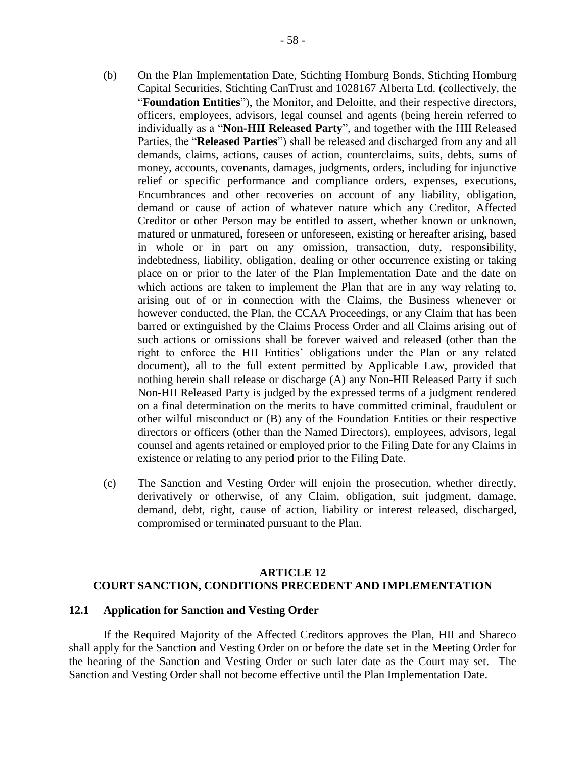(b) On the Plan Implementation Date, Stichting Homburg Bonds, Stichting Homburg Capital Securities, Stichting CanTrust and 1028167 Alberta Ltd. (collectively, the "**Foundation Entities**"), the Monitor, and Deloitte, and their respective directors, officers, employees, advisors, legal counsel and agents (being herein referred to individually as a "**Non-HII Released Party**", and together with the HII Released Parties, the "**Released Parties**") shall be released and discharged from any and all demands, claims, actions, causes of action, counterclaims, suits, debts, sums of money, accounts, covenants, damages, judgments, orders, including for injunctive relief or specific performance and compliance orders, expenses, executions, Encumbrances and other recoveries on account of any liability, obligation, demand or cause of action of whatever nature which any Creditor, Affected Creditor or other Person may be entitled to assert, whether known or unknown, matured or unmatured, foreseen or unforeseen, existing or hereafter arising, based in whole or in part on any omission, transaction, duty, responsibility, indebtedness, liability, obligation, dealing or other occurrence existing or taking place on or prior to the later of the Plan Implementation Date and the date on which actions are taken to implement the Plan that are in any way relating to, arising out of or in connection with the Claims, the Business whenever or however conducted, the Plan, the CCAA Proceedings, or any Claim that has been barred or extinguished by the Claims Process Order and all Claims arising out of such actions or omissions shall be forever waived and released (other than the right to enforce the HII Entities' obligations under the Plan or any related document), all to the full extent permitted by Applicable Law, provided that nothing herein shall release or discharge (A) any Non-HII Released Party if such Non-HII Released Party is judged by the expressed terms of a judgment rendered on a final determination on the merits to have committed criminal, fraudulent or other wilful misconduct or (B) any of the Foundation Entities or their respective directors or officers (other than the Named Directors), employees, advisors, legal counsel and agents retained or employed prior to the Filing Date for any Claims in existence or relating to any period prior to the Filing Date.

(c) The Sanction and Vesting Order will enjoin the prosecution, whether directly, derivatively or otherwise, of any Claim, obligation, suit judgment, damage, demand, debt, right, cause of action, liability or interest released, discharged, compromised or terminated pursuant to the Plan.

## ARTICLE 12
## COURT SANCTION, CONDITIONS PRECEDENT AND IMPLEMENTATION

### 12.1 Application for Sanction and Vesting Order

If the Required Majority of the Affected Creditors approves the Plan, HII and Shareco shall apply for the Sanction and Vesting Order on or before the date set in the Meeting Order for the hearing of the Sanction and Vesting Order or such later date as the Court may set. The Sanction and Vesting Order shall not become effective until the Plan Implementation Date.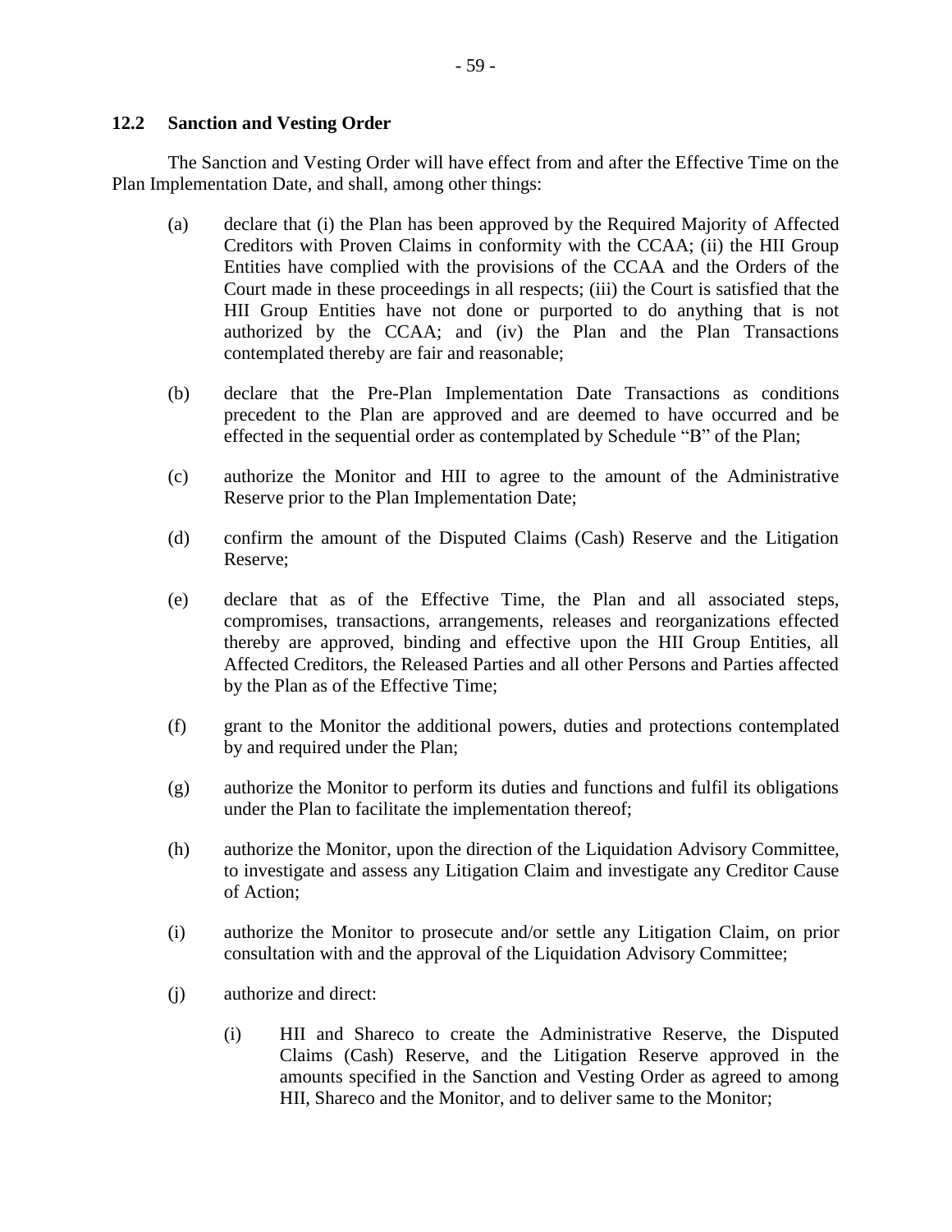## 12.2 Sanction and Vesting Order

The Sanction and Vesting Order will have effect from and after the Effective Time on the Plan Implementation Date, and shall, among other things:

(a) declare that (i) the Plan has been approved by the Required Majority of Affected Creditors with Proven Claims in conformity with the CCAA; (ii) the HII Group Entities have complied with the provisions of the CCAA and the Orders of the Court made in these proceedings in all respects; (iii) the Court is satisfied that the HII Group Entities have not done or purported to do anything that is not authorized by the CCAA; and (iv) the Plan and the Plan Transactions contemplated thereby are fair and reasonable;

(b) declare that the Pre-Plan Implementation Date Transactions as conditions precedent to the Plan are approved and are deemed to have occurred and be effected in the sequential order as contemplated by Schedule "B" of the Plan;

(c) authorize the Monitor and HII to agree to the amount of the Administrative Reserve prior to the Plan Implementation Date;

(d) confirm the amount of the Disputed Claims (Cash) Reserve and the Litigation Reserve;

(e) declare that as of the Effective Time, the Plan and all associated steps, compromises, transactions, arrangements, releases and reorganizations effected thereby are approved, binding and effective upon the HII Group Entities, all Affected Creditors, the Released Parties and all other Persons and Parties affected by the Plan as of the Effective Time;

(f) grant to the Monitor the additional powers, duties and protections contemplated by and required under the Plan;

(g) authorize the Monitor to perform its duties and functions and fulfil its obligations under the Plan to facilitate the implementation thereof;

(h) authorize the Monitor, upon the direction of the Liquidation Advisory Committee, to investigate and assess any Litigation Claim and investigate any Creditor Cause of Action;

(i) authorize the Monitor to prosecute and/or settle any Litigation Claim, on prior consultation with and the approval of the Liquidation Advisory Committee;

(j) authorize and direct:

   (i) HII and Shareco to create the Administrative Reserve, the Disputed Claims (Cash) Reserve, and the Litigation Reserve approved in the amounts specified in the Sanction and Vesting Order as agreed to among HII, Shareco and the Monitor, and to deliver same to the Monitor;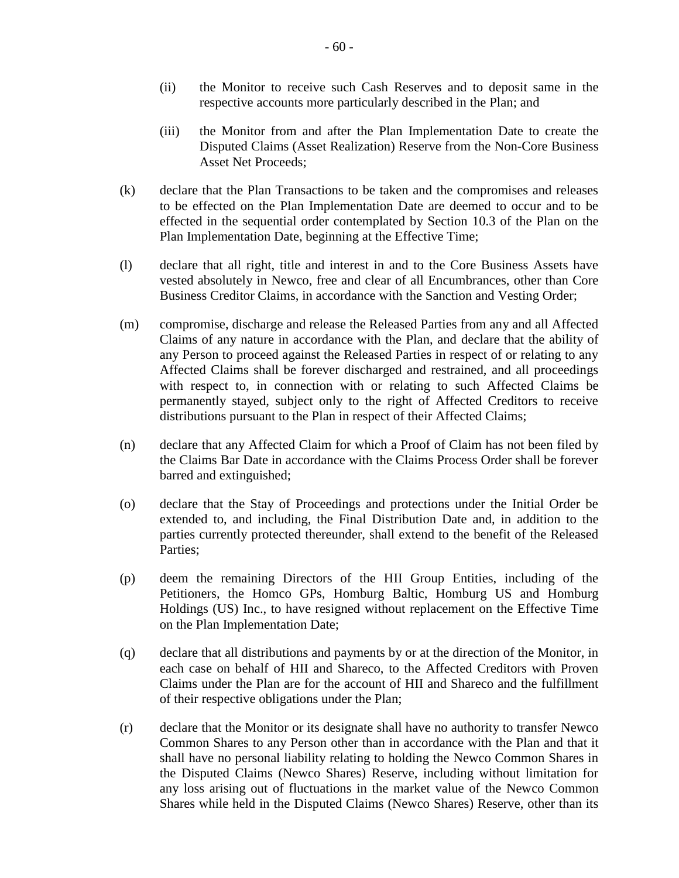(ii) the Monitor to receive such Cash Reserves and to deposit same in the respective accounts more particularly described in the Plan; and

(iii) the Monitor from and after the Plan Implementation Date to create the Disputed Claims (Asset Realization) Reserve from the Non-Core Business Asset Net Proceeds;

(k) declare that the Plan Transactions to be taken and the compromises and releases to be effected on the Plan Implementation Date are deemed to occur and to be effected in the sequential order contemplated by Section 10.3 of the Plan on the Plan Implementation Date, beginning at the Effective Time;

(l) declare that all right, title and interest in and to the Core Business Assets have vested absolutely in Newco, free and clear of all Encumbrances, other than Core Business Creditor Claims, in accordance with the Sanction and Vesting Order;

(m) compromise, discharge and release the Released Parties from any and all Affected Claims of any nature in accordance with the Plan, and declare that the ability of any Person to proceed against the Released Parties in respect of or relating to any Affected Claims shall be forever discharged and restrained, and all proceedings with respect to, in connection with or relating to such Affected Claims be permanently stayed, subject only to the right of Affected Creditors to receive distributions pursuant to the Plan in respect of their Affected Claims;

(n) declare that any Affected Claim for which a Proof of Claim has not been filed by the Claims Bar Date in accordance with the Claims Process Order shall be forever barred and extinguished;

(o) declare that the Stay of Proceedings and protections under the Initial Order be extended to, and including, the Final Distribution Date and, in addition to the parties currently protected thereunder, shall extend to the benefit of the Released Parties;

(p) deem the remaining Directors of the HII Group Entities, including of the Petitioners, the Homco GPs, Homburg Baltic, Homburg US and Homburg Holdings (US) Inc., to have resigned without replacement on the Effective Time on the Plan Implementation Date;

(q) declare that all distributions and payments by or at the direction of the Monitor, in each case on behalf of HII and Shareco, to the Affected Creditors with Proven Claims under the Plan are for the account of HII and Shareco and the fulfillment of their respective obligations under the Plan;

(r) declare that the Monitor or its designate shall have no authority to transfer Newco Common Shares to any Person other than in accordance with the Plan and that it shall have no personal liability relating to holding the Newco Common Shares in the Disputed Claims (Newco Shares) Reserve, including without limitation for any loss arising out of fluctuations in the market value of the Newco Common Shares while held in the Disputed Claims (Newco Shares) Reserve, other than its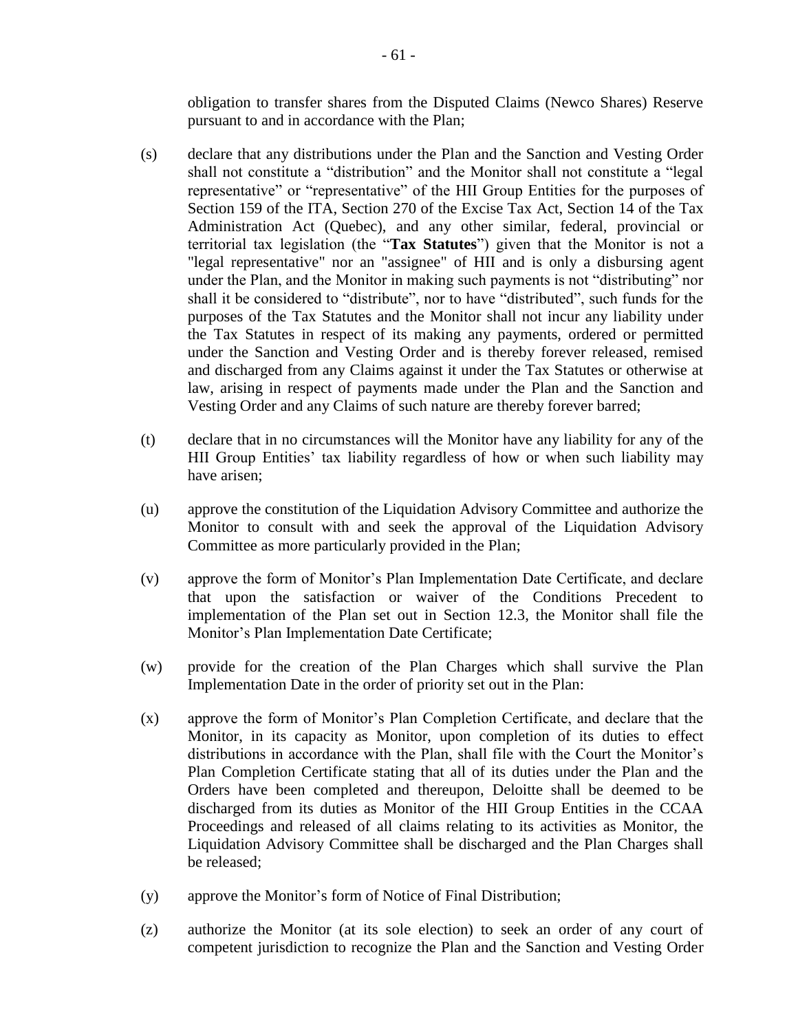obligation to transfer shares from the Disputed Claims (Newco Shares) Reserve pursuant to and in accordance with the Plan;

(s) declare that any distributions under the Plan and the Sanction and Vesting Order shall not constitute a "distribution" and the Monitor shall not constitute a "legal representative" or "representative" of the HII Group Entities for the purposes of Section 159 of the ITA, Section 270 of the Excise Tax Act, Section 14 of the Tax Administration Act (Quebec), and any other similar, federal, provincial or territorial tax legislation (the "**Tax Statutes**") given that the Monitor is not a "legal representative" nor an "assignee" of HII and is only a disbursing agent under the Plan, and the Monitor in making such payments is not "distributing" nor shall it be considered to "distribute", nor to have "distributed", such funds for the purposes of the Tax Statutes and the Monitor shall not incur any liability under the Tax Statutes in respect of its making any payments, ordered or permitted under the Sanction and Vesting Order and is thereby forever released, remised and discharged from any Claims against it under the Tax Statutes or otherwise at law, arising in respect of payments made under the Plan and the Sanction and Vesting Order and any Claims of such nature are thereby forever barred;

(t) declare that in no circumstances will the Monitor have any liability for any of the HII Group Entities' tax liability regardless of how or when such liability may have arisen;

(u) approve the constitution of the Liquidation Advisory Committee and authorize the Monitor to consult with and seek the approval of the Liquidation Advisory Committee as more particularly provided in the Plan;

(v) approve the form of Monitor's Plan Implementation Date Certificate, and declare that upon the satisfaction or waiver of the Conditions Precedent to implementation of the Plan set out in Section 12.3, the Monitor shall file the Monitor's Plan Implementation Date Certificate;

(w) provide for the creation of the Plan Charges which shall survive the Plan Implementation Date in the order of priority set out in the Plan:

(x) approve the form of Monitor's Plan Completion Certificate, and declare that the Monitor, in its capacity as Monitor, upon completion of its duties to effect distributions in accordance with the Plan, shall file with the Court the Monitor's Plan Completion Certificate stating that all of its duties under the Plan and the Orders have been completed and thereupon, Deloitte shall be deemed to be discharged from its duties as Monitor of the HII Group Entities in the CCAA Proceedings and released of all claims relating to its activities as Monitor, the Liquidation Advisory Committee shall be discharged and the Plan Charges shall be released;

(y) approve the Monitor's form of Notice of Final Distribution;

(z) authorize the Monitor (at its sole election) to seek an order of any court of competent jurisdiction to recognize the Plan and the Sanction and Vesting Order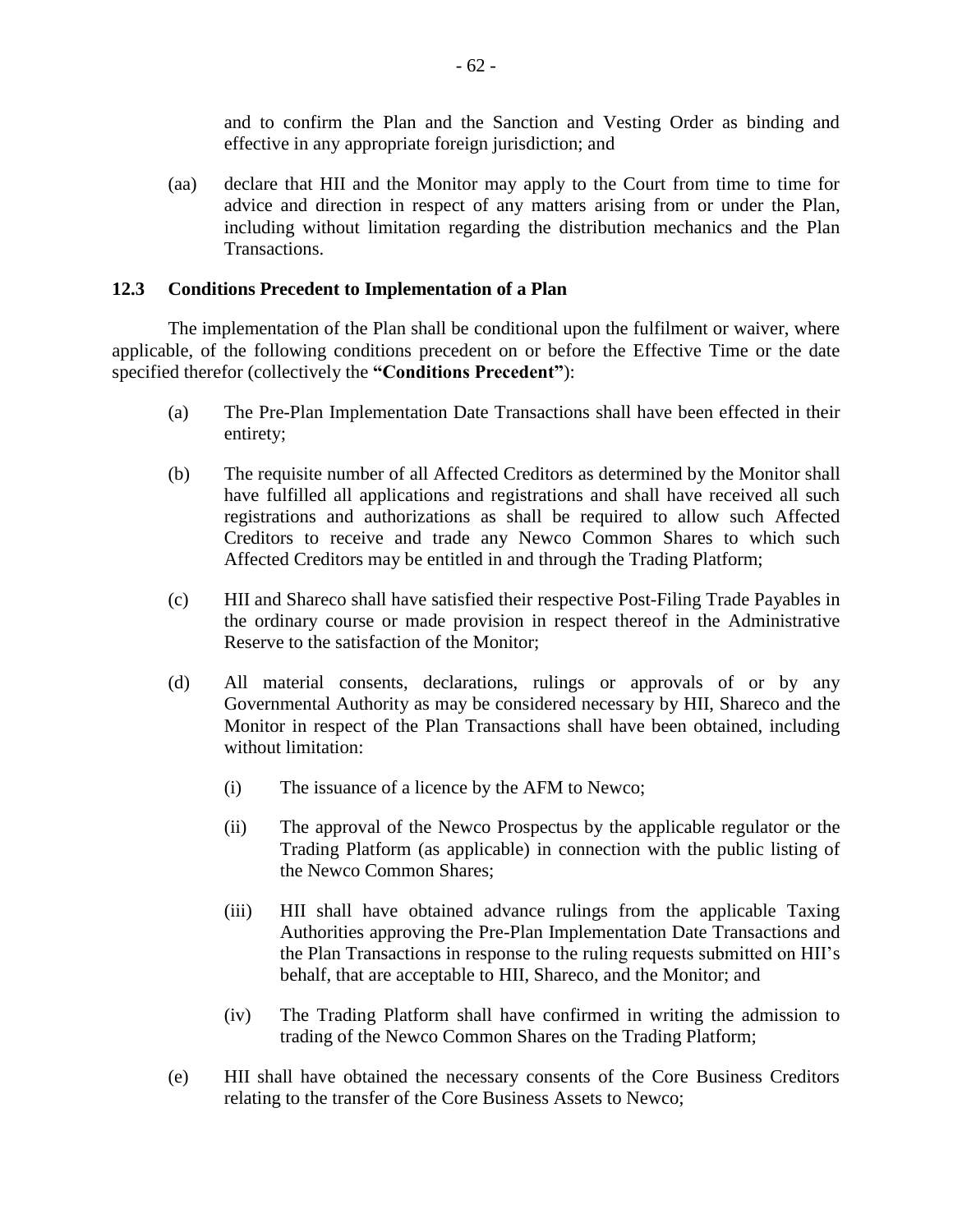and to confirm the Plan and the Sanction and Vesting Order as binding and effective in any appropriate foreign jurisdiction; and

(aa) declare that HII and the Monitor may apply to the Court from time to time for advice and direction in respect of any matters arising from or under the Plan, including without limitation regarding the distribution mechanics and the Plan Transactions.

### 12.3 Conditions Precedent to Implementation of a Plan

The implementation of the Plan shall be conditional upon the fulfilment or waiver, where applicable, of the following conditions precedent on or before the Effective Time or the date specified therefor (collectively the **"Conditions Precedent"**):

(a) The Pre-Plan Implementation Date Transactions shall have been effected in their entirety;

(b) The requisite number of all Affected Creditors as determined by the Monitor shall have fulfilled all applications and registrations and shall have received all such registrations and authorizations as shall be required to allow such Affected Creditors to receive and trade any Newco Common Shares to which such Affected Creditors may be entitled in and through the Trading Platform;

(c) HII and Shareco shall have satisfied their respective Post-Filing Trade Payables in the ordinary course or made provision in respect thereof in the Administrative Reserve to the satisfaction of the Monitor;

(d) All material consents, declarations, rulings or approvals of or by any Governmental Authority as may be considered necessary by HII, Shareco and the Monitor in respect of the Plan Transactions shall have been obtained, including without limitation:

  (i) The issuance of a licence by the AFM to Newco;

  (ii) The approval of the Newco Prospectus by the applicable regulator or the Trading Platform (as applicable) in connection with the public listing of the Newco Common Shares;

  (iii) HII shall have obtained advance rulings from the applicable Taxing Authorities approving the Pre-Plan Implementation Date Transactions and the Plan Transactions in response to the ruling requests submitted on HII's behalf, that are acceptable to HII, Shareco, and the Monitor; and

  (iv) The Trading Platform shall have confirmed in writing the admission to trading of the Newco Common Shares on the Trading Platform;

(e) HII shall have obtained the necessary consents of the Core Business Creditors relating to the transfer of the Core Business Assets to Newco;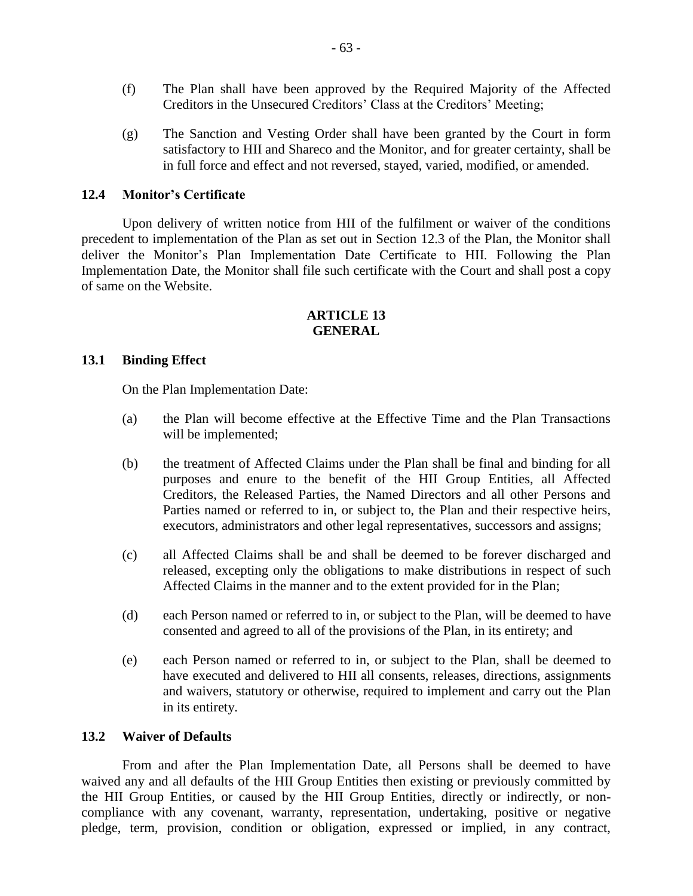(f) The Plan shall have been approved by the Required Majority of the Affected Creditors in the Unsecured Creditors' Class at the Creditors' Meeting;

(g) The Sanction and Vesting Order shall have been granted by the Court in form satisfactory to HII and Shareco and the Monitor, and for greater certainty, shall be in full force and effect and not reversed, stayed, varied, modified, or amended.

### 12.4 Monitor's Certificate

Upon delivery of written notice from HII of the fulfilment or waiver of the conditions precedent to implementation of the Plan as set out in Section 12.3 of the Plan, the Monitor shall deliver the Monitor's Plan Implementation Date Certificate to HII. Following the Plan Implementation Date, the Monitor shall file such certificate with the Court and shall post a copy of same on the Website.

## ARTICLE 13
## GENERAL

### 13.1 Binding Effect

On the Plan Implementation Date:

(a) the Plan will become effective at the Effective Time and the Plan Transactions will be implemented;

(b) the treatment of Affected Claims under the Plan shall be final and binding for all purposes and enure to the benefit of the HII Group Entities, all Affected Creditors, the Released Parties, the Named Directors and all other Persons and Parties named or referred to in, or subject to, the Plan and their respective heirs, executors, administrators and other legal representatives, successors and assigns;

(c) all Affected Claims shall be and shall be deemed to be forever discharged and released, excepting only the obligations to make distributions in respect of such Affected Claims in the manner and to the extent provided for in the Plan;

(d) each Person named or referred to in, or subject to the Plan, will be deemed to have consented and agreed to all of the provisions of the Plan, in its entirety; and

(e) each Person named or referred to in, or subject to the Plan, shall be deemed to have executed and delivered to HII all consents, releases, directions, assignments and waivers, statutory or otherwise, required to implement and carry out the Plan in its entirety.

### 13.2 Waiver of Defaults

From and after the Plan Implementation Date, all Persons shall be deemed to have waived any and all defaults of the HII Group Entities then existing or previously committed by the HII Group Entities, or caused by the HII Group Entities, directly or indirectly, or non-compliance with any covenant, warranty, representation, undertaking, positive or negative pledge, term, provision, condition or obligation, expressed or implied, in any contract,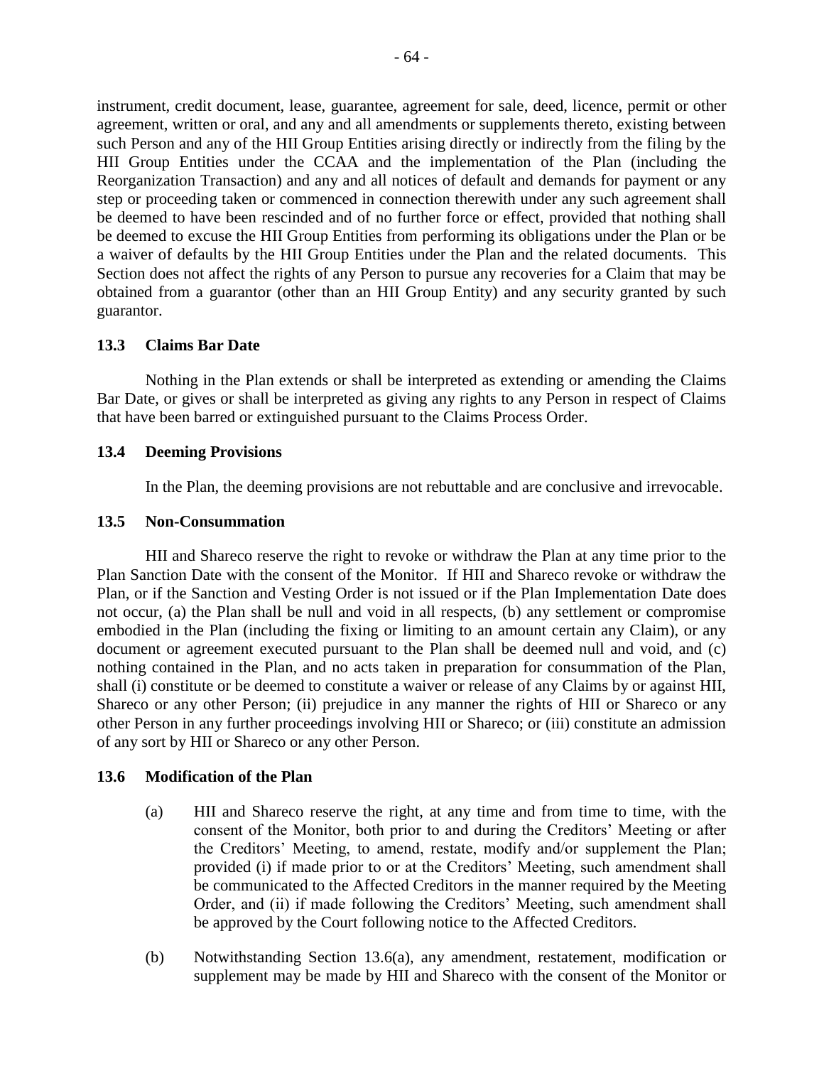instrument, credit document, lease, guarantee, agreement for sale, deed, licence, permit or other agreement, written or oral, and any and all amendments or supplements thereto, existing between such Person and any of the HII Group Entities arising directly or indirectly from the filing by the HII Group Entities under the CCAA and the implementation of the Plan (including the Reorganization Transaction) and any and all notices of default and demands for payment or any step or proceeding taken or commenced in connection therewith under any such agreement shall be deemed to have been rescinded and of no further force or effect, provided that nothing shall be deemed to excuse the HII Group Entities from performing its obligations under the Plan or be a waiver of defaults by the HII Group Entities under the Plan and the related documents. This Section does not affect the rights of any Person to pursue any recoveries for a Claim that may be obtained from a guarantor (other than an HII Group Entity) and any security granted by such guarantor.

### 13.3 Claims Bar Date

Nothing in the Plan extends or shall be interpreted as extending or amending the Claims Bar Date, or gives or shall be interpreted as giving any rights to any Person in respect of Claims that have been barred or extinguished pursuant to the Claims Process Order.

### 13.4 Deeming Provisions

In the Plan, the deeming provisions are not rebuttable and are conclusive and irrevocable.

### 13.5 Non-Consummation

HII and Shareco reserve the right to revoke or withdraw the Plan at any time prior to the Plan Sanction Date with the consent of the Monitor. If HII and Shareco revoke or withdraw the Plan, or if the Sanction and Vesting Order is not issued or if the Plan Implementation Date does not occur, (a) the Plan shall be null and void in all respects, (b) any settlement or compromise embodied in the Plan (including the fixing or limiting to an amount certain any Claim), or any document or agreement executed pursuant to the Plan shall be deemed null and void, and (c) nothing contained in the Plan, and no acts taken in preparation for consummation of the Plan, shall (i) constitute or be deemed to constitute a waiver or release of any Claims by or against HII, Shareco or any other Person; (ii) prejudice in any manner the rights of HII or Shareco or any other Person in any further proceedings involving HII or Shareco; or (iii) constitute an admission of any sort by HII or Shareco or any other Person.

### 13.6 Modification of the Plan

(a) HII and Shareco reserve the right, at any time and from time to time, with the consent of the Monitor, both prior to and during the Creditors' Meeting or after the Creditors' Meeting, to amend, restate, modify and/or supplement the Plan; provided (i) if made prior to or at the Creditors' Meeting, such amendment shall be communicated to the Affected Creditors in the manner required by the Meeting Order, and (ii) if made following the Creditors' Meeting, such amendment shall be approved by the Court following notice to the Affected Creditors.

(b) Notwithstanding Section 13.6(a), any amendment, restatement, modification or supplement may be made by HII and Shareco with the consent of the Monitor or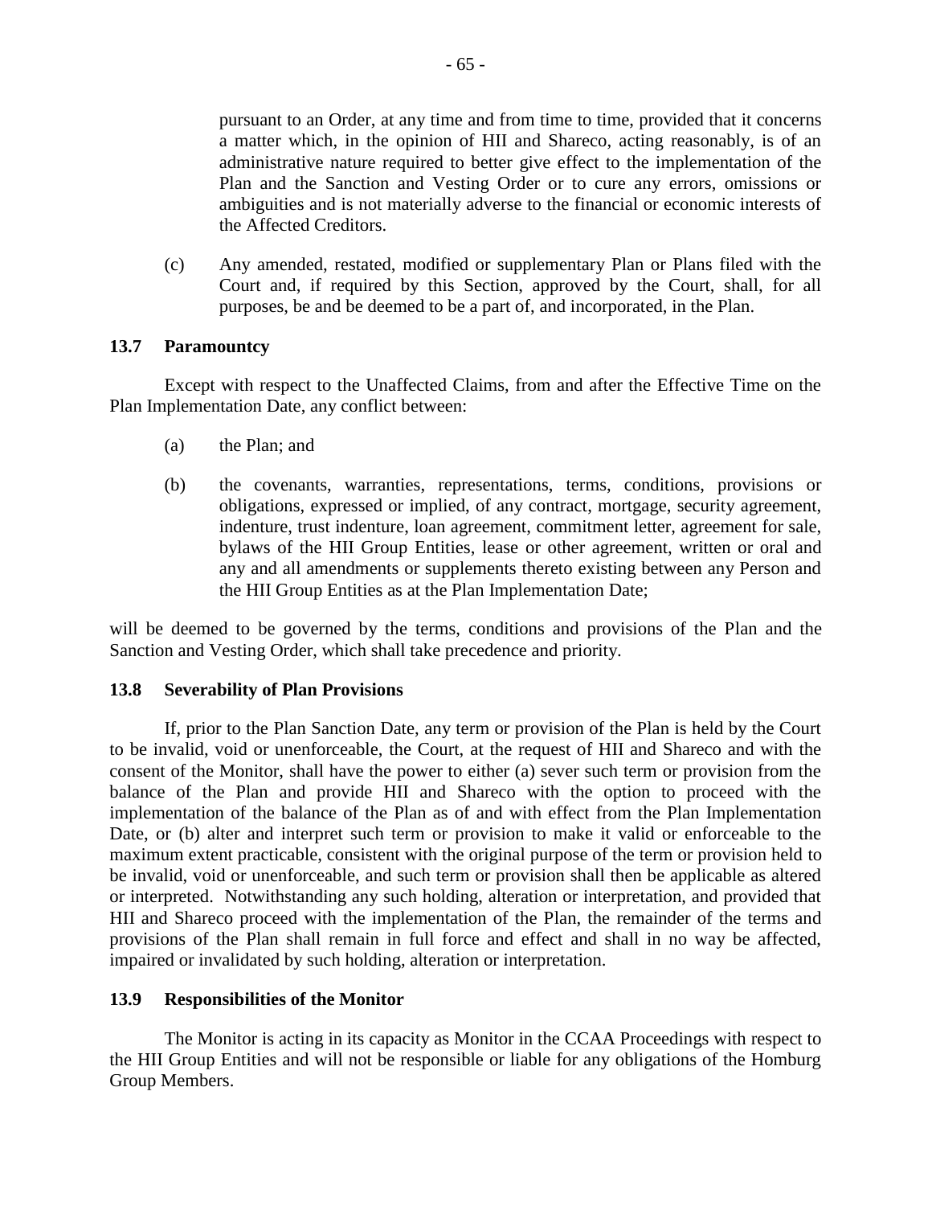pursuant to an Order, at any time and from time to time, provided that it concerns a matter which, in the opinion of HII and Shareco, acting reasonably, is of an administrative nature required to better give effect to the implementation of the Plan and the Sanction and Vesting Order or to cure any errors, omissions or ambiguities and is not materially adverse to the financial or economic interests of the Affected Creditors.

(c) Any amended, restated, modified or supplementary Plan or Plans filed with the Court and, if required by this Section, approved by the Court, shall, for all purposes, be and be deemed to be a part of, and incorporated, in the Plan.

### 13.7 Paramountcy

Except with respect to the Unaffected Claims, from and after the Effective Time on the Plan Implementation Date, any conflict between:

(a) the Plan; and

(b) the covenants, warranties, representations, terms, conditions, provisions or obligations, expressed or implied, of any contract, mortgage, security agreement, indenture, trust indenture, loan agreement, commitment letter, agreement for sale, bylaws of the HII Group Entities, lease or other agreement, written or oral and any and all amendments or supplements thereto existing between any Person and the HII Group Entities as at the Plan Implementation Date;

will be deemed to be governed by the terms, conditions and provisions of the Plan and the Sanction and Vesting Order, which shall take precedence and priority.

### 13.8 Severability of Plan Provisions

If, prior to the Plan Sanction Date, any term or provision of the Plan is held by the Court to be invalid, void or unenforceable, the Court, at the request of HII and Shareco and with the consent of the Monitor, shall have the power to either (a) sever such term or provision from the balance of the Plan and provide HII and Shareco with the option to proceed with the implementation of the balance of the Plan as of and with effect from the Plan Implementation Date, or (b) alter and interpret such term or provision to make it valid or enforceable to the maximum extent practicable, consistent with the original purpose of the term or provision held to be invalid, void or unenforceable, and such term or provision shall then be applicable as altered or interpreted. Notwithstanding any such holding, alteration or interpretation, and provided that HII and Shareco proceed with the implementation of the Plan, the remainder of the terms and provisions of the Plan shall remain in full force and effect and shall in no way be affected, impaired or invalidated by such holding, alteration or interpretation.

### 13.9 Responsibilities of the Monitor

The Monitor is acting in its capacity as Monitor in the CCAA Proceedings with respect to the HII Group Entities and will not be responsible or liable for any obligations of the Homburg Group Members.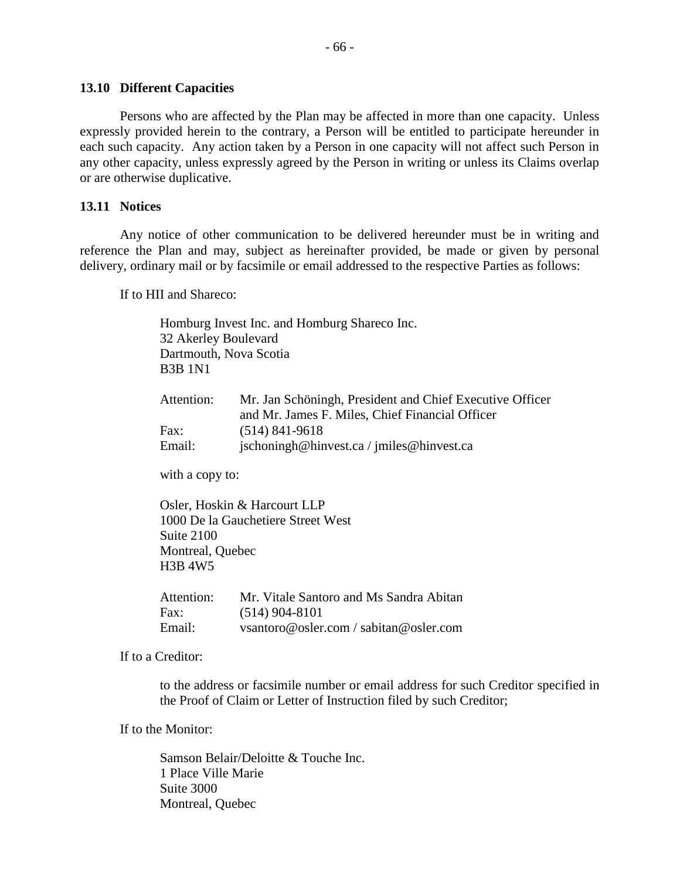### 13.10 Different Capacities

Persons who are affected by the Plan may be affected in more than one capacity. Unless expressly provided herein to the contrary, a Person will be entitled to participate hereunder in each such capacity. Any action taken by a Person in one capacity will not affect such Person in any other capacity, unless expressly agreed by the Person in writing or unless its Claims overlap or are otherwise duplicative.

### 13.11 Notices

Any notice of other communication to be delivered hereunder must be in writing and reference the Plan and may, subject as hereinafter provided, be made or given by personal delivery, ordinary mail or by facsimile or email addressed to the respective Parties as follows:

If to HII and Shareco:

Homburg Invest Inc. and Homburg Shareco Inc.
32 Akerley Boulevard
Dartmouth, Nova Scotia
B3B 1N1

| | |
|---|---|
| Attention: | Mr. Jan Schöningh, President and Chief Executive Officer and Mr. James F. Miles, Chief Financial Officer |
| Fax: | (514) 841-9618 |
| Email: | jschoningh@hinvest.ca / jmiles@hinvest.ca |

with a copy to:

Osler, Hoskin & Harcourt LLP
1000 De la Gauchetiere Street West
Suite 2100
Montreal, Quebec
H3B 4W5

| | |
|---|---|
| Attention: | Mr. Vitale Santoro and Ms Sandra Abitan |
| Fax: | (514) 904-8101 |
| Email: | vsantoro@osler.com / sabitan@osler.com |

If to a Creditor:

to the address or facsimile number or email address for such Creditor specified in the Proof of Claim or Letter of Instruction filed by such Creditor;

If to the Monitor:

Samson Belair/Deloitte & Touche Inc.
1 Place Ville Marie
Suite 3000
Montreal, Quebec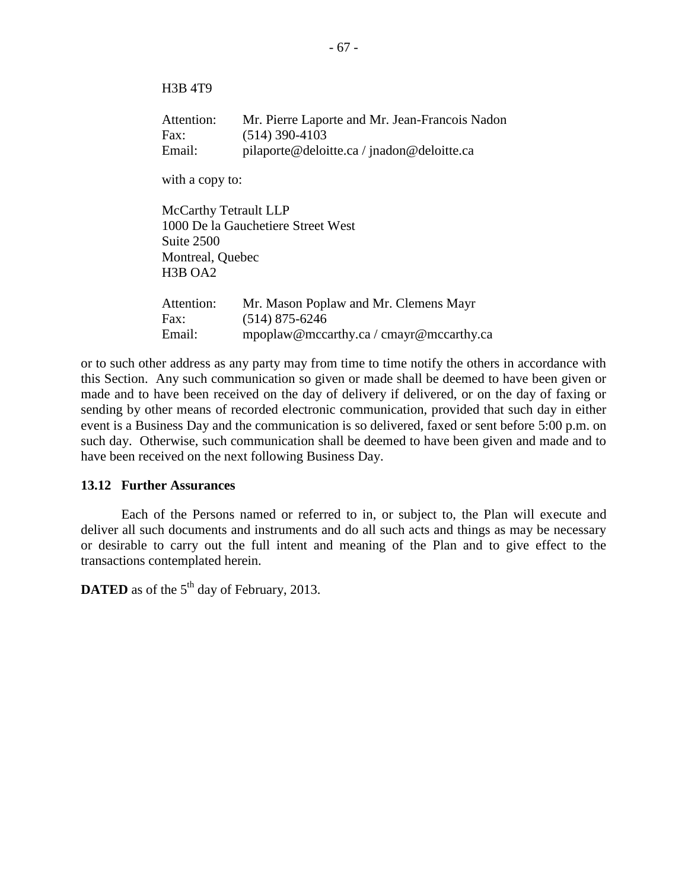H3B 4T9

Attention: Mr. Pierre Laporte and Mr. Jean-Francois Nadon
Fax: (514) 390-4103
Email: pilaporte@deloitte.ca / jnadon@deloitte.ca

with a copy to:

McCarthy Tetrault LLP
1000 De la Gauchetiere Street West
Suite 2500
Montreal, Quebec
H3B OA2

Attention: Mr. Mason Poplaw and Mr. Clemens Mayr
Fax: (514) 875-6246
Email: mpoplaw@mccarthy.ca / cmayr@mccarthy.ca

or to such other address as any party may from time to time notify the others in accordance with this Section. Any such communication so given or made shall be deemed to have been given or made and to have been received on the day of delivery if delivered, or on the day of faxing or sending by other means of recorded electronic communication, provided that such day in either event is a Business Day and the communication is so delivered, faxed or sent before 5:00 p.m. on such day. Otherwise, such communication shall be deemed to have been given and made and to have been received on the next following Business Day.

### 13.12 Further Assurances

Each of the Persons named or referred to in, or subject to, the Plan will execute and deliver all such documents and instruments and do all such acts and things as may be necessary or desirable to carry out the full intent and meaning of the Plan and to give effect to the transactions contemplated herein.

**DATED** as of the 5th day of February, 2013.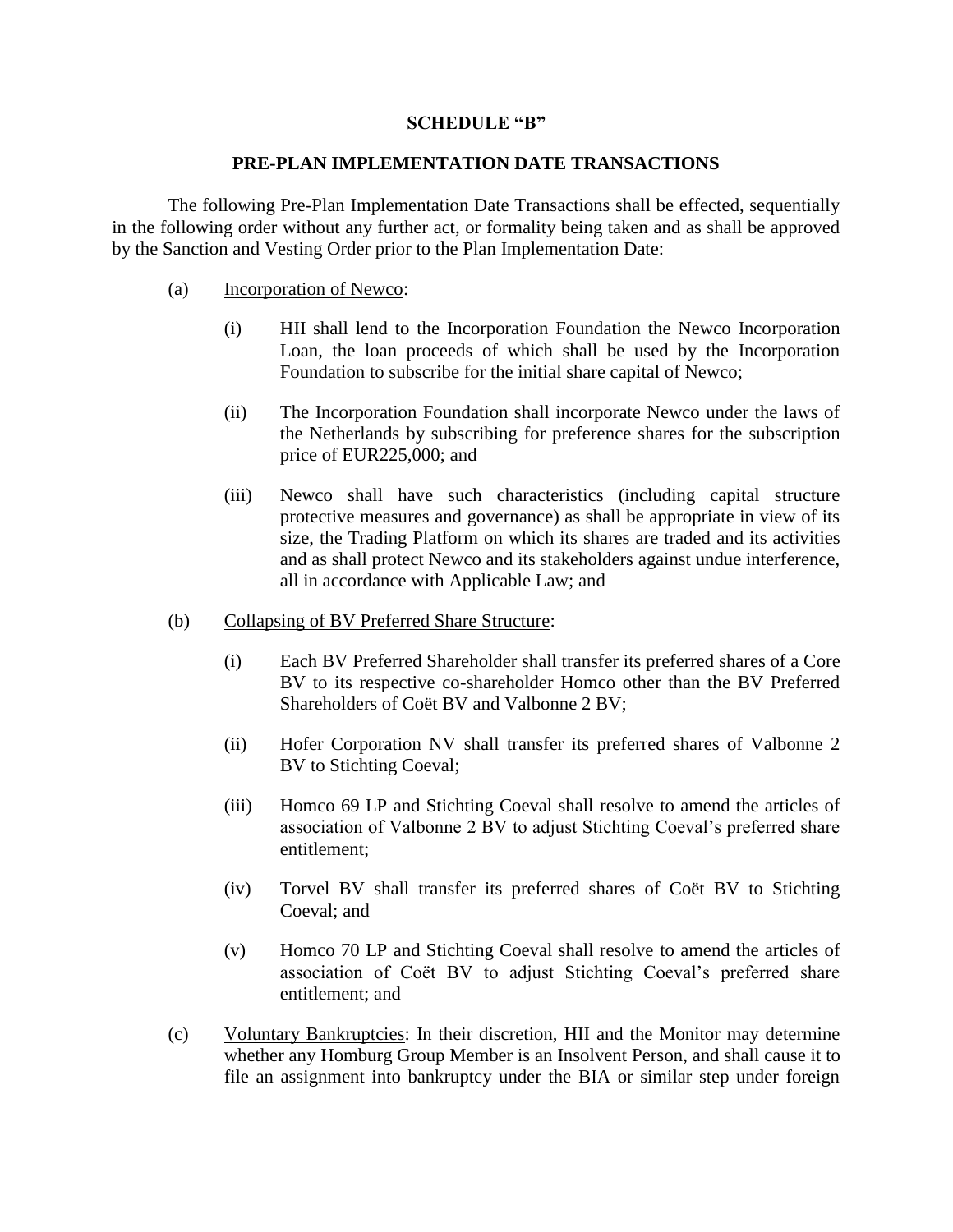**SCHEDULE "B"**

**PRE-PLAN IMPLEMENTATION DATE TRANSACTIONS**

The following Pre-Plan Implementation Date Transactions shall be effected, sequentially in the following order without any further act, or formality being taken and as shall be approved by the Sanction and Vesting Order prior to the Plan Implementation Date:

(a) Incorporation of Newco:

(i) HII shall lend to the Incorporation Foundation the Newco Incorporation Loan, the loan proceeds of which shall be used by the Incorporation Foundation to subscribe for the initial share capital of Newco;

(ii) The Incorporation Foundation shall incorporate Newco under the laws of the Netherlands by subscribing for preference shares for the subscription price of EUR225,000; and

(iii) Newco shall have such characteristics (including capital structure protective measures and governance) as shall be appropriate in view of its size, the Trading Platform on which its shares are traded and its activities and as shall protect Newco and its stakeholders against undue interference, all in accordance with Applicable Law; and

(b) Collapsing of BV Preferred Share Structure:

(i) Each BV Preferred Shareholder shall transfer its preferred shares of a Core BV to its respective co-shareholder Homco other than the BV Preferred Shareholders of Coët BV and Valbonne 2 BV;

(ii) Hofer Corporation NV shall transfer its preferred shares of Valbonne 2 BV to Stichting Coeval;

(iii) Homco 69 LP and Stichting Coeval shall resolve to amend the articles of association of Valbonne 2 BV to adjust Stichting Coeval's preferred share entitlement;

(iv) Torvel BV shall transfer its preferred shares of Coët BV to Stichting Coeval; and

(v) Homco 70 LP and Stichting Coeval shall resolve to amend the articles of association of Coët BV to adjust Stichting Coeval's preferred share entitlement; and

(c) Voluntary Bankruptcies: In their discretion, HII and the Monitor may determine whether any Homburg Group Member is an Insolvent Person, and shall cause it to file an assignment into bankruptcy under the BIA or similar step under foreign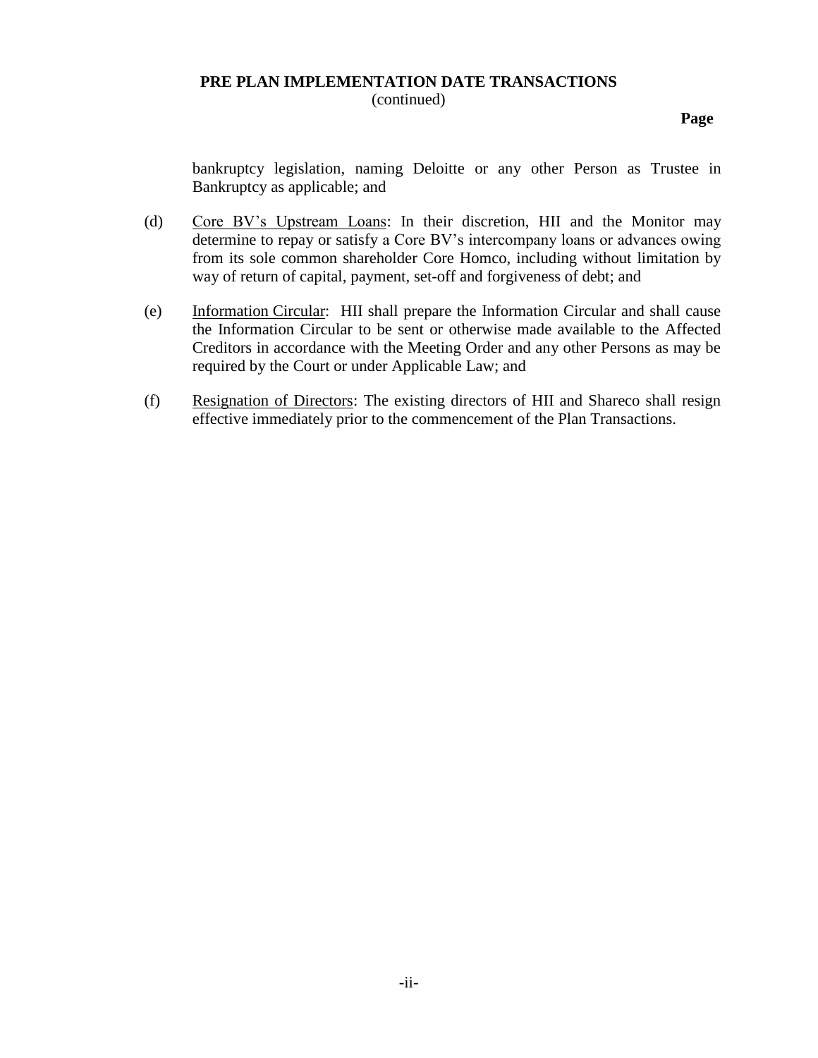**PRE PLAN IMPLEMENTATION DATE TRANSACTIONS**
(continued)

**Page**

bankruptcy legislation, naming Deloitte or any other Person as Trustee in Bankruptcy as applicable; and

(d) Core BV's Upstream Loans: In their discretion, HII and the Monitor may determine to repay or satisfy a Core BV's intercompany loans or advances owing from its sole common shareholder Core Homco, including without limitation by way of return of capital, payment, set-off and forgiveness of debt; and

(e) Information Circular: HII shall prepare the Information Circular and shall cause the Information Circular to be sent or otherwise made available to the Affected Creditors in accordance with the Meeting Order and any other Persons as may be required by the Court or under Applicable Law; and

(f) Resignation of Directors: The existing directors of HII and Shareco shall resign effective immediately prior to the commencement of the Plan Transactions.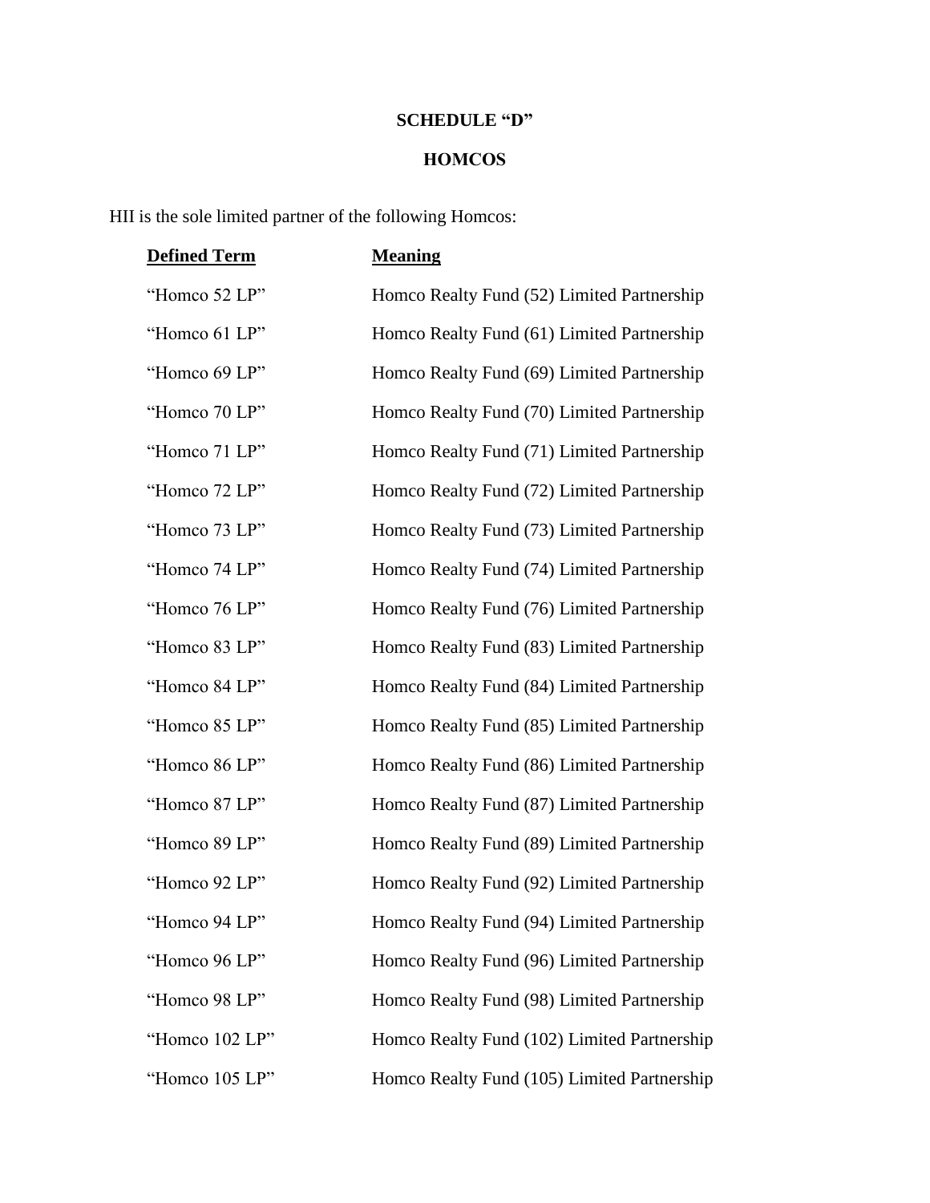# SCHEDULE "D"

## HOMCOS

HII is the sole limited partner of the following Homcos:

| Defined Term | Meaning |
|---|---|
| "Homco 52 LP" | Homco Realty Fund (52) Limited Partnership |
| "Homco 61 LP" | Homco Realty Fund (61) Limited Partnership |
| "Homco 69 LP" | Homco Realty Fund (69) Limited Partnership |
| "Homco 70 LP" | Homco Realty Fund (70) Limited Partnership |
| "Homco 71 LP" | Homco Realty Fund (71) Limited Partnership |
| "Homco 72 LP" | Homco Realty Fund (72) Limited Partnership |
| "Homco 73 LP" | Homco Realty Fund (73) Limited Partnership |
| "Homco 74 LP" | Homco Realty Fund (74) Limited Partnership |
| "Homco 76 LP" | Homco Realty Fund (76) Limited Partnership |
| "Homco 83 LP" | Homco Realty Fund (83) Limited Partnership |
| "Homco 84 LP" | Homco Realty Fund (84) Limited Partnership |
| "Homco 85 LP" | Homco Realty Fund (85) Limited Partnership |
| "Homco 86 LP" | Homco Realty Fund (86) Limited Partnership |
| "Homco 87 LP" | Homco Realty Fund (87) Limited Partnership |
| "Homco 89 LP" | Homco Realty Fund (89) Limited Partnership |
| "Homco 92 LP" | Homco Realty Fund (92) Limited Partnership |
| "Homco 94 LP" | Homco Realty Fund (94) Limited Partnership |
| "Homco 96 LP" | Homco Realty Fund (96) Limited Partnership |
| "Homco 98 LP" | Homco Realty Fund (98) Limited Partnership |
| "Homco 102 LP" | Homco Realty Fund (102) Limited Partnership |
| "Homco 105 LP" | Homco Realty Fund (105) Limited Partnership |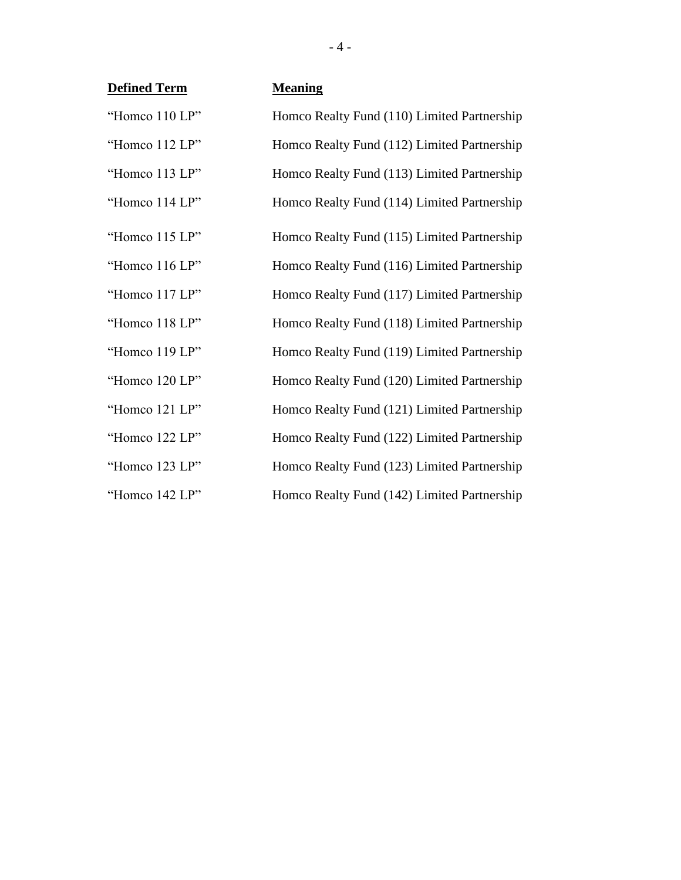| **Defined Term** | **Meaning** |
|---|---|
| "Homco 110 LP" | Homco Realty Fund (110) Limited Partnership |
| "Homco 112 LP" | Homco Realty Fund (112) Limited Partnership |
| "Homco 113 LP" | Homco Realty Fund (113) Limited Partnership |
| "Homco 114 LP" | Homco Realty Fund (114) Limited Partnership |
| "Homco 115 LP" | Homco Realty Fund (115) Limited Partnership |
| "Homco 116 LP" | Homco Realty Fund (116) Limited Partnership |
| "Homco 117 LP" | Homco Realty Fund (117) Limited Partnership |
| "Homco 118 LP" | Homco Realty Fund (118) Limited Partnership |
| "Homco 119 LP" | Homco Realty Fund (119) Limited Partnership |
| "Homco 120 LP" | Homco Realty Fund (120) Limited Partnership |
| "Homco 121 LP" | Homco Realty Fund (121) Limited Partnership |
| "Homco 122 LP" | Homco Realty Fund (122) Limited Partnership |
| "Homco 123 LP" | Homco Realty Fund (123) Limited Partnership |
| "Homco 142 LP" | Homco Realty Fund (142) Limited Partnership |